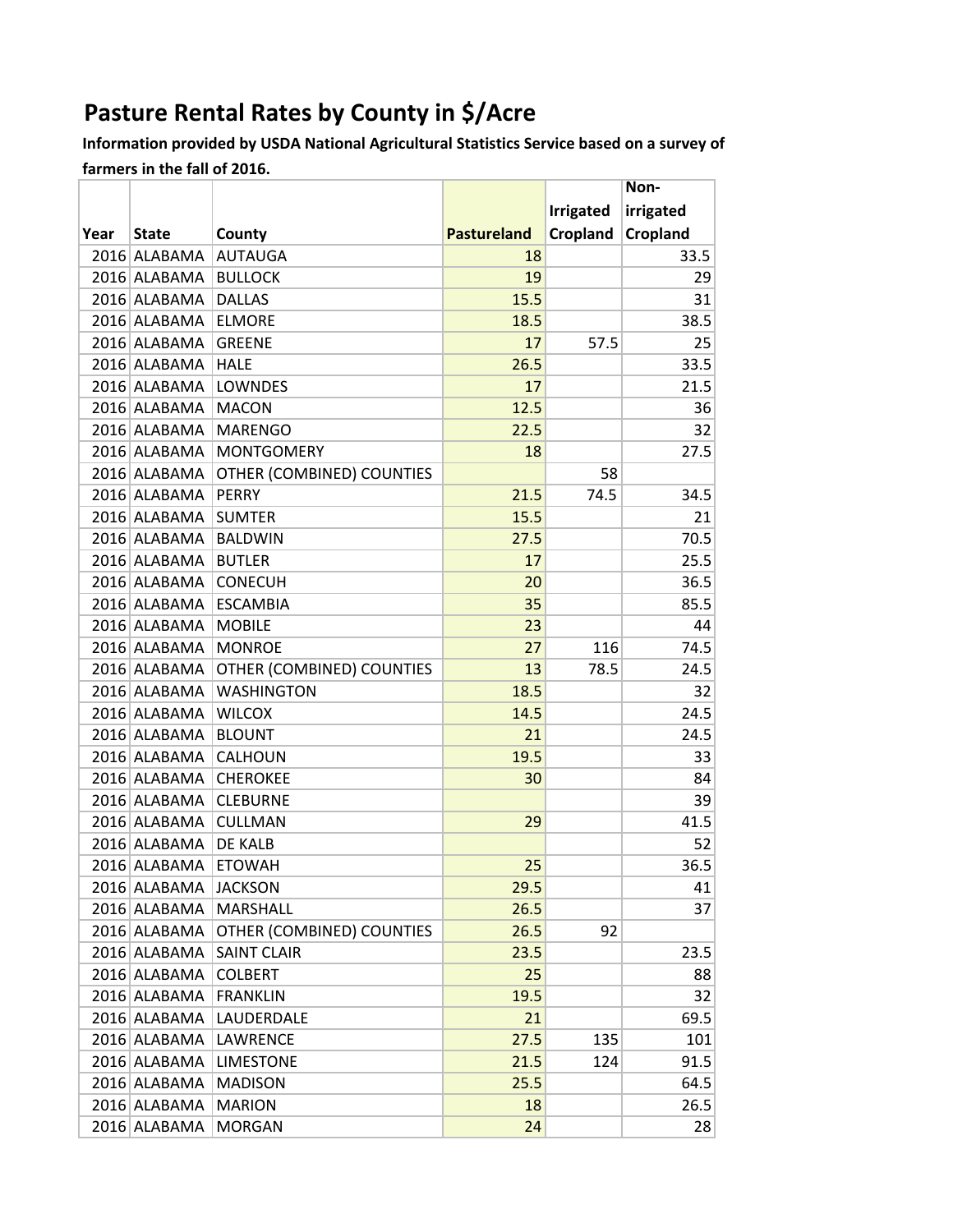# Pasture Rental Rates by County in $/Acre

**Information provided by USDA National Agricultural Statistics Service based on a survey of farmers in the fall of 2016.**

| Year | State | County | Pastureland | Irrigated Cropland | Non-irrigated Cropland |
|---|---|---|---|---|---|
| 2016 | ALABAMA | AUTAUGA | 18 | | 33.5 |
| 2016 | ALABAMA | BULLOCK | 19 | | 29 |
| 2016 | ALABAMA | DALLAS | 15.5 | | 31 |
| 2016 | ALABAMA | ELMORE | 18.5 | | 38.5 |
| 2016 | ALABAMA | GREENE | 17 | 57.5 | 25 |
| 2016 | ALABAMA | HALE | 26.5 | | 33.5 |
| 2016 | ALABAMA | LOWNDES | 17 | | 21.5 |
| 2016 | ALABAMA | MACON | 12.5 | | 36 |
| 2016 | ALABAMA | MARENGO | 22.5 | | 32 |
| 2016 | ALABAMA | MONTGOMERY | 18 | | 27.5 |
| 2016 | ALABAMA | OTHER (COMBINED) COUNTIES | | 58 | |
| 2016 | ALABAMA | PERRY | 21.5 | 74.5 | 34.5 |
| 2016 | ALABAMA | SUMTER | 15.5 | | 21 |
| 2016 | ALABAMA | BALDWIN | 27.5 | | 70.5 |
| 2016 | ALABAMA | BUTLER | 17 | | 25.5 |
| 2016 | ALABAMA | CONECUH | 20 | | 36.5 |
| 2016 | ALABAMA | ESCAMBIA | 35 | | 85.5 |
| 2016 | ALABAMA | MOBILE | 23 | | 44 |
| 2016 | ALABAMA | MONROE | 27 | 116 | 74.5 |
| 2016 | ALABAMA | OTHER (COMBINED) COUNTIES | 13 | 78.5 | 24.5 |
| 2016 | ALABAMA | WASHINGTON | 18.5 | | 32 |
| 2016 | ALABAMA | WILCOX | 14.5 | | 24.5 |
| 2016 | ALABAMA | BLOUNT | 21 | | 24.5 |
| 2016 | ALABAMA | CALHOUN | 19.5 | | 33 |
| 2016 | ALABAMA | CHEROKEE | 30 | | 84 |
| 2016 | ALABAMA | CLEBURNE | | | 39 |
| 2016 | ALABAMA | CULLMAN | 29 | | 41.5 |
| 2016 | ALABAMA | DE KALB | | | 52 |
| 2016 | ALABAMA | ETOWAH | 25 | | 36.5 |
| 2016 | ALABAMA | JACKSON | 29.5 | | 41 |
| 2016 | ALABAMA | MARSHALL | 26.5 | | 37 |
| 2016 | ALABAMA | OTHER (COMBINED) COUNTIES | 26.5 | 92 | |
| 2016 | ALABAMA | SAINT CLAIR | 23.5 | | 23.5 |
| 2016 | ALABAMA | COLBERT | 25 | | 88 |
| 2016 | ALABAMA | FRANKLIN | 19.5 | | 32 |
| 2016 | ALABAMA | LAUDERDALE | 21 | | 69.5 |
| 2016 | ALABAMA | LAWRENCE | 27.5 | 135 | 101 |
| 2016 | ALABAMA | LIMESTONE | 21.5 | 124 | 91.5 |
| 2016 | ALABAMA | MADISON | 25.5 | | 64.5 |
| 2016 | ALABAMA | MARION | 18 | | 26.5 |
| 2016 | ALABAMA | MORGAN | 24 | | 28 |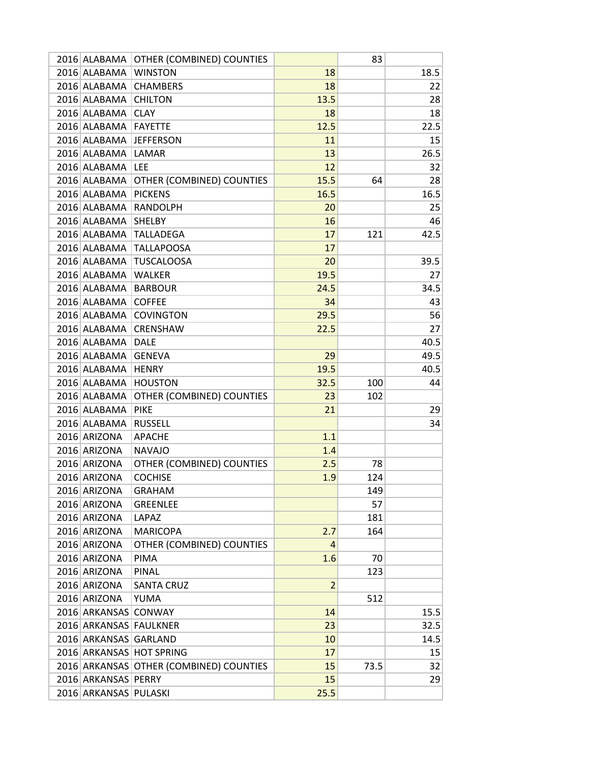| | | | | | |
|---|---|---|---|---|---|
| 2016 | ALABAMA | OTHER (COMBINED) COUNTIES | | 83 | |
| 2016 | ALABAMA | WINSTON | 18 | | 18.5 |
| 2016 | ALABAMA | CHAMBERS | 18 | | 22 |
| 2016 | ALABAMA | CHILTON | 13.5 | | 28 |
| 2016 | ALABAMA | CLAY | 18 | | 18 |
| 2016 | ALABAMA | FAYETTE | 12.5 | | 22.5 |
| 2016 | ALABAMA | JEFFERSON | 11 | | 15 |
| 2016 | ALABAMA | LAMAR | 13 | | 26.5 |
| 2016 | ALABAMA | LEE | 12 | | 32 |
| 2016 | ALABAMA | OTHER (COMBINED) COUNTIES | 15.5 | 64 | 28 |
| 2016 | ALABAMA | PICKENS | 16.5 | | 16.5 |
| 2016 | ALABAMA | RANDOLPH | 20 | | 25 |
| 2016 | ALABAMA | SHELBY | 16 | | 46 |
| 2016 | ALABAMA | TALLADEGA | 17 | 121 | 42.5 |
| 2016 | ALABAMA | TALLAPOOSA | 17 | | |
| 2016 | ALABAMA | TUSCALOOSA | 20 | | 39.5 |
| 2016 | ALABAMA | WALKER | 19.5 | | 27 |
| 2016 | ALABAMA | BARBOUR | 24.5 | | 34.5 |
| 2016 | ALABAMA | COFFEE | 34 | | 43 |
| 2016 | ALABAMA | COVINGTON | 29.5 | | 56 |
| 2016 | ALABAMA | CRENSHAW | 22.5 | | 27 |
| 2016 | ALABAMA | DALE | | | 40.5 |
| 2016 | ALABAMA | GENEVA | 29 | | 49.5 |
| 2016 | ALABAMA | HENRY | 19.5 | | 40.5 |
| 2016 | ALABAMA | HOUSTON | 32.5 | 100 | 44 |
| 2016 | ALABAMA | OTHER (COMBINED) COUNTIES | 23 | 102 | |
| 2016 | ALABAMA | PIKE | 21 | | 29 |
| 2016 | ALABAMA | RUSSELL | | | 34 |
| 2016 | ARIZONA | APACHE | 1.1 | | |
| 2016 | ARIZONA | NAVAJO | 1.4 | | |
| 2016 | ARIZONA | OTHER (COMBINED) COUNTIES | 2.5 | 78 | |
| 2016 | ARIZONA | COCHISE | 1.9 | 124 | |
| 2016 | ARIZONA | GRAHAM | | 149 | |
| 2016 | ARIZONA | GREENLEE | | 57 | |
| 2016 | ARIZONA | LAPAZ | | 181 | |
| 2016 | ARIZONA | MARICOPA | 2.7 | 164 | |
| 2016 | ARIZONA | OTHER (COMBINED) COUNTIES | 4 | | |
| 2016 | ARIZONA | PIMA | 1.6 | 70 | |
| 2016 | ARIZONA | PINAL | | 123 | |
| 2016 | ARIZONA | SANTA CRUZ | 2 | | |
| 2016 | ARIZONA | YUMA | | 512 | |
| 2016 | ARKANSAS | CONWAY | 14 | | 15.5 |
| 2016 | ARKANSAS | FAULKNER | 23 | | 32.5 |
| 2016 | ARKANSAS | GARLAND | 10 | | 14.5 |
| 2016 | ARKANSAS | HOT SPRING | 17 | | 15 |
| 2016 | ARKANSAS | OTHER (COMBINED) COUNTIES | 15 | 73.5 | 32 |
| 2016 | ARKANSAS | PERRY | 15 | | 29 |
| 2016 | ARKANSAS | PULASKI | 25.5 | | |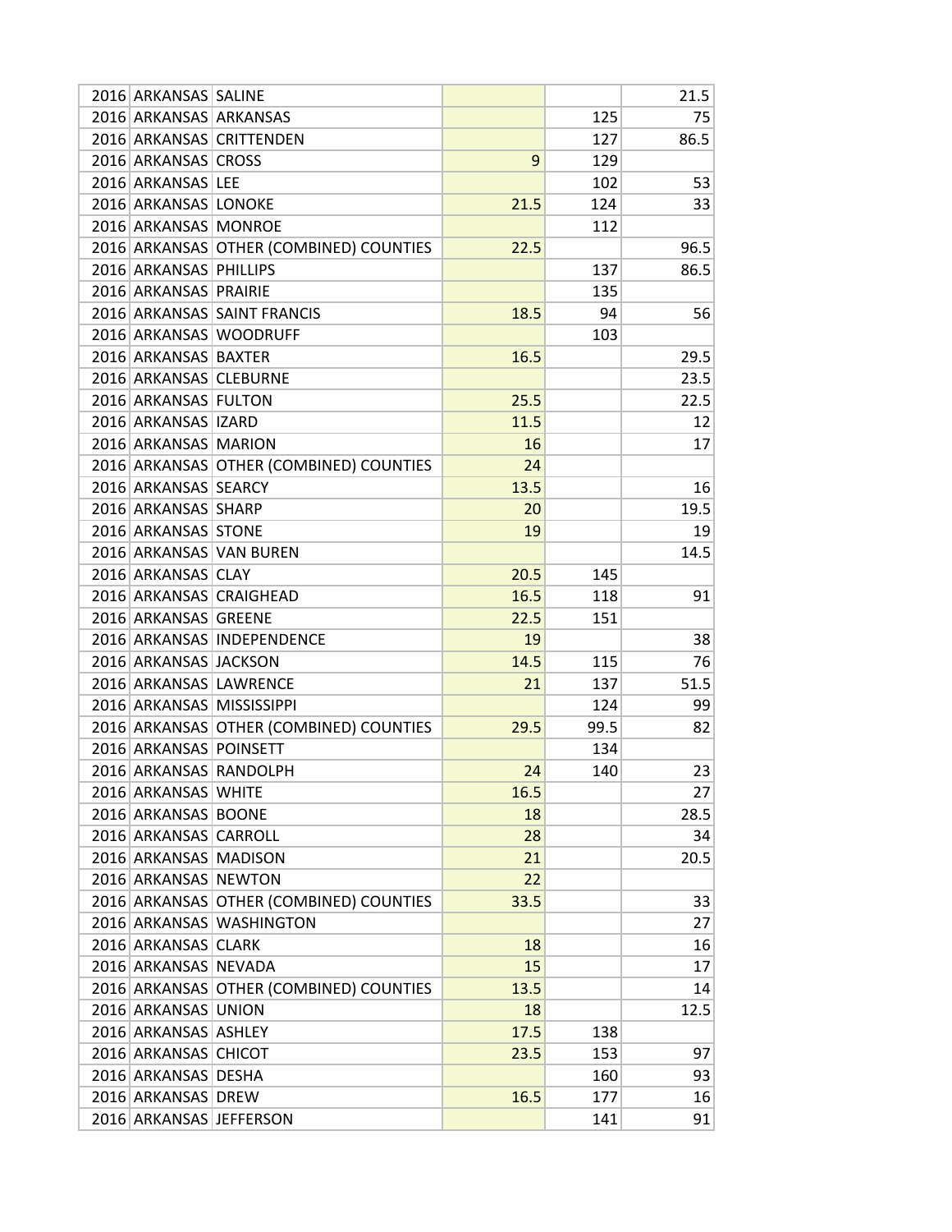| | | | | | |
|---|---|---|---|---|---|
| 2016 | ARKANSAS | SALINE | | | 21.5 |
| 2016 | ARKANSAS | ARKANSAS | | 125 | 75 |
| 2016 | ARKANSAS | CRITTENDEN | | 127 | 86.5 |
| 2016 | ARKANSAS | CROSS | 9 | 129 | |
| 2016 | ARKANSAS | LEE | | 102 | 53 |
| 2016 | ARKANSAS | LONOKE | 21.5 | 124 | 33 |
| 2016 | ARKANSAS | MONROE | | 112 | |
| 2016 | ARKANSAS | OTHER (COMBINED) COUNTIES | 22.5 | | 96.5 |
| 2016 | ARKANSAS | PHILLIPS | | 137 | 86.5 |
| 2016 | ARKANSAS | PRAIRIE | | 135 | |
| 2016 | ARKANSAS | SAINT FRANCIS | 18.5 | 94 | 56 |
| 2016 | ARKANSAS | WOODRUFF | | 103 | |
| 2016 | ARKANSAS | BAXTER | 16.5 | | 29.5 |
| 2016 | ARKANSAS | CLEBURNE | | | 23.5 |
| 2016 | ARKANSAS | FULTON | 25.5 | | 22.5 |
| 2016 | ARKANSAS | IZARD | 11.5 | | 12 |
| 2016 | ARKANSAS | MARION | 16 | | 17 |
| 2016 | ARKANSAS | OTHER (COMBINED) COUNTIES | 24 | | |
| 2016 | ARKANSAS | SEARCY | 13.5 | | 16 |
| 2016 | ARKANSAS | SHARP | 20 | | 19.5 |
| 2016 | ARKANSAS | STONE | 19 | | 19 |
| 2016 | ARKANSAS | VAN BUREN | | | 14.5 |
| 2016 | ARKANSAS | CLAY | 20.5 | 145 | |
| 2016 | ARKANSAS | CRAIGHEAD | 16.5 | 118 | 91 |
| 2016 | ARKANSAS | GREENE | 22.5 | 151 | |
| 2016 | ARKANSAS | INDEPENDENCE | 19 | | 38 |
| 2016 | ARKANSAS | JACKSON | 14.5 | 115 | 76 |
| 2016 | ARKANSAS | LAWRENCE | 21 | 137 | 51.5 |
| 2016 | ARKANSAS | MISSISSIPPI | | 124 | 99 |
| 2016 | ARKANSAS | OTHER (COMBINED) COUNTIES | 29.5 | 99.5 | 82 |
| 2016 | ARKANSAS | POINSETT | | 134 | |
| 2016 | ARKANSAS | RANDOLPH | 24 | 140 | 23 |
| 2016 | ARKANSAS | WHITE | 16.5 | | 27 |
| 2016 | ARKANSAS | BOONE | 18 | | 28.5 |
| 2016 | ARKANSAS | CARROLL | 28 | | 34 |
| 2016 | ARKANSAS | MADISON | 21 | | 20.5 |
| 2016 | ARKANSAS | NEWTON | 22 | | |
| 2016 | ARKANSAS | OTHER (COMBINED) COUNTIES | 33.5 | | 33 |
| 2016 | ARKANSAS | WASHINGTON | | | 27 |
| 2016 | ARKANSAS | CLARK | 18 | | 16 |
| 2016 | ARKANSAS | NEVADA | 15 | | 17 |
| 2016 | ARKANSAS | OTHER (COMBINED) COUNTIES | 13.5 | | 14 |
| 2016 | ARKANSAS | UNION | 18 | | 12.5 |
| 2016 | ARKANSAS | ASHLEY | 17.5 | 138 | |
| 2016 | ARKANSAS | CHICOT | 23.5 | 153 | 97 |
| 2016 | ARKANSAS | DESHA | | 160 | 93 |
| 2016 | ARKANSAS | DREW | 16.5 | 177 | 16 |
| 2016 | ARKANSAS | JEFFERSON | | 141 | 91 |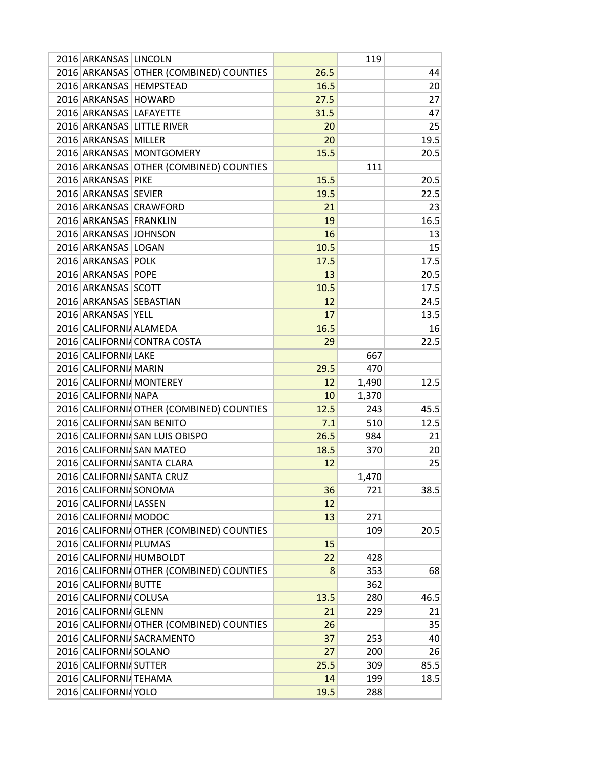| | | | | | |
|---|---|---|---|---|---|
| 2016 | ARKANSAS | LINCOLN | | 119 | |
| 2016 | ARKANSAS | OTHER (COMBINED) COUNTIES | 26.5 | | 44 |
| 2016 | ARKANSAS | HEMPSTEAD | 16.5 | | 20 |
| 2016 | ARKANSAS | HOWARD | 27.5 | | 27 |
| 2016 | ARKANSAS | LAFAYETTE | 31.5 | | 47 |
| 2016 | ARKANSAS | LITTLE RIVER | 20 | | 25 |
| 2016 | ARKANSAS | MILLER | 20 | | 19.5 |
| 2016 | ARKANSAS | MONTGOMERY | 15.5 | | 20.5 |
| 2016 | ARKANSAS | OTHER (COMBINED) COUNTIES | | 111 | |
| 2016 | ARKANSAS | PIKE | 15.5 | | 20.5 |
| 2016 | ARKANSAS | SEVIER | 19.5 | | 22.5 |
| 2016 | ARKANSAS | CRAWFORD | 21 | | 23 |
| 2016 | ARKANSAS | FRANKLIN | 19 | | 16.5 |
| 2016 | ARKANSAS | JOHNSON | 16 | | 13 |
| 2016 | ARKANSAS | LOGAN | 10.5 | | 15 |
| 2016 | ARKANSAS | POLK | 17.5 | | 17.5 |
| 2016 | ARKANSAS | POPE | 13 | | 20.5 |
| 2016 | ARKANSAS | SCOTT | 10.5 | | 17.5 |
| 2016 | ARKANSAS | SEBASTIAN | 12 | | 24.5 |
| 2016 | ARKANSAS | YELL | 17 | | 13.5 |
| 2016 | CALIFORNIA | ALAMEDA | 16.5 | | 16 |
| 2016 | CALIFORNIA | CONTRA COSTA | 29 | | 22.5 |
| 2016 | CALIFORNIA | LAKE | | 667 | |
| 2016 | CALIFORNIA | MARIN | 29.5 | 470 | |
| 2016 | CALIFORNIA | MONTEREY | 12 | 1,490 | 12.5 |
| 2016 | CALIFORNIA | NAPA | 10 | 1,370 | |
| 2016 | CALIFORNIA | OTHER (COMBINED) COUNTIES | 12.5 | 243 | 45.5 |
| 2016 | CALIFORNIA | SAN BENITO | 7.1 | 510 | 12.5 |
| 2016 | CALIFORNIA | SAN LUIS OBISPO | 26.5 | 984 | 21 |
| 2016 | CALIFORNIA | SAN MATEO | 18.5 | 370 | 20 |
| 2016 | CALIFORNIA | SANTA CLARA | 12 | | 25 |
| 2016 | CALIFORNIA | SANTA CRUZ | | 1,470 | |
| 2016 | CALIFORNIA | SONOMA | 36 | 721 | 38.5 |
| 2016 | CALIFORNIA | LASSEN | 12 | | |
| 2016 | CALIFORNIA | MODOC | 13 | 271 | |
| 2016 | CALIFORNIA | OTHER (COMBINED) COUNTIES | | 109 | 20.5 |
| 2016 | CALIFORNIA | PLUMAS | 15 | | |
| 2016 | CALIFORNIA | HUMBOLDT | 22 | 428 | |
| 2016 | CALIFORNIA | OTHER (COMBINED) COUNTIES | 8 | 353 | 68 |
| 2016 | CALIFORNIA | BUTTE | | 362 | |
| 2016 | CALIFORNIA | COLUSA | 13.5 | 280 | 46.5 |
| 2016 | CALIFORNIA | GLENN | 21 | 229 | 21 |
| 2016 | CALIFORNIA | OTHER (COMBINED) COUNTIES | 26 | | 35 |
| 2016 | CALIFORNIA | SACRAMENTO | 37 | 253 | 40 |
| 2016 | CALIFORNIA | SOLANO | 27 | 200 | 26 |
| 2016 | CALIFORNIA | SUTTER | 25.5 | 309 | 85.5 |
| 2016 | CALIFORNIA | TEHAMA | 14 | 199 | 18.5 |
| 2016 | CALIFORNIA | YOLO | 19.5 | 288 | |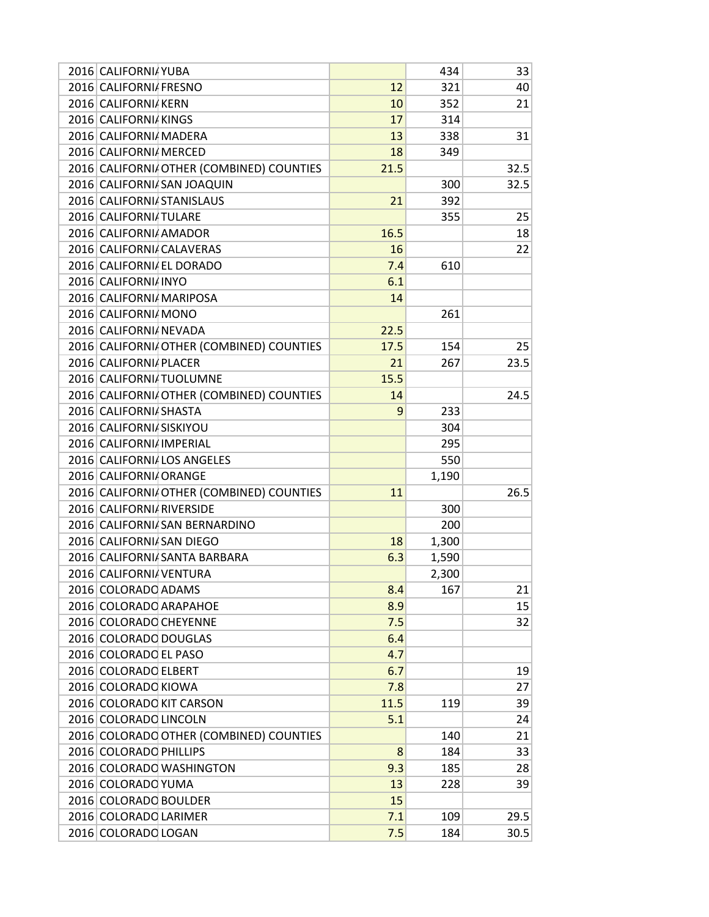| | | | | | |
|---|---|---|---|---|---|
| 2016 | CALIFORNIA | YUBA | | 434 | 33 |
| 2016 | CALIFORNIA | FRESNO | 12 | 321 | 40 |
| 2016 | CALIFORNIA | KERN | 10 | 352 | 21 |
| 2016 | CALIFORNIA | KINGS | 17 | 314 | |
| 2016 | CALIFORNIA | MADERA | 13 | 338 | 31 |
| 2016 | CALIFORNIA | MERCED | 18 | 349 | |
| 2016 | CALIFORNIA | OTHER (COMBINED) COUNTIES | 21.5 | | 32.5 |
| 2016 | CALIFORNIA | SAN JOAQUIN | | 300 | 32.5 |
| 2016 | CALIFORNIA | STANISLAUS | 21 | 392 | |
| 2016 | CALIFORNIA | TULARE | | 355 | 25 |
| 2016 | CALIFORNIA | AMADOR | 16.5 | | 18 |
| 2016 | CALIFORNIA | CALAVERAS | 16 | | 22 |
| 2016 | CALIFORNIA | EL DORADO | 7.4 | 610 | |
| 2016 | CALIFORNIA | INYO | 6.1 | | |
| 2016 | CALIFORNIA | MARIPOSA | 14 | | |
| 2016 | CALIFORNIA | MONO | | 261 | |
| 2016 | CALIFORNIA | NEVADA | 22.5 | | |
| 2016 | CALIFORNIA | OTHER (COMBINED) COUNTIES | 17.5 | 154 | 25 |
| 2016 | CALIFORNIA | PLACER | 21 | 267 | 23.5 |
| 2016 | CALIFORNIA | TUOLUMNE | 15.5 | | |
| 2016 | CALIFORNIA | OTHER (COMBINED) COUNTIES | 14 | | 24.5 |
| 2016 | CALIFORNIA | SHASTA | 9 | 233 | |
| 2016 | CALIFORNIA | SISKIYOU | | 304 | |
| 2016 | CALIFORNIA | IMPERIAL | | 295 | |
| 2016 | CALIFORNIA | LOS ANGELES | | 550 | |
| 2016 | CALIFORNIA | ORANGE | | 1,190 | |
| 2016 | CALIFORNIA | OTHER (COMBINED) COUNTIES | 11 | | 26.5 |
| 2016 | CALIFORNIA | RIVERSIDE | | 300 | |
| 2016 | CALIFORNIA | SAN BERNARDINO | | 200 | |
| 2016 | CALIFORNIA | SAN DIEGO | 18 | 1,300 | |
| 2016 | CALIFORNIA | SANTA BARBARA | 6.3 | 1,590 | |
| 2016 | CALIFORNIA | VENTURA | | 2,300 | |
| 2016 | COLORADO | ADAMS | 8.4 | 167 | 21 |
| 2016 | COLORADO | ARAPAHOE | 8.9 | | 15 |
| 2016 | COLORADO | CHEYENNE | 7.5 | | 32 |
| 2016 | COLORADO | DOUGLAS | 6.4 | | |
| 2016 | COLORADO | EL PASO | 4.7 | | |
| 2016 | COLORADO | ELBERT | 6.7 | | 19 |
| 2016 | COLORADO | KIOWA | 7.8 | | 27 |
| 2016 | COLORADO | KIT CARSON | 11.5 | 119 | 39 |
| 2016 | COLORADO | LINCOLN | 5.1 | | 24 |
| 2016 | COLORADO | OTHER (COMBINED) COUNTIES | | 140 | 21 |
| 2016 | COLORADO | PHILLIPS | 8 | 184 | 33 |
| 2016 | COLORADO | WASHINGTON | 9.3 | 185 | 28 |
| 2016 | COLORADO | YUMA | 13 | 228 | 39 |
| 2016 | COLORADO | BOULDER | 15 | | |
| 2016 | COLORADO | LARIMER | 7.1 | 109 | 29.5 |
| 2016 | COLORADO | LOGAN | 7.5 | 184 | 30.5 |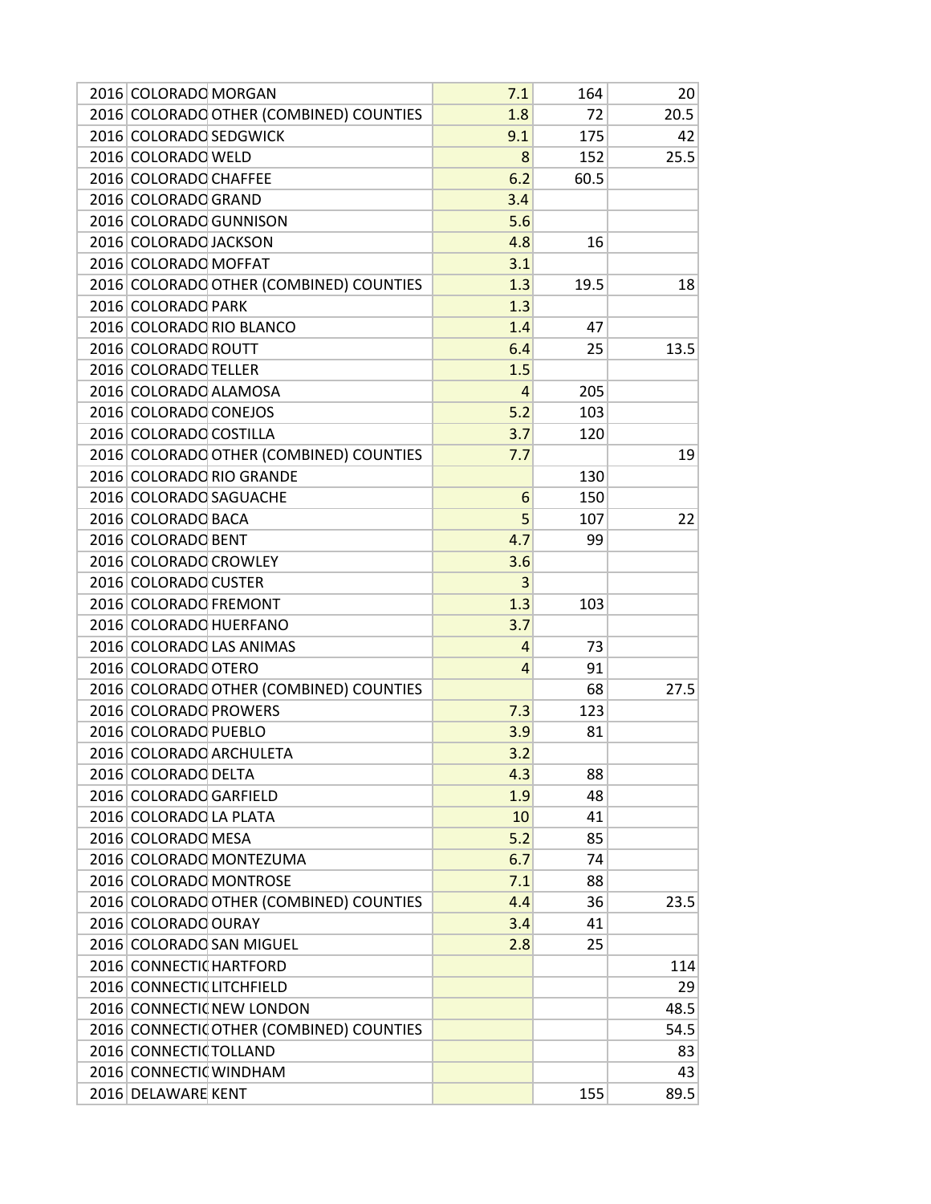| | | | | | |
|---|---|---|---|---|---|
| 2016 | COLORADO | MORGAN | 7.1 | 164 | 20 |
| 2016 | COLORADO | OTHER (COMBINED) COUNTIES | 1.8 | 72 | 20.5 |
| 2016 | COLORADO | SEDGWICK | 9.1 | 175 | 42 |
| 2016 | COLORADO | WELD | 8 | 152 | 25.5 |
| 2016 | COLORADO | CHAFFEE | 6.2 | 60.5 | |
| 2016 | COLORADO | GRAND | 3.4 | | |
| 2016 | COLORADO | GUNNISON | 5.6 | | |
| 2016 | COLORADO | JACKSON | 4.8 | 16 | |
| 2016 | COLORADO | MOFFAT | 3.1 | | |
| 2016 | COLORADO | OTHER (COMBINED) COUNTIES | 1.3 | 19.5 | 18 |
| 2016 | COLORADO | PARK | 1.3 | | |
| 2016 | COLORADO | RIO BLANCO | 1.4 | 47 | |
| 2016 | COLORADO | ROUTT | 6.4 | 25 | 13.5 |
| 2016 | COLORADO | TELLER | 1.5 | | |
| 2016 | COLORADO | ALAMOSA | 4 | 205 | |
| 2016 | COLORADO | CONEJOS | 5.2 | 103 | |
| 2016 | COLORADO | COSTILLA | 3.7 | 120 | |
| 2016 | COLORADO | OTHER (COMBINED) COUNTIES | 7.7 | | 19 |
| 2016 | COLORADO | RIO GRANDE | | 130 | |
| 2016 | COLORADO | SAGUACHE | 6 | 150 | |
| 2016 | COLORADO | BACA | 5 | 107 | 22 |
| 2016 | COLORADO | BENT | 4.7 | 99 | |
| 2016 | COLORADO | CROWLEY | 3.6 | | |
| 2016 | COLORADO | CUSTER | 3 | | |
| 2016 | COLORADO | FREMONT | 1.3 | 103 | |
| 2016 | COLORADO | HUERFANO | 3.7 | | |
| 2016 | COLORADO | LAS ANIMAS | 4 | 73 | |
| 2016 | COLORADO | OTERO | 4 | 91 | |
| 2016 | COLORADO | OTHER (COMBINED) COUNTIES | | 68 | 27.5 |
| 2016 | COLORADO | PROWERS | 7.3 | 123 | |
| 2016 | COLORADO | PUEBLO | 3.9 | 81 | |
| 2016 | COLORADO | ARCHULETA | 3.2 | | |
| 2016 | COLORADO | DELTA | 4.3 | 88 | |
| 2016 | COLORADO | GARFIELD | 1.9 | 48 | |
| 2016 | COLORADO | LA PLATA | 10 | 41 | |
| 2016 | COLORADO | MESA | 5.2 | 85 | |
| 2016 | COLORADO | MONTEZUMA | 6.7 | 74 | |
| 2016 | COLORADO | MONTROSE | 7.1 | 88 | |
| 2016 | COLORADO | OTHER (COMBINED) COUNTIES | 4.4 | 36 | 23.5 |
| 2016 | COLORADO | OURAY | 3.4 | 41 | |
| 2016 | COLORADO | SAN MIGUEL | 2.8 | 25 | |
| 2016 | CONNECTIC | HARTFORD | | | 114 |
| 2016 | CONNECTIC | LITCHFIELD | | | 29 |
| 2016 | CONNECTIC | NEW LONDON | | | 48.5 |
| 2016 | CONNECTIC | OTHER (COMBINED) COUNTIES | | | 54.5 |
| 2016 | CONNECTIC | TOLLAND | | | 83 |
| 2016 | CONNECTIC | WINDHAM | | | 43 |
| 2016 | DELAWARE | KENT | | 155 | 89.5 |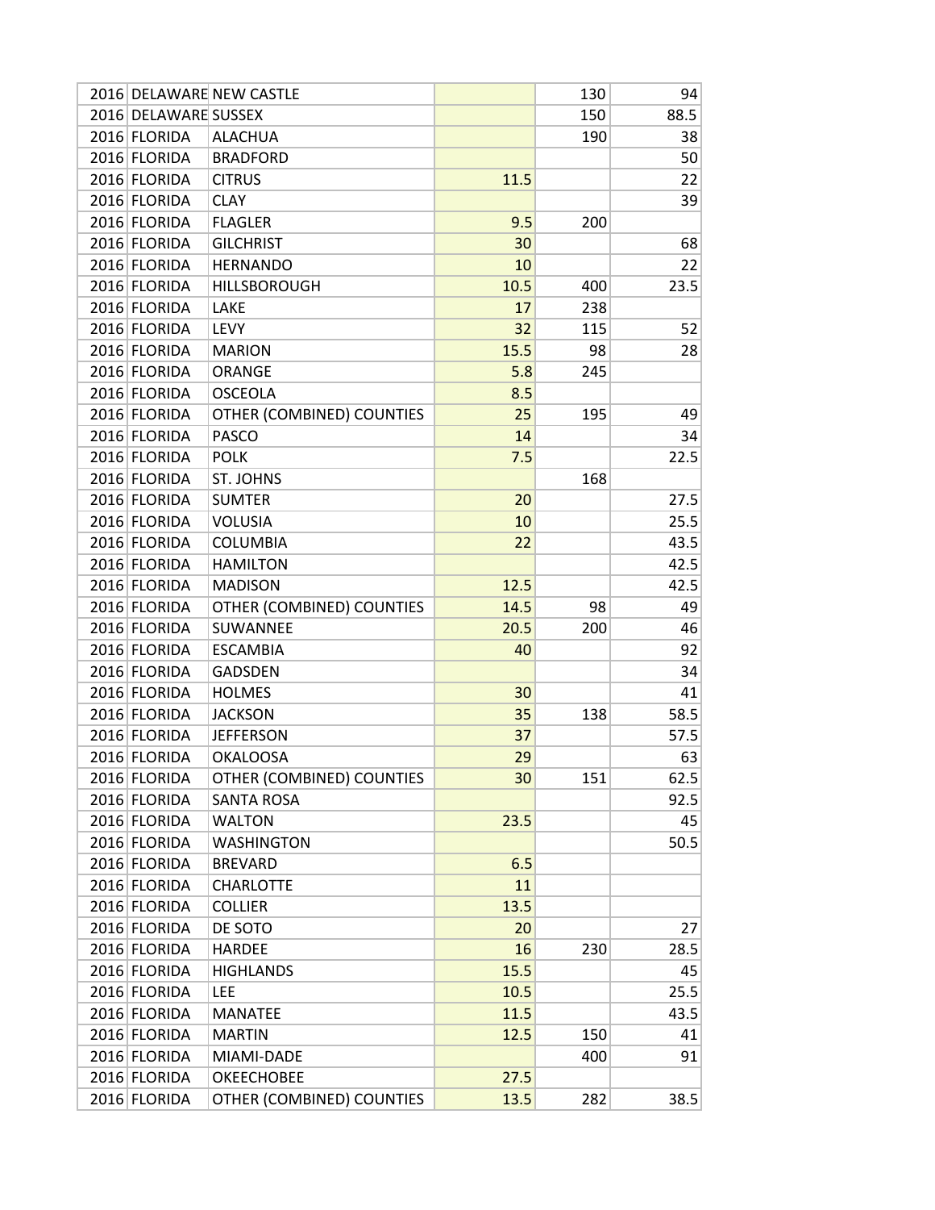| | | | | | |
|---|---|---|---|---|---|
| 2016 | DELAWARE | NEW CASTLE | | 130 | 94 |
| 2016 | DELAWARE | SUSSEX | | 150 | 88.5 |
| 2016 | FLORIDA | ALACHUA | | 190 | 38 |
| 2016 | FLORIDA | BRADFORD | | | 50 |
| 2016 | FLORIDA | CITRUS | 11.5 | | 22 |
| 2016 | FLORIDA | CLAY | | | 39 |
| 2016 | FLORIDA | FLAGLER | 9.5 | 200 | |
| 2016 | FLORIDA | GILCHRIST | 30 | | 68 |
| 2016 | FLORIDA | HERNANDO | 10 | | 22 |
| 2016 | FLORIDA | HILLSBOROUGH | 10.5 | 400 | 23.5 |
| 2016 | FLORIDA | LAKE | 17 | 238 | |
| 2016 | FLORIDA | LEVY | 32 | 115 | 52 |
| 2016 | FLORIDA | MARION | 15.5 | 98 | 28 |
| 2016 | FLORIDA | ORANGE | 5.8 | 245 | |
| 2016 | FLORIDA | OSCEOLA | 8.5 | | |
| 2016 | FLORIDA | OTHER (COMBINED) COUNTIES | 25 | 195 | 49 |
| 2016 | FLORIDA | PASCO | 14 | | 34 |
| 2016 | FLORIDA | POLK | 7.5 | | 22.5 |
| 2016 | FLORIDA | ST. JOHNS | | 168 | |
| 2016 | FLORIDA | SUMTER | 20 | | 27.5 |
| 2016 | FLORIDA | VOLUSIA | 10 | | 25.5 |
| 2016 | FLORIDA | COLUMBIA | 22 | | 43.5 |
| 2016 | FLORIDA | HAMILTON | | | 42.5 |
| 2016 | FLORIDA | MADISON | 12.5 | | 42.5 |
| 2016 | FLORIDA | OTHER (COMBINED) COUNTIES | 14.5 | 98 | 49 |
| 2016 | FLORIDA | SUWANNEE | 20.5 | 200 | 46 |
| 2016 | FLORIDA | ESCAMBIA | 40 | | 92 |
| 2016 | FLORIDA | GADSDEN | | | 34 |
| 2016 | FLORIDA | HOLMES | 30 | | 41 |
| 2016 | FLORIDA | JACKSON | 35 | 138 | 58.5 |
| 2016 | FLORIDA | JEFFERSON | 37 | | 57.5 |
| 2016 | FLORIDA | OKALOOSA | 29 | | 63 |
| 2016 | FLORIDA | OTHER (COMBINED) COUNTIES | 30 | 151 | 62.5 |
| 2016 | FLORIDA | SANTA ROSA | | | 92.5 |
| 2016 | FLORIDA | WALTON | 23.5 | | 45 |
| 2016 | FLORIDA | WASHINGTON | | | 50.5 |
| 2016 | FLORIDA | BREVARD | 6.5 | | |
| 2016 | FLORIDA | CHARLOTTE | 11 | | |
| 2016 | FLORIDA | COLLIER | 13.5 | | |
| 2016 | FLORIDA | DE SOTO | 20 | | 27 |
| 2016 | FLORIDA | HARDEE | 16 | 230 | 28.5 |
| 2016 | FLORIDA | HIGHLANDS | 15.5 | | 45 |
| 2016 | FLORIDA | LEE | 10.5 | | 25.5 |
| 2016 | FLORIDA | MANATEE | 11.5 | | 43.5 |
| 2016 | FLORIDA | MARTIN | 12.5 | 150 | 41 |
| 2016 | FLORIDA | MIAMI-DADE | | 400 | 91 |
| 2016 | FLORIDA | OKEECHOBEE | 27.5 | | |
| 2016 | FLORIDA | OTHER (COMBINED) COUNTIES | 13.5 | 282 | 38.5 |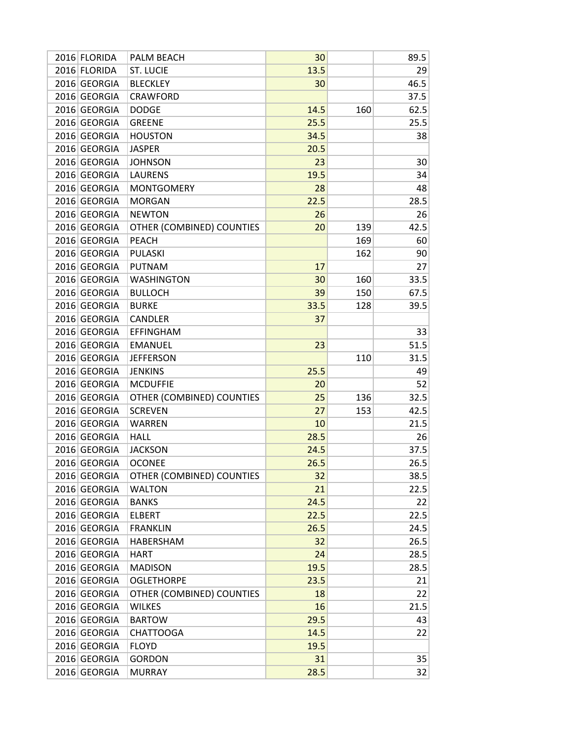| | | | | | |
|---|---|---|---|---|---|
| 2016 | FLORIDA | PALM BEACH | 30 | | 89.5 |
| 2016 | FLORIDA | ST. LUCIE | 13.5 | | 29 |
| 2016 | GEORGIA | BLECKLEY | 30 | | 46.5 |
| 2016 | GEORGIA | CRAWFORD | | | 37.5 |
| 2016 | GEORGIA | DODGE | 14.5 | 160 | 62.5 |
| 2016 | GEORGIA | GREENE | 25.5 | | 25.5 |
| 2016 | GEORGIA | HOUSTON | 34.5 | | 38 |
| 2016 | GEORGIA | JASPER | 20.5 | | |
| 2016 | GEORGIA | JOHNSON | 23 | | 30 |
| 2016 | GEORGIA | LAURENS | 19.5 | | 34 |
| 2016 | GEORGIA | MONTGOMERY | 28 | | 48 |
| 2016 | GEORGIA | MORGAN | 22.5 | | 28.5 |
| 2016 | GEORGIA | NEWTON | 26 | | 26 |
| 2016 | GEORGIA | OTHER (COMBINED) COUNTIES | 20 | 139 | 42.5 |
| 2016 | GEORGIA | PEACH | | 169 | 60 |
| 2016 | GEORGIA | PULASKI | | 162 | 90 |
| 2016 | GEORGIA | PUTNAM | 17 | | 27 |
| 2016 | GEORGIA | WASHINGTON | 30 | 160 | 33.5 |
| 2016 | GEORGIA | BULLOCH | 39 | 150 | 67.5 |
| 2016 | GEORGIA | BURKE | 33.5 | 128 | 39.5 |
| 2016 | GEORGIA | CANDLER | 37 | | |
| 2016 | GEORGIA | EFFINGHAM | | | 33 |
| 2016 | GEORGIA | EMANUEL | 23 | | 51.5 |
| 2016 | GEORGIA | JEFFERSON | | 110 | 31.5 |
| 2016 | GEORGIA | JENKINS | 25.5 | | 49 |
| 2016 | GEORGIA | MCDUFFIE | 20 | | 52 |
| 2016 | GEORGIA | OTHER (COMBINED) COUNTIES | 25 | 136 | 32.5 |
| 2016 | GEORGIA | SCREVEN | 27 | 153 | 42.5 |
| 2016 | GEORGIA | WARREN | 10 | | 21.5 |
| 2016 | GEORGIA | HALL | 28.5 | | 26 |
| 2016 | GEORGIA | JACKSON | 24.5 | | 37.5 |
| 2016 | GEORGIA | OCONEE | 26.5 | | 26.5 |
| 2016 | GEORGIA | OTHER (COMBINED) COUNTIES | 32 | | 38.5 |
| 2016 | GEORGIA | WALTON | 21 | | 22.5 |
| 2016 | GEORGIA | BANKS | 24.5 | | 22 |
| 2016 | GEORGIA | ELBERT | 22.5 | | 22.5 |
| 2016 | GEORGIA | FRANKLIN | 26.5 | | 24.5 |
| 2016 | GEORGIA | HABERSHAM | 32 | | 26.5 |
| 2016 | GEORGIA | HART | 24 | | 28.5 |
| 2016 | GEORGIA | MADISON | 19.5 | | 28.5 |
| 2016 | GEORGIA | OGLETHORPE | 23.5 | | 21 |
| 2016 | GEORGIA | OTHER (COMBINED) COUNTIES | 18 | | 22 |
| 2016 | GEORGIA | WILKES | 16 | | 21.5 |
| 2016 | GEORGIA | BARTOW | 29.5 | | 43 |
| 2016 | GEORGIA | CHATTOOGA | 14.5 | | 22 |
| 2016 | GEORGIA | FLOYD | 19.5 | | |
| 2016 | GEORGIA | GORDON | 31 | | 35 |
| 2016 | GEORGIA | MURRAY | 28.5 | | 32 |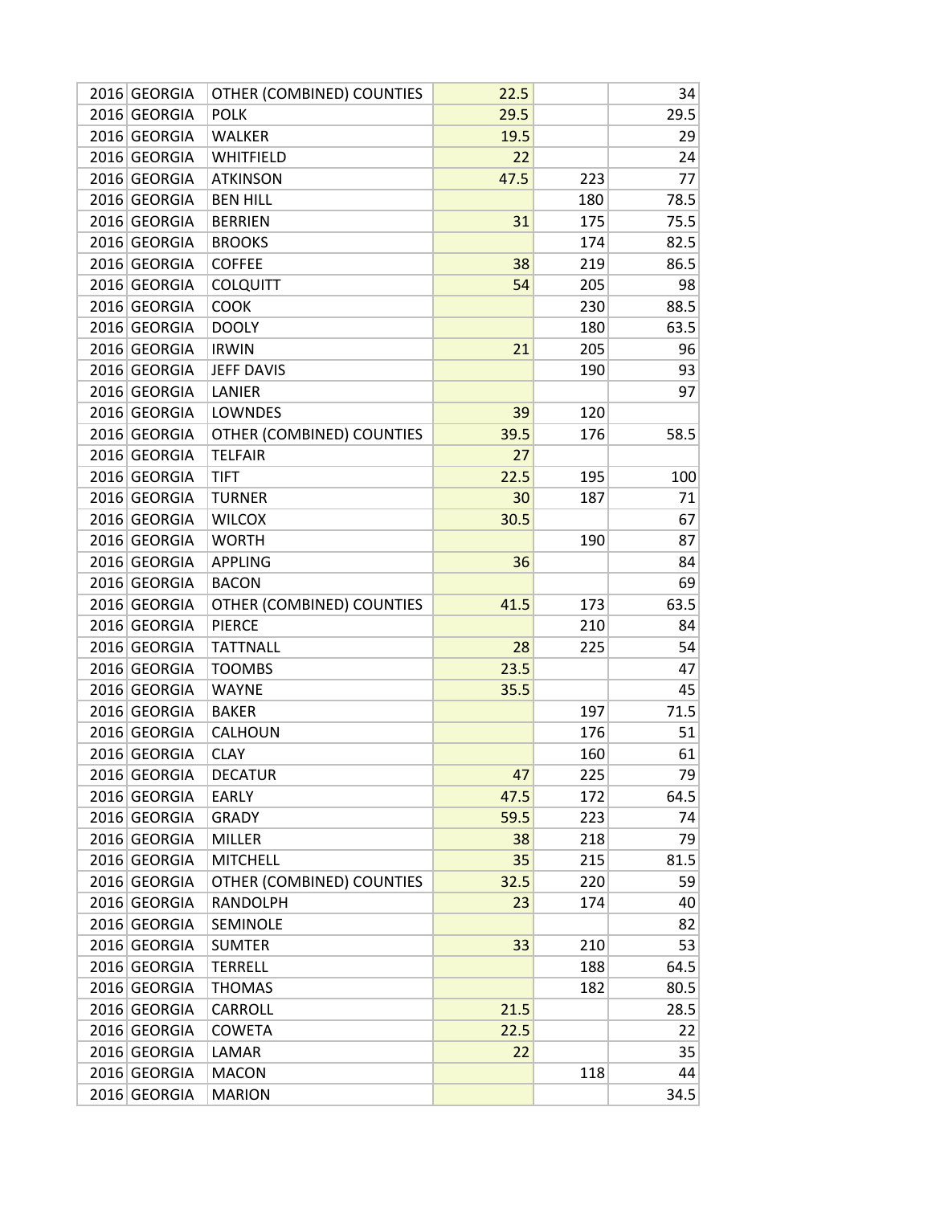|  |  |  |  |  |  |
|---|---|---|---|---|---|
| 2016 | GEORGIA | OTHER (COMBINED) COUNTIES | 22.5 |  | 34 |
| 2016 | GEORGIA | POLK | 29.5 |  | 29.5 |
| 2016 | GEORGIA | WALKER | 19.5 |  | 29 |
| 2016 | GEORGIA | WHITFIELD | 22 |  | 24 |
| 2016 | GEORGIA | ATKINSON | 47.5 | 223 | 77 |
| 2016 | GEORGIA | BEN HILL |  | 180 | 78.5 |
| 2016 | GEORGIA | BERRIEN | 31 | 175 | 75.5 |
| 2016 | GEORGIA | BROOKS |  | 174 | 82.5 |
| 2016 | GEORGIA | COFFEE | 38 | 219 | 86.5 |
| 2016 | GEORGIA | COLQUITT | 54 | 205 | 98 |
| 2016 | GEORGIA | COOK |  | 230 | 88.5 |
| 2016 | GEORGIA | DOOLY |  | 180 | 63.5 |
| 2016 | GEORGIA | IRWIN | 21 | 205 | 96 |
| 2016 | GEORGIA | JEFF DAVIS |  | 190 | 93 |
| 2016 | GEORGIA | LANIER |  |  | 97 |
| 2016 | GEORGIA | LOWNDES | 39 | 120 |  |
| 2016 | GEORGIA | OTHER (COMBINED) COUNTIES | 39.5 | 176 | 58.5 |
| 2016 | GEORGIA | TELFAIR | 27 |  |  |
| 2016 | GEORGIA | TIFT | 22.5 | 195 | 100 |
| 2016 | GEORGIA | TURNER | 30 | 187 | 71 |
| 2016 | GEORGIA | WILCOX | 30.5 |  | 67 |
| 2016 | GEORGIA | WORTH |  | 190 | 87 |
| 2016 | GEORGIA | APPLING | 36 |  | 84 |
| 2016 | GEORGIA | BACON |  |  | 69 |
| 2016 | GEORGIA | OTHER (COMBINED) COUNTIES | 41.5 | 173 | 63.5 |
| 2016 | GEORGIA | PIERCE |  | 210 | 84 |
| 2016 | GEORGIA | TATTNALL | 28 | 225 | 54 |
| 2016 | GEORGIA | TOOMBS | 23.5 |  | 47 |
| 2016 | GEORGIA | WAYNE | 35.5 |  | 45 |
| 2016 | GEORGIA | BAKER |  | 197 | 71.5 |
| 2016 | GEORGIA | CALHOUN |  | 176 | 51 |
| 2016 | GEORGIA | CLAY |  | 160 | 61 |
| 2016 | GEORGIA | DECATUR | 47 | 225 | 79 |
| 2016 | GEORGIA | EARLY | 47.5 | 172 | 64.5 |
| 2016 | GEORGIA | GRADY | 59.5 | 223 | 74 |
| 2016 | GEORGIA | MILLER | 38 | 218 | 79 |
| 2016 | GEORGIA | MITCHELL | 35 | 215 | 81.5 |
| 2016 | GEORGIA | OTHER (COMBINED) COUNTIES | 32.5 | 220 | 59 |
| 2016 | GEORGIA | RANDOLPH | 23 | 174 | 40 |
| 2016 | GEORGIA | SEMINOLE |  |  | 82 |
| 2016 | GEORGIA | SUMTER | 33 | 210 | 53 |
| 2016 | GEORGIA | TERRELL |  | 188 | 64.5 |
| 2016 | GEORGIA | THOMAS |  | 182 | 80.5 |
| 2016 | GEORGIA | CARROLL | 21.5 |  | 28.5 |
| 2016 | GEORGIA | COWETA | 22.5 |  | 22 |
| 2016 | GEORGIA | LAMAR | 22 |  | 35 |
| 2016 | GEORGIA | MACON |  | 118 | 44 |
| 2016 | GEORGIA | MARION |  |  | 34.5 |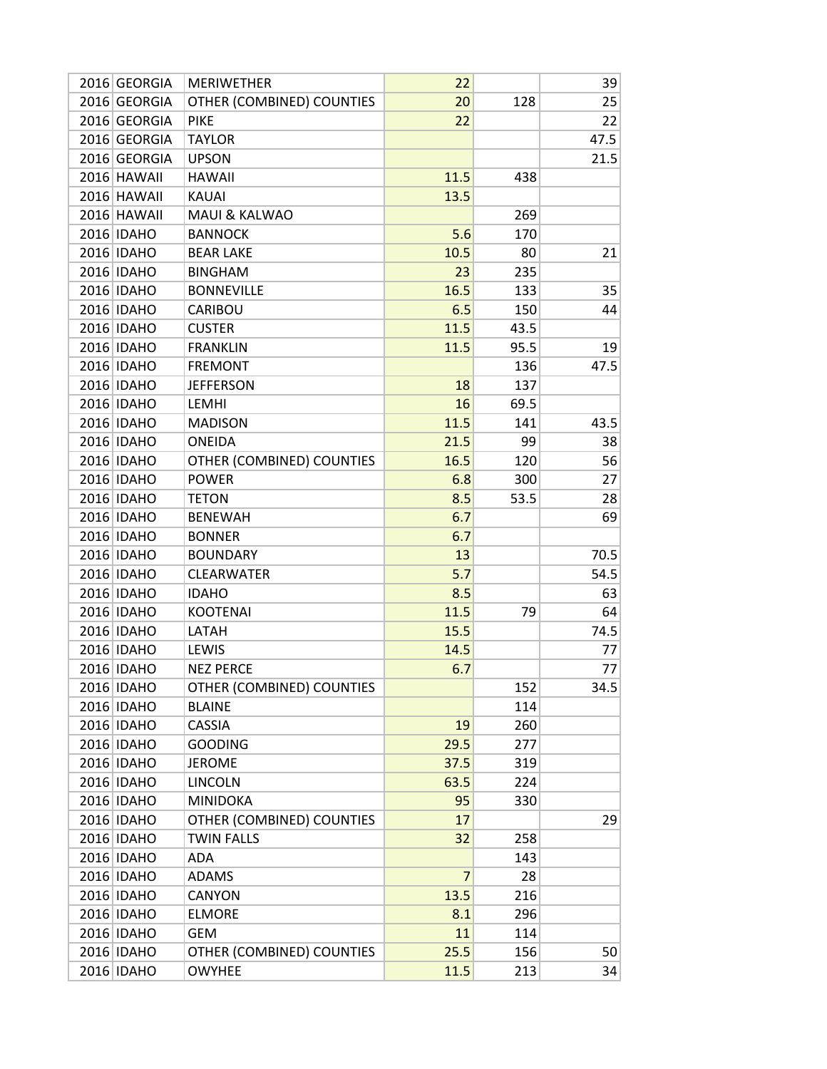| | | | | | |
|---|---|---|---|---|---|
| 2016 | GEORGIA | MERIWETHER | 22 | | 39 |
| 2016 | GEORGIA | OTHER (COMBINED) COUNTIES | 20 | 128 | 25 |
| 2016 | GEORGIA | PIKE | 22 | | 22 |
| 2016 | GEORGIA | TAYLOR | | | 47.5 |
| 2016 | GEORGIA | UPSON | | | 21.5 |
| 2016 | HAWAII | HAWAII | 11.5 | 438 | |
| 2016 | HAWAII | KAUAI | 13.5 | | |
| 2016 | HAWAII | MAUI & KALWAO | | 269 | |
| 2016 | IDAHO | BANNOCK | 5.6 | 170 | |
| 2016 | IDAHO | BEAR LAKE | 10.5 | 80 | 21 |
| 2016 | IDAHO | BINGHAM | 23 | 235 | |
| 2016 | IDAHO | BONNEVILLE | 16.5 | 133 | 35 |
| 2016 | IDAHO | CARIBOU | 6.5 | 150 | 44 |
| 2016 | IDAHO | CUSTER | 11.5 | 43.5 | |
| 2016 | IDAHO | FRANKLIN | 11.5 | 95.5 | 19 |
| 2016 | IDAHO | FREMONT | | 136 | 47.5 |
| 2016 | IDAHO | JEFFERSON | 18 | 137 | |
| 2016 | IDAHO | LEMHI | 16 | 69.5 | |
| 2016 | IDAHO | MADISON | 11.5 | 141 | 43.5 |
| 2016 | IDAHO | ONEIDA | 21.5 | 99 | 38 |
| 2016 | IDAHO | OTHER (COMBINED) COUNTIES | 16.5 | 120 | 56 |
| 2016 | IDAHO | POWER | 6.8 | 300 | 27 |
| 2016 | IDAHO | TETON | 8.5 | 53.5 | 28 |
| 2016 | IDAHO | BENEWAH | 6.7 | | 69 |
| 2016 | IDAHO | BONNER | 6.7 | | |
| 2016 | IDAHO | BOUNDARY | 13 | | 70.5 |
| 2016 | IDAHO | CLEARWATER | 5.7 | | 54.5 |
| 2016 | IDAHO | IDAHO | 8.5 | | 63 |
| 2016 | IDAHO | KOOTENAI | 11.5 | 79 | 64 |
| 2016 | IDAHO | LATAH | 15.5 | | 74.5 |
| 2016 | IDAHO | LEWIS | 14.5 | | 77 |
| 2016 | IDAHO | NEZ PERCE | 6.7 | | 77 |
| 2016 | IDAHO | OTHER (COMBINED) COUNTIES | | 152 | 34.5 |
| 2016 | IDAHO | BLAINE | | 114 | |
| 2016 | IDAHO | CASSIA | 19 | 260 | |
| 2016 | IDAHO | GOODING | 29.5 | 277 | |
| 2016 | IDAHO | JEROME | 37.5 | 319 | |
| 2016 | IDAHO | LINCOLN | 63.5 | 224 | |
| 2016 | IDAHO | MINIDOKA | 95 | 330 | |
| 2016 | IDAHO | OTHER (COMBINED) COUNTIES | 17 | | 29 |
| 2016 | IDAHO | TWIN FALLS | 32 | 258 | |
| 2016 | IDAHO | ADA | | 143 | |
| 2016 | IDAHO | ADAMS | 7 | 28 | |
| 2016 | IDAHO | CANYON | 13.5 | 216 | |
| 2016 | IDAHO | ELMORE | 8.1 | 296 | |
| 2016 | IDAHO | GEM | 11 | 114 | |
| 2016 | IDAHO | OTHER (COMBINED) COUNTIES | 25.5 | 156 | 50 |
| 2016 | IDAHO | OWYHEE | 11.5 | 213 | 34 |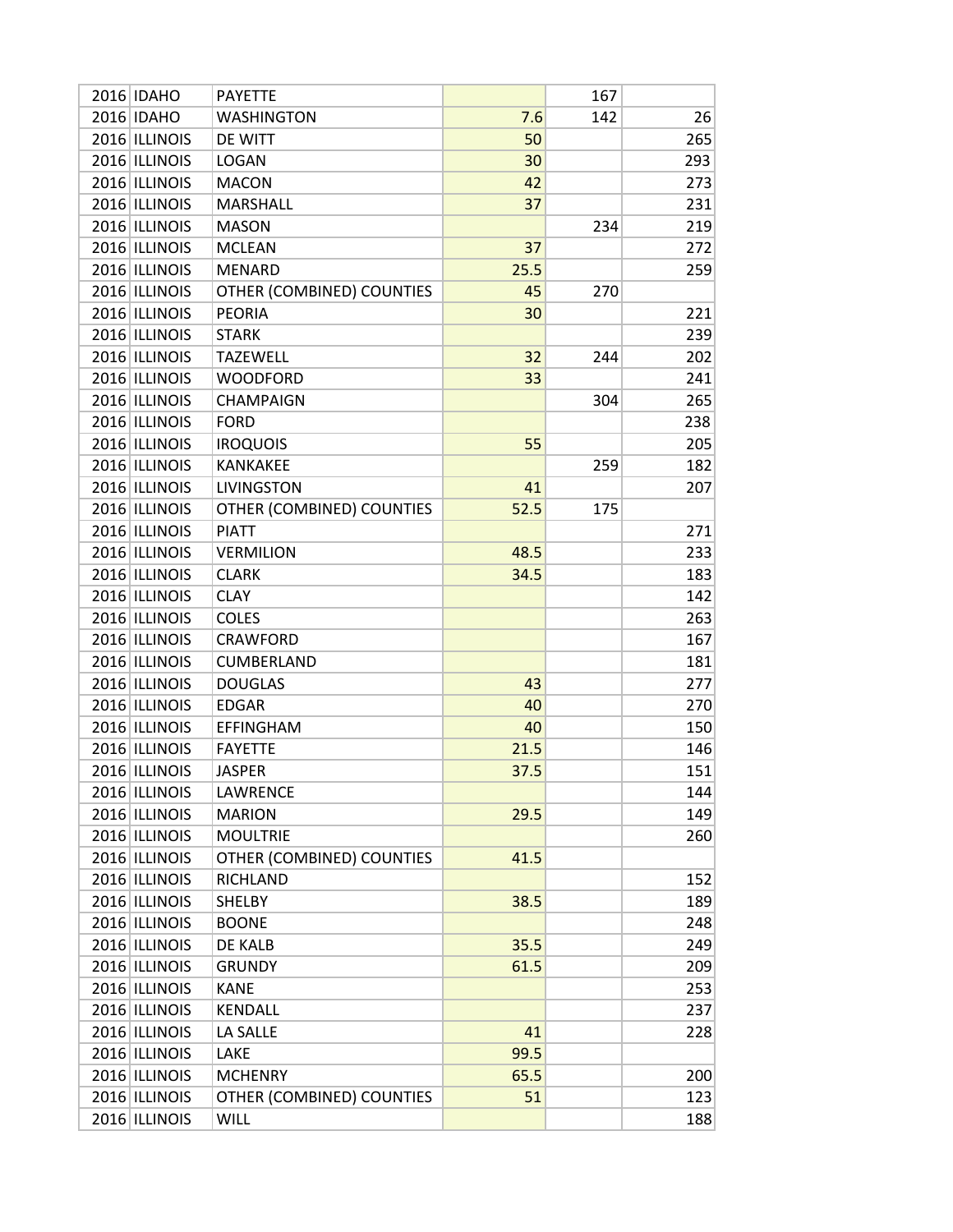| | | | | | |
|---|---|---|---|---|---|
| 2016 | IDAHO | PAYETTE | | 167 | |
| 2016 | IDAHO | WASHINGTON | 7.6 | 142 | 26 |
| 2016 | ILLINOIS | DE WITT | 50 | | 265 |
| 2016 | ILLINOIS | LOGAN | 30 | | 293 |
| 2016 | ILLINOIS | MACON | 42 | | 273 |
| 2016 | ILLINOIS | MARSHALL | 37 | | 231 |
| 2016 | ILLINOIS | MASON | | 234 | 219 |
| 2016 | ILLINOIS | MCLEAN | 37 | | 272 |
| 2016 | ILLINOIS | MENARD | 25.5 | | 259 |
| 2016 | ILLINOIS | OTHER (COMBINED) COUNTIES | 45 | 270 | |
| 2016 | ILLINOIS | PEORIA | 30 | | 221 |
| 2016 | ILLINOIS | STARK | | | 239 |
| 2016 | ILLINOIS | TAZEWELL | 32 | 244 | 202 |
| 2016 | ILLINOIS | WOODFORD | 33 | | 241 |
| 2016 | ILLINOIS | CHAMPAIGN | | 304 | 265 |
| 2016 | ILLINOIS | FORD | | | 238 |
| 2016 | ILLINOIS | IROQUOIS | 55 | | 205 |
| 2016 | ILLINOIS | KANKAKEE | | 259 | 182 |
| 2016 | ILLINOIS | LIVINGSTON | 41 | | 207 |
| 2016 | ILLINOIS | OTHER (COMBINED) COUNTIES | 52.5 | 175 | |
| 2016 | ILLINOIS | PIATT | | | 271 |
| 2016 | ILLINOIS | VERMILION | 48.5 | | 233 |
| 2016 | ILLINOIS | CLARK | 34.5 | | 183 |
| 2016 | ILLINOIS | CLAY | | | 142 |
| 2016 | ILLINOIS | COLES | | | 263 |
| 2016 | ILLINOIS | CRAWFORD | | | 167 |
| 2016 | ILLINOIS | CUMBERLAND | | | 181 |
| 2016 | ILLINOIS | DOUGLAS | 43 | | 277 |
| 2016 | ILLINOIS | EDGAR | 40 | | 270 |
| 2016 | ILLINOIS | EFFINGHAM | 40 | | 150 |
| 2016 | ILLINOIS | FAYETTE | 21.5 | | 146 |
| 2016 | ILLINOIS | JASPER | 37.5 | | 151 |
| 2016 | ILLINOIS | LAWRENCE | | | 144 |
| 2016 | ILLINOIS | MARION | 29.5 | | 149 |
| 2016 | ILLINOIS | MOULTRIE | | | 260 |
| 2016 | ILLINOIS | OTHER (COMBINED) COUNTIES | 41.5 | | |
| 2016 | ILLINOIS | RICHLAND | | | 152 |
| 2016 | ILLINOIS | SHELBY | 38.5 | | 189 |
| 2016 | ILLINOIS | BOONE | | | 248 |
| 2016 | ILLINOIS | DE KALB | 35.5 | | 249 |
| 2016 | ILLINOIS | GRUNDY | 61.5 | | 209 |
| 2016 | ILLINOIS | KANE | | | 253 |
| 2016 | ILLINOIS | KENDALL | | | 237 |
| 2016 | ILLINOIS | LA SALLE | 41 | | 228 |
| 2016 | ILLINOIS | LAKE | 99.5 | | |
| 2016 | ILLINOIS | MCHENRY | 65.5 | | 200 |
| 2016 | ILLINOIS | OTHER (COMBINED) COUNTIES | 51 | | 123 |
| 2016 | ILLINOIS | WILL | | | 188 |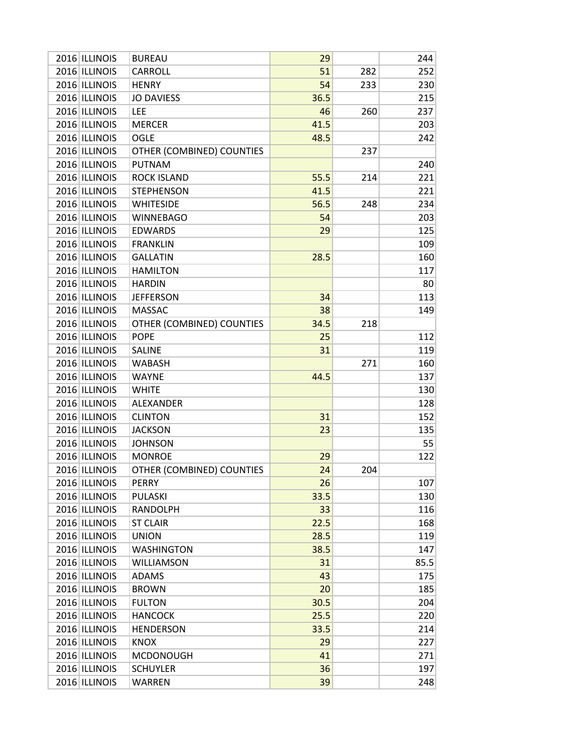| | | | | | |
|---|---|---|---|---|---|
| 2016 | ILLINOIS | BUREAU | 29 | | 244 |
| 2016 | ILLINOIS | CARROLL | 51 | 282 | 252 |
| 2016 | ILLINOIS | HENRY | 54 | 233 | 230 |
| 2016 | ILLINOIS | JO DAVIESS | 36.5 | | 215 |
| 2016 | ILLINOIS | LEE | 46 | 260 | 237 |
| 2016 | ILLINOIS | MERCER | 41.5 | | 203 |
| 2016 | ILLINOIS | OGLE | 48.5 | | 242 |
| 2016 | ILLINOIS | OTHER (COMBINED) COUNTIES | | 237 | |
| 2016 | ILLINOIS | PUTNAM | | | 240 |
| 2016 | ILLINOIS | ROCK ISLAND | 55.5 | 214 | 221 |
| 2016 | ILLINOIS | STEPHENSON | 41.5 | | 221 |
| 2016 | ILLINOIS | WHITESIDE | 56.5 | 248 | 234 |
| 2016 | ILLINOIS | WINNEBAGO | 54 | | 203 |
| 2016 | ILLINOIS | EDWARDS | 29 | | 125 |
| 2016 | ILLINOIS | FRANKLIN | | | 109 |
| 2016 | ILLINOIS | GALLATIN | 28.5 | | 160 |
| 2016 | ILLINOIS | HAMILTON | | | 117 |
| 2016 | ILLINOIS | HARDIN | | | 80 |
| 2016 | ILLINOIS | JEFFERSON | 34 | | 113 |
| 2016 | ILLINOIS | MASSAC | 38 | | 149 |
| 2016 | ILLINOIS | OTHER (COMBINED) COUNTIES | 34.5 | 218 | |
| 2016 | ILLINOIS | POPE | 25 | | 112 |
| 2016 | ILLINOIS | SALINE | 31 | | 119 |
| 2016 | ILLINOIS | WABASH | | 271 | 160 |
| 2016 | ILLINOIS | WAYNE | 44.5 | | 137 |
| 2016 | ILLINOIS | WHITE | | | 130 |
| 2016 | ILLINOIS | ALEXANDER | | | 128 |
| 2016 | ILLINOIS | CLINTON | 31 | | 152 |
| 2016 | ILLINOIS | JACKSON | 23 | | 135 |
| 2016 | ILLINOIS | JOHNSON | | | 55 |
| 2016 | ILLINOIS | MONROE | 29 | | 122 |
| 2016 | ILLINOIS | OTHER (COMBINED) COUNTIES | 24 | 204 | |
| 2016 | ILLINOIS | PERRY | 26 | | 107 |
| 2016 | ILLINOIS | PULASKI | 33.5 | | 130 |
| 2016 | ILLINOIS | RANDOLPH | 33 | | 116 |
| 2016 | ILLINOIS | ST CLAIR | 22.5 | | 168 |
| 2016 | ILLINOIS | UNION | 28.5 | | 119 |
| 2016 | ILLINOIS | WASHINGTON | 38.5 | | 147 |
| 2016 | ILLINOIS | WILLIAMSON | 31 | | 85.5 |
| 2016 | ILLINOIS | ADAMS | 43 | | 175 |
| 2016 | ILLINOIS | BROWN | 20 | | 185 |
| 2016 | ILLINOIS | FULTON | 30.5 | | 204 |
| 2016 | ILLINOIS | HANCOCK | 25.5 | | 220 |
| 2016 | ILLINOIS | HENDERSON | 33.5 | | 214 |
| 2016 | ILLINOIS | KNOX | 29 | | 227 |
| 2016 | ILLINOIS | MCDONOUGH | 41 | | 271 |
| 2016 | ILLINOIS | SCHUYLER | 36 | | 197 |
| 2016 | ILLINOIS | WARREN | 39 | | 248 |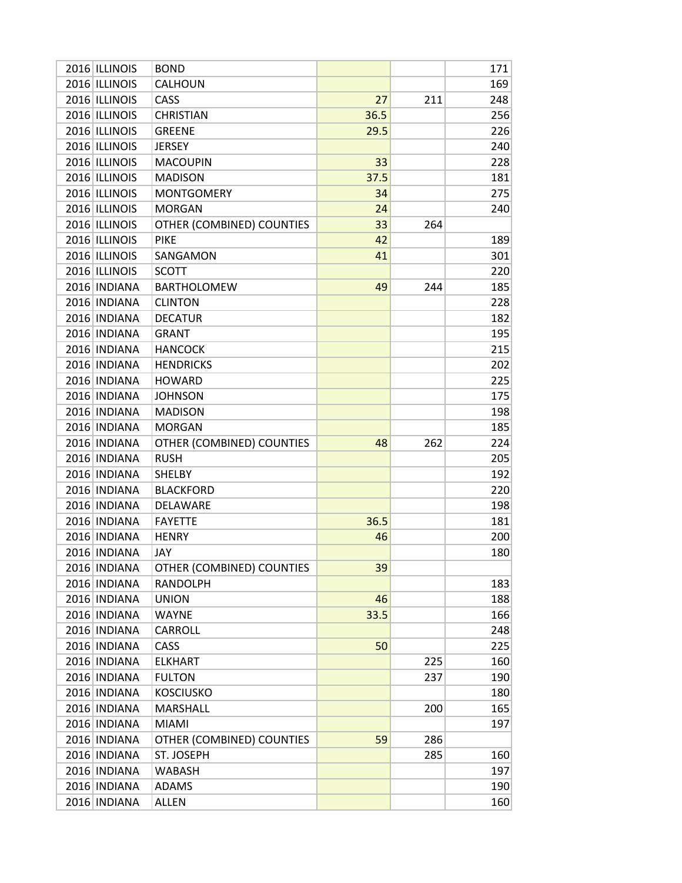| | | | | | |
|---|---|---|---|---|---|
| 2016 | ILLINOIS | BOND | | | 171 |
| 2016 | ILLINOIS | CALHOUN | | | 169 |
| 2016 | ILLINOIS | CASS | 27 | 211 | 248 |
| 2016 | ILLINOIS | CHRISTIAN | 36.5 | | 256 |
| 2016 | ILLINOIS | GREENE | 29.5 | | 226 |
| 2016 | ILLINOIS | JERSEY | | | 240 |
| 2016 | ILLINOIS | MACOUPIN | 33 | | 228 |
| 2016 | ILLINOIS | MADISON | 37.5 | | 181 |
| 2016 | ILLINOIS | MONTGOMERY | 34 | | 275 |
| 2016 | ILLINOIS | MORGAN | 24 | | 240 |
| 2016 | ILLINOIS | OTHER (COMBINED) COUNTIES | 33 | 264 | |
| 2016 | ILLINOIS | PIKE | 42 | | 189 |
| 2016 | ILLINOIS | SANGAMON | 41 | | 301 |
| 2016 | ILLINOIS | SCOTT | | | 220 |
| 2016 | INDIANA | BARTHOLOMEW | 49 | 244 | 185 |
| 2016 | INDIANA | CLINTON | | | 228 |
| 2016 | INDIANA | DECATUR | | | 182 |
| 2016 | INDIANA | GRANT | | | 195 |
| 2016 | INDIANA | HANCOCK | | | 215 |
| 2016 | INDIANA | HENDRICKS | | | 202 |
| 2016 | INDIANA | HOWARD | | | 225 |
| 2016 | INDIANA | JOHNSON | | | 175 |
| 2016 | INDIANA | MADISON | | | 198 |
| 2016 | INDIANA | MORGAN | | | 185 |
| 2016 | INDIANA | OTHER (COMBINED) COUNTIES | 48 | 262 | 224 |
| 2016 | INDIANA | RUSH | | | 205 |
| 2016 | INDIANA | SHELBY | | | 192 |
| 2016 | INDIANA | BLACKFORD | | | 220 |
| 2016 | INDIANA | DELAWARE | | | 198 |
| 2016 | INDIANA | FAYETTE | 36.5 | | 181 |
| 2016 | INDIANA | HENRY | 46 | | 200 |
| 2016 | INDIANA | JAY | | | 180 |
| 2016 | INDIANA | OTHER (COMBINED) COUNTIES | 39 | | |
| 2016 | INDIANA | RANDOLPH | | | 183 |
| 2016 | INDIANA | UNION | 46 | | 188 |
| 2016 | INDIANA | WAYNE | 33.5 | | 166 |
| 2016 | INDIANA | CARROLL | | | 248 |
| 2016 | INDIANA | CASS | 50 | | 225 |
| 2016 | INDIANA | ELKHART | | 225 | 160 |
| 2016 | INDIANA | FULTON | | 237 | 190 |
| 2016 | INDIANA | KOSCIUSKO | | | 180 |
| 2016 | INDIANA | MARSHALL | | 200 | 165 |
| 2016 | INDIANA | MIAMI | | | 197 |
| 2016 | INDIANA | OTHER (COMBINED) COUNTIES | 59 | 286 | |
| 2016 | INDIANA | ST. JOSEPH | | 285 | 160 |
| 2016 | INDIANA | WABASH | | | 197 |
| 2016 | INDIANA | ADAMS | | | 190 |
| 2016 | INDIANA | ALLEN | | | 160 |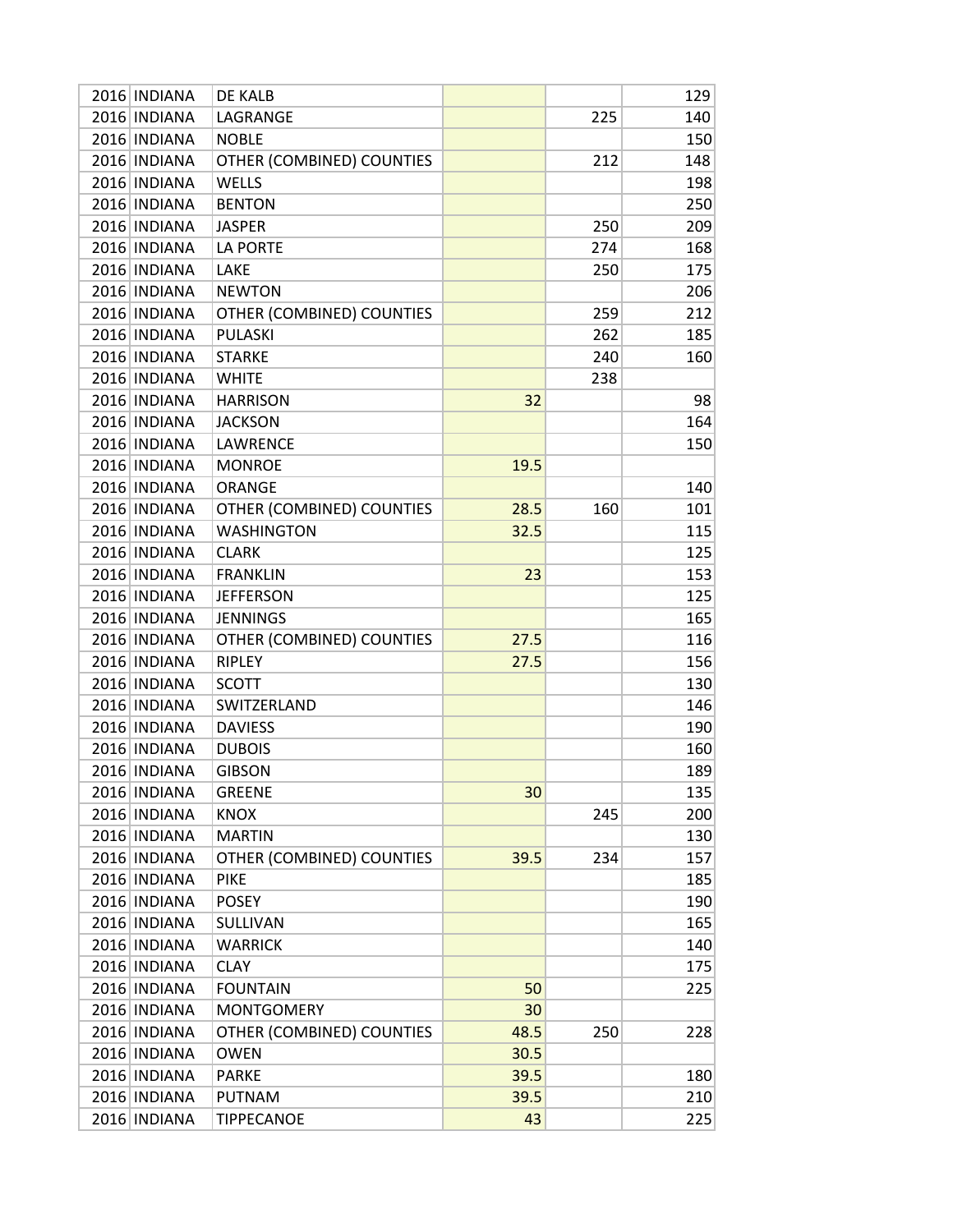| | | | | | |
|---|---|---|---|---|---|
| 2016 | INDIANA | DE KALB | | | 129 |
| 2016 | INDIANA | LAGRANGE | | 225 | 140 |
| 2016 | INDIANA | NOBLE | | | 150 |
| 2016 | INDIANA | OTHER (COMBINED) COUNTIES | | 212 | 148 |
| 2016 | INDIANA | WELLS | | | 198 |
| 2016 | INDIANA | BENTON | | | 250 |
| 2016 | INDIANA | JASPER | | 250 | 209 |
| 2016 | INDIANA | LA PORTE | | 274 | 168 |
| 2016 | INDIANA | LAKE | | 250 | 175 |
| 2016 | INDIANA | NEWTON | | | 206 |
| 2016 | INDIANA | OTHER (COMBINED) COUNTIES | | 259 | 212 |
| 2016 | INDIANA | PULASKI | | 262 | 185 |
| 2016 | INDIANA | STARKE | | 240 | 160 |
| 2016 | INDIANA | WHITE | | 238 | |
| 2016 | INDIANA | HARRISON | 32 | | 98 |
| 2016 | INDIANA | JACKSON | | | 164 |
| 2016 | INDIANA | LAWRENCE | | | 150 |
| 2016 | INDIANA | MONROE | 19.5 | | |
| 2016 | INDIANA | ORANGE | | | 140 |
| 2016 | INDIANA | OTHER (COMBINED) COUNTIES | 28.5 | 160 | 101 |
| 2016 | INDIANA | WASHINGTON | 32.5 | | 115 |
| 2016 | INDIANA | CLARK | | | 125 |
| 2016 | INDIANA | FRANKLIN | 23 | | 153 |
| 2016 | INDIANA | JEFFERSON | | | 125 |
| 2016 | INDIANA | JENNINGS | | | 165 |
| 2016 | INDIANA | OTHER (COMBINED) COUNTIES | 27.5 | | 116 |
| 2016 | INDIANA | RIPLEY | 27.5 | | 156 |
| 2016 | INDIANA | SCOTT | | | 130 |
| 2016 | INDIANA | SWITZERLAND | | | 146 |
| 2016 | INDIANA | DAVIESS | | | 190 |
| 2016 | INDIANA | DUBOIS | | | 160 |
| 2016 | INDIANA | GIBSON | | | 189 |
| 2016 | INDIANA | GREENE | 30 | | 135 |
| 2016 | INDIANA | KNOX | | 245 | 200 |
| 2016 | INDIANA | MARTIN | | | 130 |
| 2016 | INDIANA | OTHER (COMBINED) COUNTIES | 39.5 | 234 | 157 |
| 2016 | INDIANA | PIKE | | | 185 |
| 2016 | INDIANA | POSEY | | | 190 |
| 2016 | INDIANA | SULLIVAN | | | 165 |
| 2016 | INDIANA | WARRICK | | | 140 |
| 2016 | INDIANA | CLAY | | | 175 |
| 2016 | INDIANA | FOUNTAIN | 50 | | 225 |
| 2016 | INDIANA | MONTGOMERY | 30 | | |
| 2016 | INDIANA | OTHER (COMBINED) COUNTIES | 48.5 | 250 | 228 |
| 2016 | INDIANA | OWEN | 30.5 | | |
| 2016 | INDIANA | PARKE | 39.5 | | 180 |
| 2016 | INDIANA | PUTNAM | 39.5 | | 210 |
| 2016 | INDIANA | TIPPECANOE | 43 | | 225 |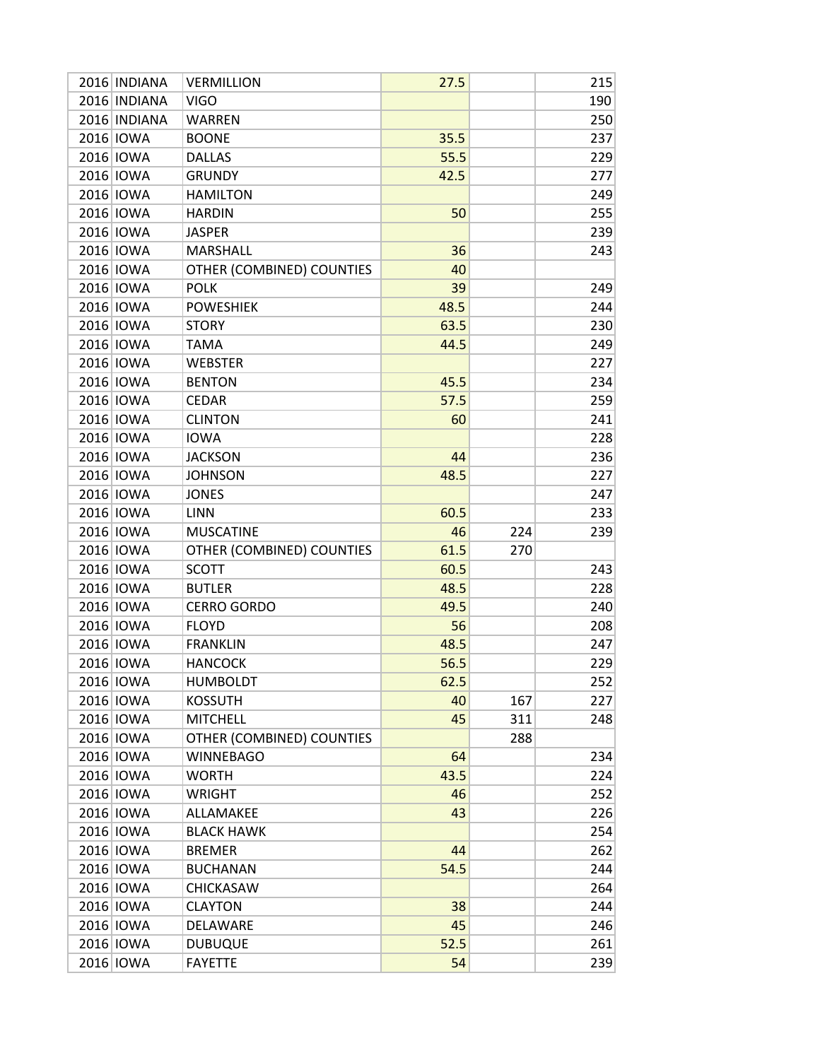| | | | | | |
|---|---|---|---|---|---|
| 2016 | INDIANA | VERMILLION | 27.5 | | 215 |
| 2016 | INDIANA | VIGO | | | 190 |
| 2016 | INDIANA | WARREN | | | 250 |
| 2016 | IOWA | BOONE | 35.5 | | 237 |
| 2016 | IOWA | DALLAS | 55.5 | | 229 |
| 2016 | IOWA | GRUNDY | 42.5 | | 277 |
| 2016 | IOWA | HAMILTON | | | 249 |
| 2016 | IOWA | HARDIN | 50 | | 255 |
| 2016 | IOWA | JASPER | | | 239 |
| 2016 | IOWA | MARSHALL | 36 | | 243 |
| 2016 | IOWA | OTHER (COMBINED) COUNTIES | 40 | | |
| 2016 | IOWA | POLK | 39 | | 249 |
| 2016 | IOWA | POWESHIEK | 48.5 | | 244 |
| 2016 | IOWA | STORY | 63.5 | | 230 |
| 2016 | IOWA | TAMA | 44.5 | | 249 |
| 2016 | IOWA | WEBSTER | | | 227 |
| 2016 | IOWA | BENTON | 45.5 | | 234 |
| 2016 | IOWA | CEDAR | 57.5 | | 259 |
| 2016 | IOWA | CLINTON | 60 | | 241 |
| 2016 | IOWA | IOWA | | | 228 |
| 2016 | IOWA | JACKSON | 44 | | 236 |
| 2016 | IOWA | JOHNSON | 48.5 | | 227 |
| 2016 | IOWA | JONES | | | 247 |
| 2016 | IOWA | LINN | 60.5 | | 233 |
| 2016 | IOWA | MUSCATINE | 46 | 224 | 239 |
| 2016 | IOWA | OTHER (COMBINED) COUNTIES | 61.5 | 270 | |
| 2016 | IOWA | SCOTT | 60.5 | | 243 |
| 2016 | IOWA | BUTLER | 48.5 | | 228 |
| 2016 | IOWA | CERRO GORDO | 49.5 | | 240 |
| 2016 | IOWA | FLOYD | 56 | | 208 |
| 2016 | IOWA | FRANKLIN | 48.5 | | 247 |
| 2016 | IOWA | HANCOCK | 56.5 | | 229 |
| 2016 | IOWA | HUMBOLDT | 62.5 | | 252 |
| 2016 | IOWA | KOSSUTH | 40 | 167 | 227 |
| 2016 | IOWA | MITCHELL | 45 | 311 | 248 |
| 2016 | IOWA | OTHER (COMBINED) COUNTIES | | 288 | |
| 2016 | IOWA | WINNEBAGO | 64 | | 234 |
| 2016 | IOWA | WORTH | 43.5 | | 224 |
| 2016 | IOWA | WRIGHT | 46 | | 252 |
| 2016 | IOWA | ALLAMAKEE | 43 | | 226 |
| 2016 | IOWA | BLACK HAWK | | | 254 |
| 2016 | IOWA | BREMER | 44 | | 262 |
| 2016 | IOWA | BUCHANAN | 54.5 | | 244 |
| 2016 | IOWA | CHICKASAW | | | 264 |
| 2016 | IOWA | CLAYTON | 38 | | 244 |
| 2016 | IOWA | DELAWARE | 45 | | 246 |
| 2016 | IOWA | DUBUQUE | 52.5 | | 261 |
| 2016 | IOWA | FAYETTE | 54 | | 239 |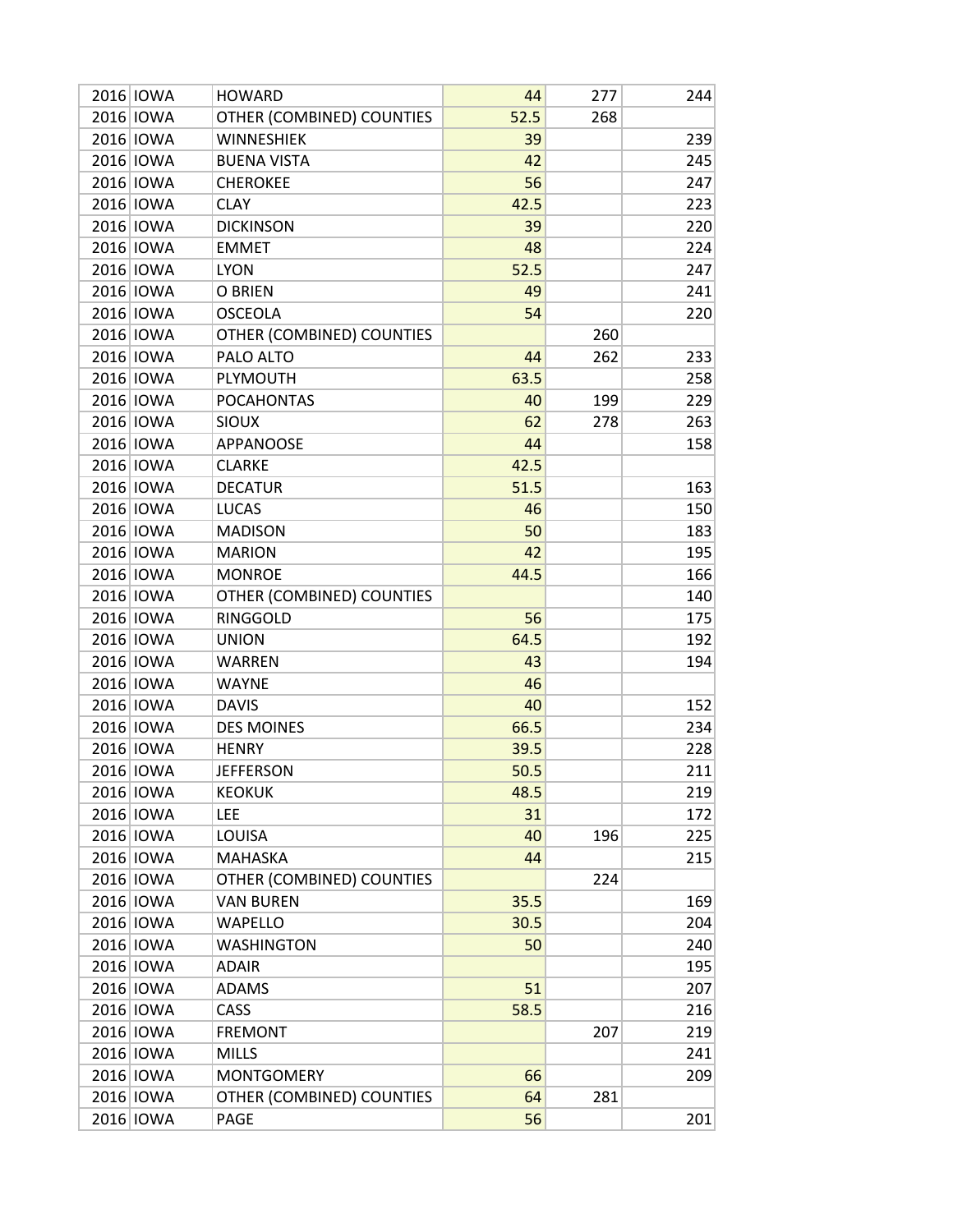| | | | | | |
|---|---|---|---|---|---|
| 2016 | IOWA | HOWARD | 44 | 277 | 244 |
| 2016 | IOWA | OTHER (COMBINED) COUNTIES | 52.5 | 268 | |
| 2016 | IOWA | WINNESHIEK | 39 | | 239 |
| 2016 | IOWA | BUENA VISTA | 42 | | 245 |
| 2016 | IOWA | CHEROKEE | 56 | | 247 |
| 2016 | IOWA | CLAY | 42.5 | | 223 |
| 2016 | IOWA | DICKINSON | 39 | | 220 |
| 2016 | IOWA | EMMET | 48 | | 224 |
| 2016 | IOWA | LYON | 52.5 | | 247 |
| 2016 | IOWA | O BRIEN | 49 | | 241 |
| 2016 | IOWA | OSCEOLA | 54 | | 220 |
| 2016 | IOWA | OTHER (COMBINED) COUNTIES | | 260 | |
| 2016 | IOWA | PALO ALTO | 44 | 262 | 233 |
| 2016 | IOWA | PLYMOUTH | 63.5 | | 258 |
| 2016 | IOWA | POCAHONTAS | 40 | 199 | 229 |
| 2016 | IOWA | SIOUX | 62 | 278 | 263 |
| 2016 | IOWA | APPANOOSE | 44 | | 158 |
| 2016 | IOWA | CLARKE | 42.5 | | |
| 2016 | IOWA | DECATUR | 51.5 | | 163 |
| 2016 | IOWA | LUCAS | 46 | | 150 |
| 2016 | IOWA | MADISON | 50 | | 183 |
| 2016 | IOWA | MARION | 42 | | 195 |
| 2016 | IOWA | MONROE | 44.5 | | 166 |
| 2016 | IOWA | OTHER (COMBINED) COUNTIES | | | 140 |
| 2016 | IOWA | RINGGOLD | 56 | | 175 |
| 2016 | IOWA | UNION | 64.5 | | 192 |
| 2016 | IOWA | WARREN | 43 | | 194 |
| 2016 | IOWA | WAYNE | 46 | | |
| 2016 | IOWA | DAVIS | 40 | | 152 |
| 2016 | IOWA | DES MOINES | 66.5 | | 234 |
| 2016 | IOWA | HENRY | 39.5 | | 228 |
| 2016 | IOWA | JEFFERSON | 50.5 | | 211 |
| 2016 | IOWA | KEOKUK | 48.5 | | 219 |
| 2016 | IOWA | LEE | 31 | | 172 |
| 2016 | IOWA | LOUISA | 40 | 196 | 225 |
| 2016 | IOWA | MAHASKA | 44 | | 215 |
| 2016 | IOWA | OTHER (COMBINED) COUNTIES | | 224 | |
| 2016 | IOWA | VAN BUREN | 35.5 | | 169 |
| 2016 | IOWA | WAPELLO | 30.5 | | 204 |
| 2016 | IOWA | WASHINGTON | 50 | | 240 |
| 2016 | IOWA | ADAIR | | | 195 |
| 2016 | IOWA | ADAMS | 51 | | 207 |
| 2016 | IOWA | CASS | 58.5 | | 216 |
| 2016 | IOWA | FREMONT | | 207 | 219 |
| 2016 | IOWA | MILLS | | | 241 |
| 2016 | IOWA | MONTGOMERY | 66 | | 209 |
| 2016 | IOWA | OTHER (COMBINED) COUNTIES | 64 | 281 | |
| 2016 | IOWA | PAGE | 56 | | 201 |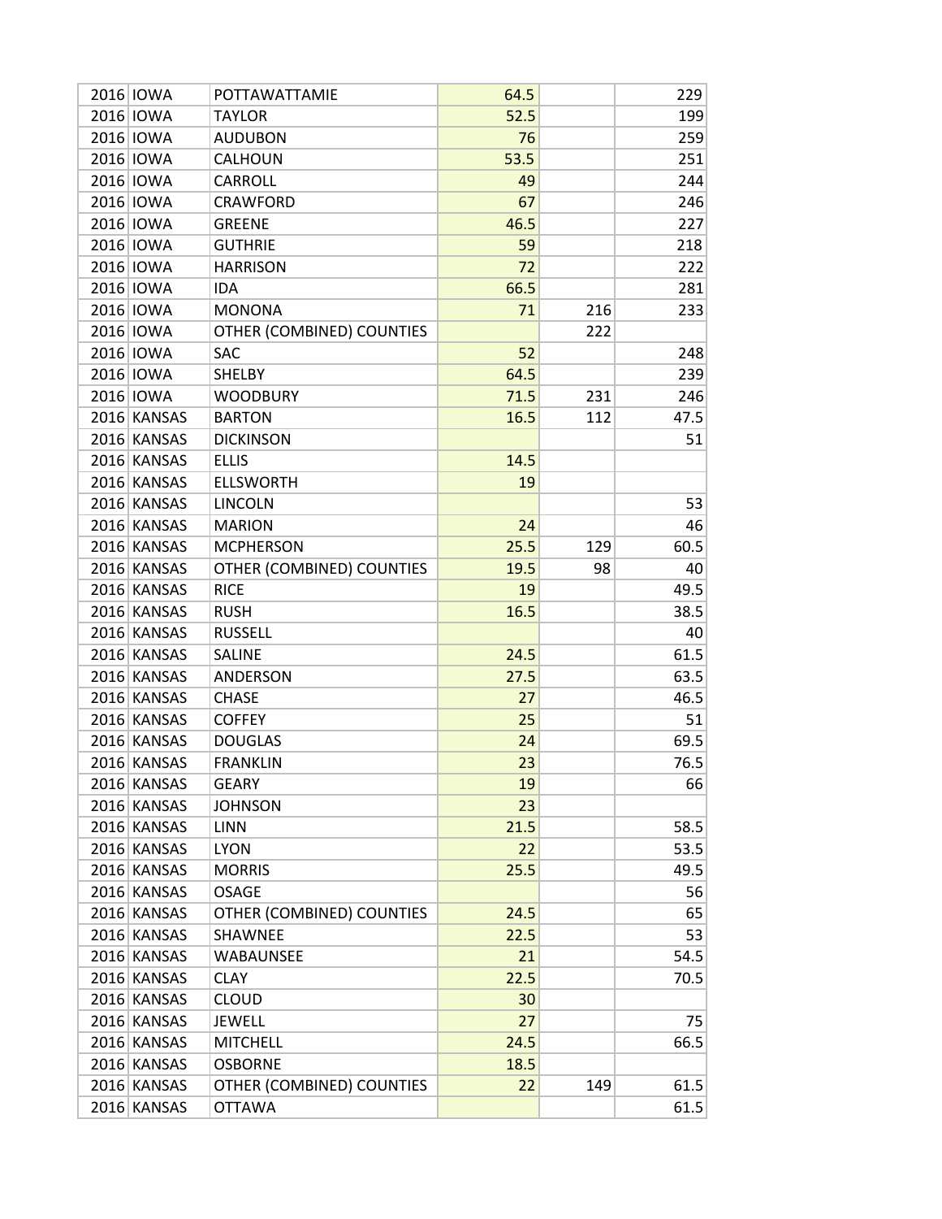| | | | | | |
|---|---|---|---|---|---|
| 2016 | IOWA | POTTAWATTAMIE | 64.5 | | 229 |
| 2016 | IOWA | TAYLOR | 52.5 | | 199 |
| 2016 | IOWA | AUDUBON | 76 | | 259 |
| 2016 | IOWA | CALHOUN | 53.5 | | 251 |
| 2016 | IOWA | CARROLL | 49 | | 244 |
| 2016 | IOWA | CRAWFORD | 67 | | 246 |
| 2016 | IOWA | GREENE | 46.5 | | 227 |
| 2016 | IOWA | GUTHRIE | 59 | | 218 |
| 2016 | IOWA | HARRISON | 72 | | 222 |
| 2016 | IOWA | IDA | 66.5 | | 281 |
| 2016 | IOWA | MONONA | 71 | 216 | 233 |
| 2016 | IOWA | OTHER (COMBINED) COUNTIES | | 222 | |
| 2016 | IOWA | SAC | 52 | | 248 |
| 2016 | IOWA | SHELBY | 64.5 | | 239 |
| 2016 | IOWA | WOODBURY | 71.5 | 231 | 246 |
| 2016 | KANSAS | BARTON | 16.5 | 112 | 47.5 |
| 2016 | KANSAS | DICKINSON | | | 51 |
| 2016 | KANSAS | ELLIS | 14.5 | | |
| 2016 | KANSAS | ELLSWORTH | 19 | | |
| 2016 | KANSAS | LINCOLN | | | 53 |
| 2016 | KANSAS | MARION | 24 | | 46 |
| 2016 | KANSAS | MCPHERSON | 25.5 | 129 | 60.5 |
| 2016 | KANSAS | OTHER (COMBINED) COUNTIES | 19.5 | 98 | 40 |
| 2016 | KANSAS | RICE | 19 | | 49.5 |
| 2016 | KANSAS | RUSH | 16.5 | | 38.5 |
| 2016 | KANSAS | RUSSELL | | | 40 |
| 2016 | KANSAS | SALINE | 24.5 | | 61.5 |
| 2016 | KANSAS | ANDERSON | 27.5 | | 63.5 |
| 2016 | KANSAS | CHASE | 27 | | 46.5 |
| 2016 | KANSAS | COFFEY | 25 | | 51 |
| 2016 | KANSAS | DOUGLAS | 24 | | 69.5 |
| 2016 | KANSAS | FRANKLIN | 23 | | 76.5 |
| 2016 | KANSAS | GEARY | 19 | | 66 |
| 2016 | KANSAS | JOHNSON | 23 | | |
| 2016 | KANSAS | LINN | 21.5 | | 58.5 |
| 2016 | KANSAS | LYON | 22 | | 53.5 |
| 2016 | KANSAS | MORRIS | 25.5 | | 49.5 |
| 2016 | KANSAS | OSAGE | | | 56 |
| 2016 | KANSAS | OTHER (COMBINED) COUNTIES | 24.5 | | 65 |
| 2016 | KANSAS | SHAWNEE | 22.5 | | 53 |
| 2016 | KANSAS | WABAUNSEE | 21 | | 54.5 |
| 2016 | KANSAS | CLAY | 22.5 | | 70.5 |
| 2016 | KANSAS | CLOUD | 30 | | |
| 2016 | KANSAS | JEWELL | 27 | | 75 |
| 2016 | KANSAS | MITCHELL | 24.5 | | 66.5 |
| 2016 | KANSAS | OSBORNE | 18.5 | | |
| 2016 | KANSAS | OTHER (COMBINED) COUNTIES | 22 | 149 | 61.5 |
| 2016 | KANSAS | OTTAWA | | | 61.5 |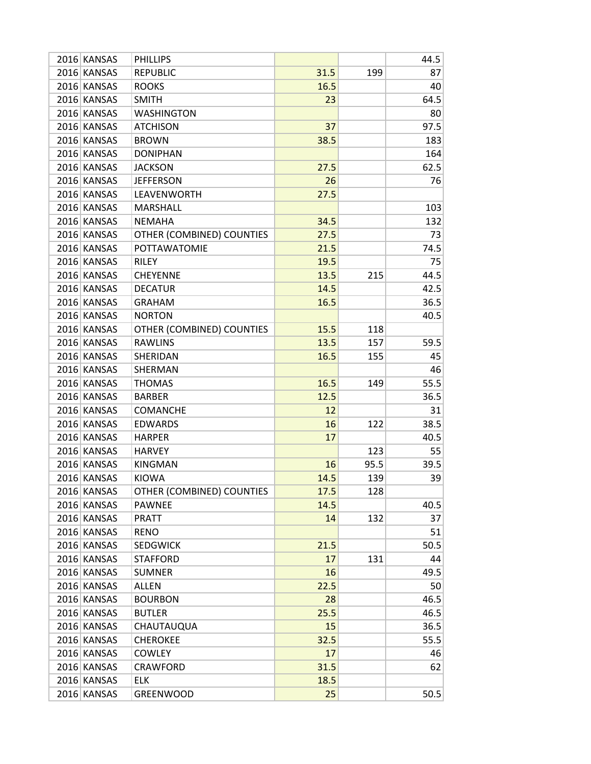| | | | | | |
|---|---|---|---|---|---|
| 2016 | KANSAS | PHILLIPS | | | 44.5 |
| 2016 | KANSAS | REPUBLIC | 31.5 | 199 | 87 |
| 2016 | KANSAS | ROOKS | 16.5 | | 40 |
| 2016 | KANSAS | SMITH | 23 | | 64.5 |
| 2016 | KANSAS | WASHINGTON | | | 80 |
| 2016 | KANSAS | ATCHISON | 37 | | 97.5 |
| 2016 | KANSAS | BROWN | 38.5 | | 183 |
| 2016 | KANSAS | DONIPHAN | | | 164 |
| 2016 | KANSAS | JACKSON | 27.5 | | 62.5 |
| 2016 | KANSAS | JEFFERSON | 26 | | 76 |
| 2016 | KANSAS | LEAVENWORTH | 27.5 | | |
| 2016 | KANSAS | MARSHALL | | | 103 |
| 2016 | KANSAS | NEMAHA | 34.5 | | 132 |
| 2016 | KANSAS | OTHER (COMBINED) COUNTIES | 27.5 | | 73 |
| 2016 | KANSAS | POTTAWATOMIE | 21.5 | | 74.5 |
| 2016 | KANSAS | RILEY | 19.5 | | 75 |
| 2016 | KANSAS | CHEYENNE | 13.5 | 215 | 44.5 |
| 2016 | KANSAS | DECATUR | 14.5 | | 42.5 |
| 2016 | KANSAS | GRAHAM | 16.5 | | 36.5 |
| 2016 | KANSAS | NORTON | | | 40.5 |
| 2016 | KANSAS | OTHER (COMBINED) COUNTIES | 15.5 | 118 | |
| 2016 | KANSAS | RAWLINS | 13.5 | 157 | 59.5 |
| 2016 | KANSAS | SHERIDAN | 16.5 | 155 | 45 |
| 2016 | KANSAS | SHERMAN | | | 46 |
| 2016 | KANSAS | THOMAS | 16.5 | 149 | 55.5 |
| 2016 | KANSAS | BARBER | 12.5 | | 36.5 |
| 2016 | KANSAS | COMANCHE | 12 | | 31 |
| 2016 | KANSAS | EDWARDS | 16 | 122 | 38.5 |
| 2016 | KANSAS | HARPER | 17 | | 40.5 |
| 2016 | KANSAS | HARVEY | | 123 | 55 |
| 2016 | KANSAS | KINGMAN | 16 | 95.5 | 39.5 |
| 2016 | KANSAS | KIOWA | 14.5 | 139 | 39 |
| 2016 | KANSAS | OTHER (COMBINED) COUNTIES | 17.5 | 128 | |
| 2016 | KANSAS | PAWNEE | 14.5 | | 40.5 |
| 2016 | KANSAS | PRATT | 14 | 132 | 37 |
| 2016 | KANSAS | RENO | | | 51 |
| 2016 | KANSAS | SEDGWICK | 21.5 | | 50.5 |
| 2016 | KANSAS | STAFFORD | 17 | 131 | 44 |
| 2016 | KANSAS | SUMNER | 16 | | 49.5 |
| 2016 | KANSAS | ALLEN | 22.5 | | 50 |
| 2016 | KANSAS | BOURBON | 28 | | 46.5 |
| 2016 | KANSAS | BUTLER | 25.5 | | 46.5 |
| 2016 | KANSAS | CHAUTAUQUA | 15 | | 36.5 |
| 2016 | KANSAS | CHEROKEE | 32.5 | | 55.5 |
| 2016 | KANSAS | COWLEY | 17 | | 46 |
| 2016 | KANSAS | CRAWFORD | 31.5 | | 62 |
| 2016 | KANSAS | ELK | 18.5 | | |
| 2016 | KANSAS | GREENWOOD | 25 | | 50.5 |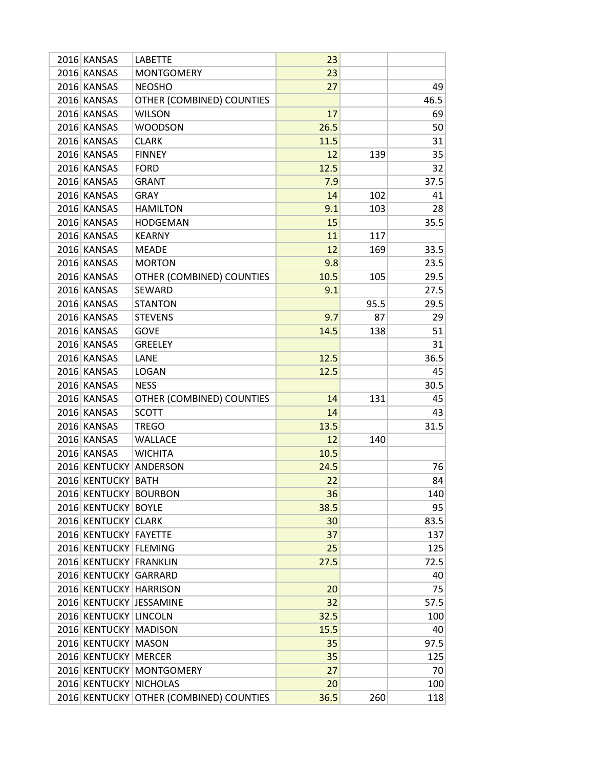| | | | | | |
|---|---|---|---|---|---|
| 2016 | KANSAS | LABETTE | 23 | | |
| 2016 | KANSAS | MONTGOMERY | 23 | | |
| 2016 | KANSAS | NEOSHO | 27 | | 49 |
| 2016 | KANSAS | OTHER (COMBINED) COUNTIES | | | 46.5 |
| 2016 | KANSAS | WILSON | 17 | | 69 |
| 2016 | KANSAS | WOODSON | 26.5 | | 50 |
| 2016 | KANSAS | CLARK | 11.5 | | 31 |
| 2016 | KANSAS | FINNEY | 12 | 139 | 35 |
| 2016 | KANSAS | FORD | 12.5 | | 32 |
| 2016 | KANSAS | GRANT | 7.9 | | 37.5 |
| 2016 | KANSAS | GRAY | 14 | 102 | 41 |
| 2016 | KANSAS | HAMILTON | 9.1 | 103 | 28 |
| 2016 | KANSAS | HODGEMAN | 15 | | 35.5 |
| 2016 | KANSAS | KEARNY | 11 | 117 | |
| 2016 | KANSAS | MEADE | 12 | 169 | 33.5 |
| 2016 | KANSAS | MORTON | 9.8 | | 23.5 |
| 2016 | KANSAS | OTHER (COMBINED) COUNTIES | 10.5 | 105 | 29.5 |
| 2016 | KANSAS | SEWARD | 9.1 | | 27.5 |
| 2016 | KANSAS | STANTON | | 95.5 | 29.5 |
| 2016 | KANSAS | STEVENS | 9.7 | 87 | 29 |
| 2016 | KANSAS | GOVE | 14.5 | 138 | 51 |
| 2016 | KANSAS | GREELEY | | | 31 |
| 2016 | KANSAS | LANE | 12.5 | | 36.5 |
| 2016 | KANSAS | LOGAN | 12.5 | | 45 |
| 2016 | KANSAS | NESS | | | 30.5 |
| 2016 | KANSAS | OTHER (COMBINED) COUNTIES | 14 | 131 | 45 |
| 2016 | KANSAS | SCOTT | 14 | | 43 |
| 2016 | KANSAS | TREGO | 13.5 | | 31.5 |
| 2016 | KANSAS | WALLACE | 12 | 140 | |
| 2016 | KANSAS | WICHITA | 10.5 | | |
| 2016 | KENTUCKY | ANDERSON | 24.5 | | 76 |
| 2016 | KENTUCKY | BATH | 22 | | 84 |
| 2016 | KENTUCKY | BOURBON | 36 | | 140 |
| 2016 | KENTUCKY | BOYLE | 38.5 | | 95 |
| 2016 | KENTUCKY | CLARK | 30 | | 83.5 |
| 2016 | KENTUCKY | FAYETTE | 37 | | 137 |
| 2016 | KENTUCKY | FLEMING | 25 | | 125 |
| 2016 | KENTUCKY | FRANKLIN | 27.5 | | 72.5 |
| 2016 | KENTUCKY | GARRARD | | | 40 |
| 2016 | KENTUCKY | HARRISON | 20 | | 75 |
| 2016 | KENTUCKY | JESSAMINE | 32 | | 57.5 |
| 2016 | KENTUCKY | LINCOLN | 32.5 | | 100 |
| 2016 | KENTUCKY | MADISON | 15.5 | | 40 |
| 2016 | KENTUCKY | MASON | 35 | | 97.5 |
| 2016 | KENTUCKY | MERCER | 35 | | 125 |
| 2016 | KENTUCKY | MONTGOMERY | 27 | | 70 |
| 2016 | KENTUCKY | NICHOLAS | 20 | | 100 |
| 2016 | KENTUCKY | OTHER (COMBINED) COUNTIES | 36.5 | 260 | 118 |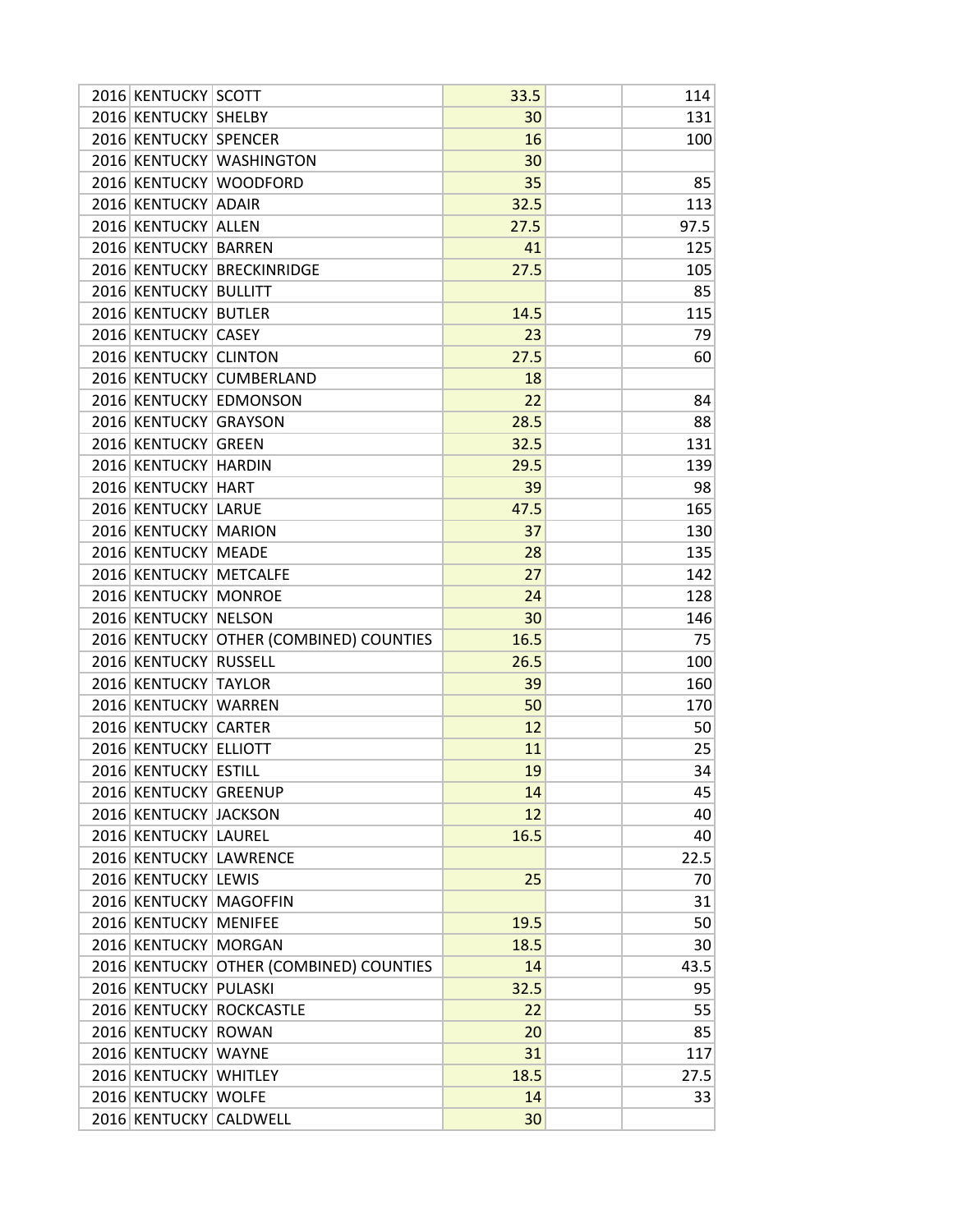| | | | | | |
|---|---|---|---|---|---|
| 2016 | KENTUCKY | SCOTT | 33.5 | | 114 |
| 2016 | KENTUCKY | SHELBY | 30 | | 131 |
| 2016 | KENTUCKY | SPENCER | 16 | | 100 |
| 2016 | KENTUCKY | WASHINGTON | 30 | | |
| 2016 | KENTUCKY | WOODFORD | 35 | | 85 |
| 2016 | KENTUCKY | ADAIR | 32.5 | | 113 |
| 2016 | KENTUCKY | ALLEN | 27.5 | | 97.5 |
| 2016 | KENTUCKY | BARREN | 41 | | 125 |
| 2016 | KENTUCKY | BRECKINRIDGE | 27.5 | | 105 |
| 2016 | KENTUCKY | BULLITT | | | 85 |
| 2016 | KENTUCKY | BUTLER | 14.5 | | 115 |
| 2016 | KENTUCKY | CASEY | 23 | | 79 |
| 2016 | KENTUCKY | CLINTON | 27.5 | | 60 |
| 2016 | KENTUCKY | CUMBERLAND | 18 | | |
| 2016 | KENTUCKY | EDMONSON | 22 | | 84 |
| 2016 | KENTUCKY | GRAYSON | 28.5 | | 88 |
| 2016 | KENTUCKY | GREEN | 32.5 | | 131 |
| 2016 | KENTUCKY | HARDIN | 29.5 | | 139 |
| 2016 | KENTUCKY | HART | 39 | | 98 |
| 2016 | KENTUCKY | LARUE | 47.5 | | 165 |
| 2016 | KENTUCKY | MARION | 37 | | 130 |
| 2016 | KENTUCKY | MEADE | 28 | | 135 |
| 2016 | KENTUCKY | METCALFE | 27 | | 142 |
| 2016 | KENTUCKY | MONROE | 24 | | 128 |
| 2016 | KENTUCKY | NELSON | 30 | | 146 |
| 2016 | KENTUCKY | OTHER (COMBINED) COUNTIES | 16.5 | | 75 |
| 2016 | KENTUCKY | RUSSELL | 26.5 | | 100 |
| 2016 | KENTUCKY | TAYLOR | 39 | | 160 |
| 2016 | KENTUCKY | WARREN | 50 | | 170 |
| 2016 | KENTUCKY | CARTER | 12 | | 50 |
| 2016 | KENTUCKY | ELLIOTT | 11 | | 25 |
| 2016 | KENTUCKY | ESTILL | 19 | | 34 |
| 2016 | KENTUCKY | GREENUP | 14 | | 45 |
| 2016 | KENTUCKY | JACKSON | 12 | | 40 |
| 2016 | KENTUCKY | LAUREL | 16.5 | | 40 |
| 2016 | KENTUCKY | LAWRENCE | | | 22.5 |
| 2016 | KENTUCKY | LEWIS | 25 | | 70 |
| 2016 | KENTUCKY | MAGOFFIN | | | 31 |
| 2016 | KENTUCKY | MENIFEE | 19.5 | | 50 |
| 2016 | KENTUCKY | MORGAN | 18.5 | | 30 |
| 2016 | KENTUCKY | OTHER (COMBINED) COUNTIES | 14 | | 43.5 |
| 2016 | KENTUCKY | PULASKI | 32.5 | | 95 |
| 2016 | KENTUCKY | ROCKCASTLE | 22 | | 55 |
| 2016 | KENTUCKY | ROWAN | 20 | | 85 |
| 2016 | KENTUCKY | WAYNE | 31 | | 117 |
| 2016 | KENTUCKY | WHITLEY | 18.5 | | 27.5 |
| 2016 | KENTUCKY | WOLFE | 14 | | 33 |
| 2016 | KENTUCKY | CALDWELL | 30 | | |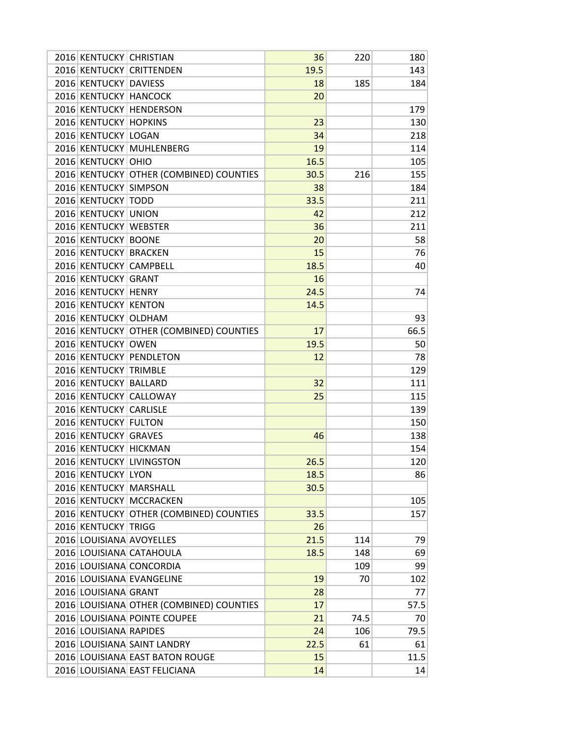| | | | | | |
|---|---|---|---|---|---|
| 2016 | KENTUCKY | CHRISTIAN | 36 | 220 | 180 |
| 2016 | KENTUCKY | CRITTENDEN | 19.5 | | 143 |
| 2016 | KENTUCKY | DAVIESS | 18 | 185 | 184 |
| 2016 | KENTUCKY | HANCOCK | 20 | | |
| 2016 | KENTUCKY | HENDERSON | | | 179 |
| 2016 | KENTUCKY | HOPKINS | 23 | | 130 |
| 2016 | KENTUCKY | LOGAN | 34 | | 218 |
| 2016 | KENTUCKY | MUHLENBERG | 19 | | 114 |
| 2016 | KENTUCKY | OHIO | 16.5 | | 105 |
| 2016 | KENTUCKY | OTHER (COMBINED) COUNTIES | 30.5 | 216 | 155 |
| 2016 | KENTUCKY | SIMPSON | 38 | | 184 |
| 2016 | KENTUCKY | TODD | 33.5 | | 211 |
| 2016 | KENTUCKY | UNION | 42 | | 212 |
| 2016 | KENTUCKY | WEBSTER | 36 | | 211 |
| 2016 | KENTUCKY | BOONE | 20 | | 58 |
| 2016 | KENTUCKY | BRACKEN | 15 | | 76 |
| 2016 | KENTUCKY | CAMPBELL | 18.5 | | 40 |
| 2016 | KENTUCKY | GRANT | 16 | | |
| 2016 | KENTUCKY | HENRY | 24.5 | | 74 |
| 2016 | KENTUCKY | KENTON | 14.5 | | |
| 2016 | KENTUCKY | OLDHAM | | | 93 |
| 2016 | KENTUCKY | OTHER (COMBINED) COUNTIES | 17 | | 66.5 |
| 2016 | KENTUCKY | OWEN | 19.5 | | 50 |
| 2016 | KENTUCKY | PENDLETON | 12 | | 78 |
| 2016 | KENTUCKY | TRIMBLE | | | 129 |
| 2016 | KENTUCKY | BALLARD | 32 | | 111 |
| 2016 | KENTUCKY | CALLOWAY | 25 | | 115 |
| 2016 | KENTUCKY | CARLISLE | | | 139 |
| 2016 | KENTUCKY | FULTON | | | 150 |
| 2016 | KENTUCKY | GRAVES | 46 | | 138 |
| 2016 | KENTUCKY | HICKMAN | | | 154 |
| 2016 | KENTUCKY | LIVINGSTON | 26.5 | | 120 |
| 2016 | KENTUCKY | LYON | 18.5 | | 86 |
| 2016 | KENTUCKY | MARSHALL | 30.5 | | |
| 2016 | KENTUCKY | MCCRACKEN | | | 105 |
| 2016 | KENTUCKY | OTHER (COMBINED) COUNTIES | 33.5 | | 157 |
| 2016 | KENTUCKY | TRIGG | 26 | | |
| 2016 | LOUISIANA | AVOYELLES | 21.5 | 114 | 79 |
| 2016 | LOUISIANA | CATAHOULA | 18.5 | 148 | 69 |
| 2016 | LOUISIANA | CONCORDIA | | 109 | 99 |
| 2016 | LOUISIANA | EVANGELINE | 19 | 70 | 102 |
| 2016 | LOUISIANA | GRANT | 28 | | 77 |
| 2016 | LOUISIANA | OTHER (COMBINED) COUNTIES | 17 | | 57.5 |
| 2016 | LOUISIANA | POINTE COUPEE | 21 | 74.5 | 70 |
| 2016 | LOUISIANA | RAPIDES | 24 | 106 | 79.5 |
| 2016 | LOUISIANA | SAINT LANDRY | 22.5 | 61 | 61 |
| 2016 | LOUISIANA | EAST BATON ROUGE | 15 | | 11.5 |
| 2016 | LOUISIANA | EAST FELICIANA | 14 | | 14 |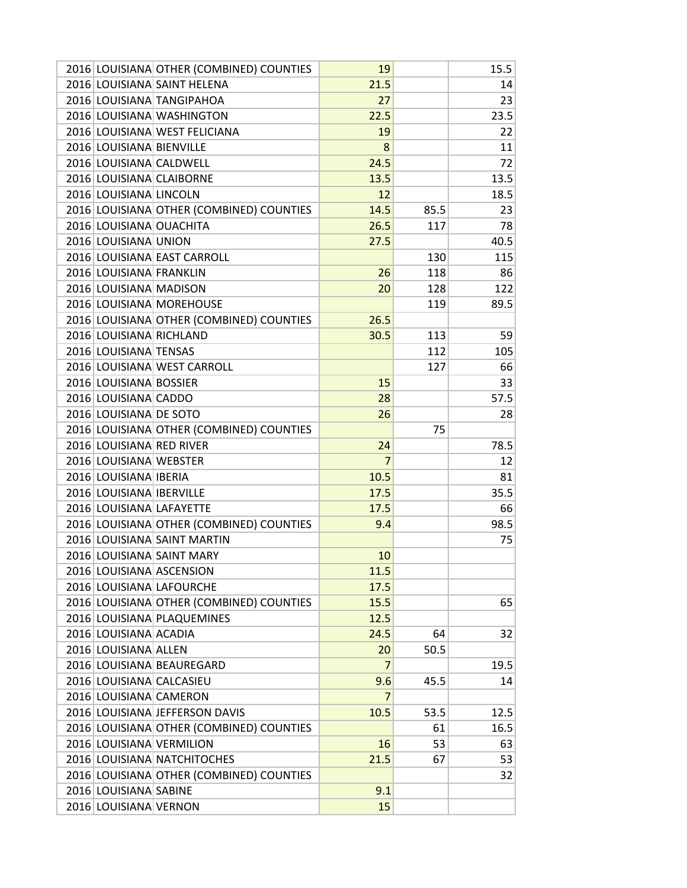| | | | | | |
|---|---|---|---|---|---|
| 2016 | LOUISIANA | OTHER (COMBINED) COUNTIES | 19 | | 15.5 |
| 2016 | LOUISIANA | SAINT HELENA | 21.5 | | 14 |
| 2016 | LOUISIANA | TANGIPAHOA | 27 | | 23 |
| 2016 | LOUISIANA | WASHINGTON | 22.5 | | 23.5 |
| 2016 | LOUISIANA | WEST FELICIANA | 19 | | 22 |
| 2016 | LOUISIANA | BIENVILLE | 8 | | 11 |
| 2016 | LOUISIANA | CALDWELL | 24.5 | | 72 |
| 2016 | LOUISIANA | CLAIBORNE | 13.5 | | 13.5 |
| 2016 | LOUISIANA | LINCOLN | 12 | | 18.5 |
| 2016 | LOUISIANA | OTHER (COMBINED) COUNTIES | 14.5 | 85.5 | 23 |
| 2016 | LOUISIANA | OUACHITA | 26.5 | 117 | 78 |
| 2016 | LOUISIANA | UNION | 27.5 | | 40.5 |
| 2016 | LOUISIANA | EAST CARROLL | | 130 | 115 |
| 2016 | LOUISIANA | FRANKLIN | 26 | 118 | 86 |
| 2016 | LOUISIANA | MADISON | 20 | 128 | 122 |
| 2016 | LOUISIANA | MOREHOUSE | | 119 | 89.5 |
| 2016 | LOUISIANA | OTHER (COMBINED) COUNTIES | 26.5 | | |
| 2016 | LOUISIANA | RICHLAND | 30.5 | 113 | 59 |
| 2016 | LOUISIANA | TENSAS | | 112 | 105 |
| 2016 | LOUISIANA | WEST CARROLL | | 127 | 66 |
| 2016 | LOUISIANA | BOSSIER | 15 | | 33 |
| 2016 | LOUISIANA | CADDO | 28 | | 57.5 |
| 2016 | LOUISIANA | DE SOTO | 26 | | 28 |
| 2016 | LOUISIANA | OTHER (COMBINED) COUNTIES | | 75 | |
| 2016 | LOUISIANA | RED RIVER | 24 | | 78.5 |
| 2016 | LOUISIANA | WEBSTER | 7 | | 12 |
| 2016 | LOUISIANA | IBERIA | 10.5 | | 81 |
| 2016 | LOUISIANA | IBERVILLE | 17.5 | | 35.5 |
| 2016 | LOUISIANA | LAFAYETTE | 17.5 | | 66 |
| 2016 | LOUISIANA | OTHER (COMBINED) COUNTIES | 9.4 | | 98.5 |
| 2016 | LOUISIANA | SAINT MARTIN | | | 75 |
| 2016 | LOUISIANA | SAINT MARY | 10 | | |
| 2016 | LOUISIANA | ASCENSION | 11.5 | | |
| 2016 | LOUISIANA | LAFOURCHE | 17.5 | | |
| 2016 | LOUISIANA | OTHER (COMBINED) COUNTIES | 15.5 | | 65 |
| 2016 | LOUISIANA | PLAQUEMINES | 12.5 | | |
| 2016 | LOUISIANA | ACADIA | 24.5 | 64 | 32 |
| 2016 | LOUISIANA | ALLEN | 20 | 50.5 | |
| 2016 | LOUISIANA | BEAUREGARD | 7 | | 19.5 |
| 2016 | LOUISIANA | CALCASIEU | 9.6 | 45.5 | 14 |
| 2016 | LOUISIANA | CAMERON | 7 | | |
| 2016 | LOUISIANA | JEFFERSON DAVIS | 10.5 | 53.5 | 12.5 |
| 2016 | LOUISIANA | OTHER (COMBINED) COUNTIES | | 61 | 16.5 |
| 2016 | LOUISIANA | VERMILION | 16 | 53 | 63 |
| 2016 | LOUISIANA | NATCHITOCHES | 21.5 | 67 | 53 |
| 2016 | LOUISIANA | OTHER (COMBINED) COUNTIES | | | 32 |
| 2016 | LOUISIANA | SABINE | 9.1 | | |
| 2016 | LOUISIANA | VERNON | 15 | | |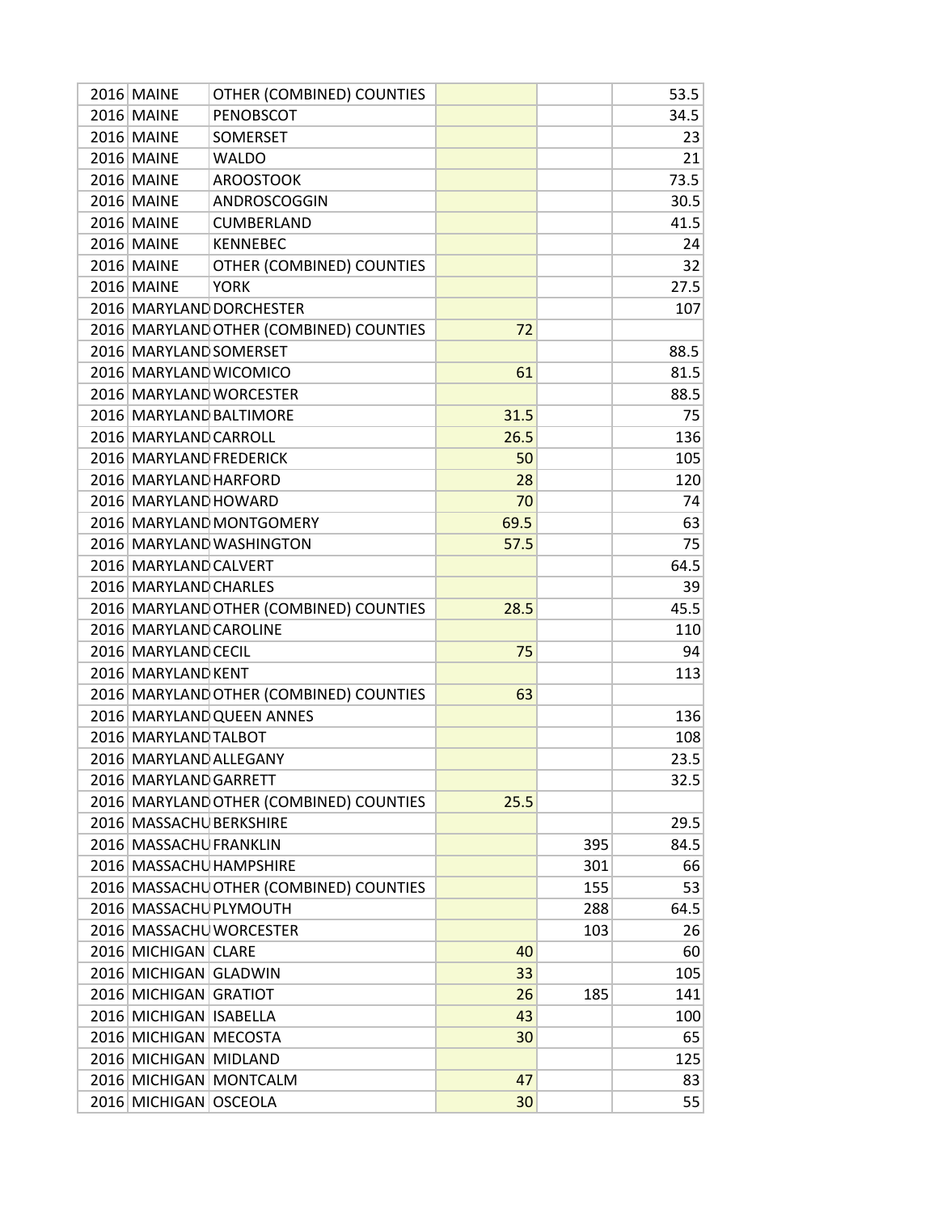| | | | | | |
|---|---|---|---|---|---|
| 2016 | MAINE | OTHER (COMBINED) COUNTIES | | | 53.5 |
| 2016 | MAINE | PENOBSCOT | | | 34.5 |
| 2016 | MAINE | SOMERSET | | | 23 |
| 2016 | MAINE | WALDO | | | 21 |
| 2016 | MAINE | AROOSTOOK | | | 73.5 |
| 2016 | MAINE | ANDROSCOGGIN | | | 30.5 |
| 2016 | MAINE | CUMBERLAND | | | 41.5 |
| 2016 | MAINE | KENNEBEC | | | 24 |
| 2016 | MAINE | OTHER (COMBINED) COUNTIES | | | 32 |
| 2016 | MAINE | YORK | | | 27.5 |
| 2016 | MARYLAND | DORCHESTER | | | 107 |
| 2016 | MARYLAND | OTHER (COMBINED) COUNTIES | 72 | | |
| 2016 | MARYLAND | SOMERSET | | | 88.5 |
| 2016 | MARYLAND | WICOMICO | 61 | | 81.5 |
| 2016 | MARYLAND | WORCESTER | | | 88.5 |
| 2016 | MARYLAND | BALTIMORE | 31.5 | | 75 |
| 2016 | MARYLAND | CARROLL | 26.5 | | 136 |
| 2016 | MARYLAND | FREDERICK | 50 | | 105 |
| 2016 | MARYLAND | HARFORD | 28 | | 120 |
| 2016 | MARYLAND | HOWARD | 70 | | 74 |
| 2016 | MARYLAND | MONTGOMERY | 69.5 | | 63 |
| 2016 | MARYLAND | WASHINGTON | 57.5 | | 75 |
| 2016 | MARYLAND | CALVERT | | | 64.5 |
| 2016 | MARYLAND | CHARLES | | | 39 |
| 2016 | MARYLAND | OTHER (COMBINED) COUNTIES | 28.5 | | 45.5 |
| 2016 | MARYLAND | CAROLINE | | | 110 |
| 2016 | MARYLAND | CECIL | 75 | | 94 |
| 2016 | MARYLAND | KENT | | | 113 |
| 2016 | MARYLAND | OTHER (COMBINED) COUNTIES | 63 | | |
| 2016 | MARYLAND | QUEEN ANNES | | | 136 |
| 2016 | MARYLAND | TALBOT | | | 108 |
| 2016 | MARYLAND | ALLEGANY | | | 23.5 |
| 2016 | MARYLAND | GARRETT | | | 32.5 |
| 2016 | MARYLAND | OTHER (COMBINED) COUNTIES | 25.5 | | |
| 2016 | MASSACHU | BERKSHIRE | | | 29.5 |
| 2016 | MASSACHU | FRANKLIN | | 395 | 84.5 |
| 2016 | MASSACHU | HAMPSHIRE | | 301 | 66 |
| 2016 | MASSACHU | OTHER (COMBINED) COUNTIES | | 155 | 53 |
| 2016 | MASSACHU | PLYMOUTH | | 288 | 64.5 |
| 2016 | MASSACHU | WORCESTER | | 103 | 26 |
| 2016 | MICHIGAN | CLARE | 40 | | 60 |
| 2016 | MICHIGAN | GLADWIN | 33 | | 105 |
| 2016 | MICHIGAN | GRATIOT | 26 | 185 | 141 |
| 2016 | MICHIGAN | ISABELLA | 43 | | 100 |
| 2016 | MICHIGAN | MECOSTA | 30 | | 65 |
| 2016 | MICHIGAN | MIDLAND | | | 125 |
| 2016 | MICHIGAN | MONTCALM | 47 | | 83 |
| 2016 | MICHIGAN | OSCEOLA | 30 | | 55 |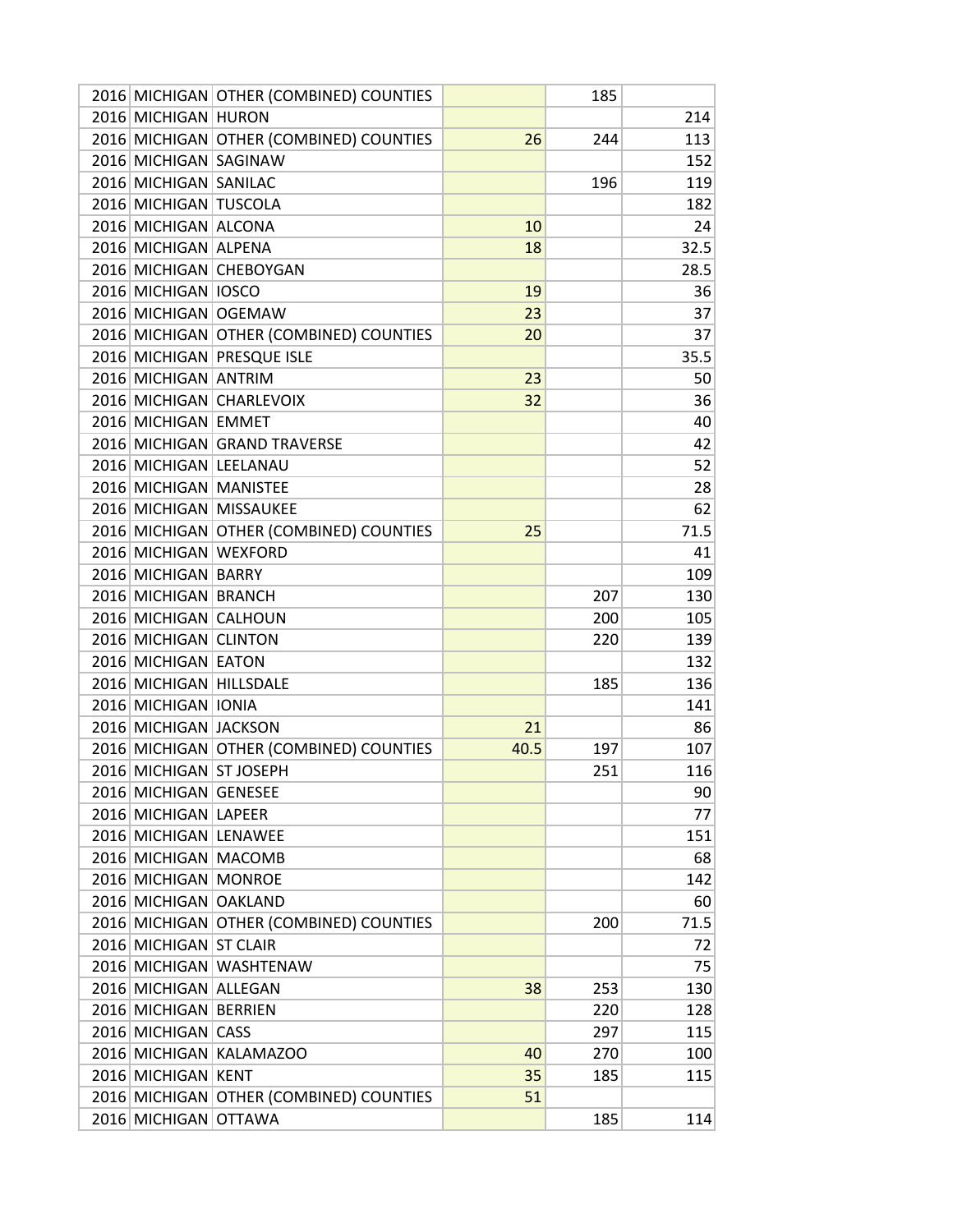| | | | | | |
|---|---|---|---|---|---|
| 2016 | MICHIGAN | OTHER (COMBINED) COUNTIES | | 185 | |
| 2016 | MICHIGAN | HURON | | | 214 |
| 2016 | MICHIGAN | OTHER (COMBINED) COUNTIES | 26 | 244 | 113 |
| 2016 | MICHIGAN | SAGINAW | | | 152 |
| 2016 | MICHIGAN | SANILAC | | 196 | 119 |
| 2016 | MICHIGAN | TUSCOLA | | | 182 |
| 2016 | MICHIGAN | ALCONA | 10 | | 24 |
| 2016 | MICHIGAN | ALPENA | 18 | | 32.5 |
| 2016 | MICHIGAN | CHEBOYGAN | | | 28.5 |
| 2016 | MICHIGAN | IOSCO | 19 | | 36 |
| 2016 | MICHIGAN | OGEMAW | 23 | | 37 |
| 2016 | MICHIGAN | OTHER (COMBINED) COUNTIES | 20 | | 37 |
| 2016 | MICHIGAN | PRESQUE ISLE | | | 35.5 |
| 2016 | MICHIGAN | ANTRIM | 23 | | 50 |
| 2016 | MICHIGAN | CHARLEVOIX | 32 | | 36 |
| 2016 | MICHIGAN | EMMET | | | 40 |
| 2016 | MICHIGAN | GRAND TRAVERSE | | | 42 |
| 2016 | MICHIGAN | LEELANAU | | | 52 |
| 2016 | MICHIGAN | MANISTEE | | | 28 |
| 2016 | MICHIGAN | MISSAUKEE | | | 62 |
| 2016 | MICHIGAN | OTHER (COMBINED) COUNTIES | 25 | | 71.5 |
| 2016 | MICHIGAN | WEXFORD | | | 41 |
| 2016 | MICHIGAN | BARRY | | | 109 |
| 2016 | MICHIGAN | BRANCH | | 207 | 130 |
| 2016 | MICHIGAN | CALHOUN | | 200 | 105 |
| 2016 | MICHIGAN | CLINTON | | 220 | 139 |
| 2016 | MICHIGAN | EATON | | | 132 |
| 2016 | MICHIGAN | HILLSDALE | | 185 | 136 |
| 2016 | MICHIGAN | IONIA | | | 141 |
| 2016 | MICHIGAN | JACKSON | 21 | | 86 |
| 2016 | MICHIGAN | OTHER (COMBINED) COUNTIES | 40.5 | 197 | 107 |
| 2016 | MICHIGAN | ST JOSEPH | | 251 | 116 |
| 2016 | MICHIGAN | GENESEE | | | 90 |
| 2016 | MICHIGAN | LAPEER | | | 77 |
| 2016 | MICHIGAN | LENAWEE | | | 151 |
| 2016 | MICHIGAN | MACOMB | | | 68 |
| 2016 | MICHIGAN | MONROE | | | 142 |
| 2016 | MICHIGAN | OAKLAND | | | 60 |
| 2016 | MICHIGAN | OTHER (COMBINED) COUNTIES | | 200 | 71.5 |
| 2016 | MICHIGAN | ST CLAIR | | | 72 |
| 2016 | MICHIGAN | WASHTENAW | | | 75 |
| 2016 | MICHIGAN | ALLEGAN | 38 | 253 | 130 |
| 2016 | MICHIGAN | BERRIEN | | 220 | 128 |
| 2016 | MICHIGAN | CASS | | 297 | 115 |
| 2016 | MICHIGAN | KALAMAZOO | 40 | 270 | 100 |
| 2016 | MICHIGAN | KENT | 35 | 185 | 115 |
| 2016 | MICHIGAN | OTHER (COMBINED) COUNTIES | 51 | | |
| 2016 | MICHIGAN | OTTAWA | | 185 | 114 |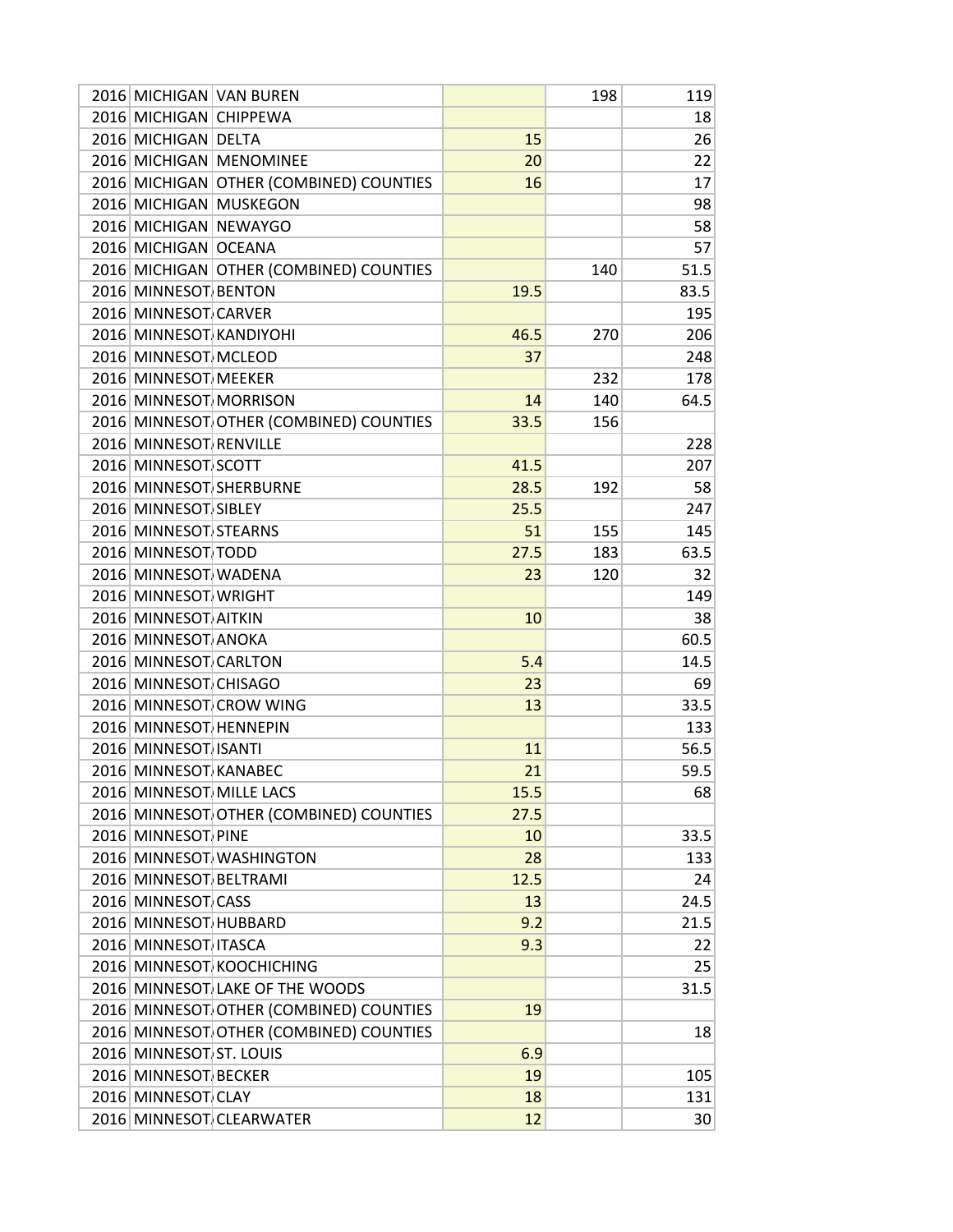| | | | | | |
|---|---|---|---|---|---|
| 2016 | MICHIGAN | VAN BUREN | | 198 | 119 |
| 2016 | MICHIGAN | CHIPPEWA | | | 18 |
| 2016 | MICHIGAN | DELTA | 15 | | 26 |
| 2016 | MICHIGAN | MENOMINEE | 20 | | 22 |
| 2016 | MICHIGAN | OTHER (COMBINED) COUNTIES | 16 | | 17 |
| 2016 | MICHIGAN | MUSKEGON | | | 98 |
| 2016 | MICHIGAN | NEWAYGO | | | 58 |
| 2016 | MICHIGAN | OCEANA | | | 57 |
| 2016 | MICHIGAN | OTHER (COMBINED) COUNTIES | | 140 | 51.5 |
| 2016 | MINNESOT | BENTON | 19.5 | | 83.5 |
| 2016 | MINNESOT | CARVER | | | 195 |
| 2016 | MINNESOT | KANDIYOHI | 46.5 | 270 | 206 |
| 2016 | MINNESOT | MCLEOD | 37 | | 248 |
| 2016 | MINNESOT | MEEKER | | 232 | 178 |
| 2016 | MINNESOT | MORRISON | 14 | 140 | 64.5 |
| 2016 | MINNESOT | OTHER (COMBINED) COUNTIES | 33.5 | 156 | |
| 2016 | MINNESOT | RENVILLE | | | 228 |
| 2016 | MINNESOT | SCOTT | 41.5 | | 207 |
| 2016 | MINNESOT | SHERBURNE | 28.5 | 192 | 58 |
| 2016 | MINNESOT | SIBLEY | 25.5 | | 247 |
| 2016 | MINNESOT | STEARNS | 51 | 155 | 145 |
| 2016 | MINNESOT | TODD | 27.5 | 183 | 63.5 |
| 2016 | MINNESOT | WADENA | 23 | 120 | 32 |
| 2016 | MINNESOT | WRIGHT | | | 149 |
| 2016 | MINNESOT | AITKIN | 10 | | 38 |
| 2016 | MINNESOT | ANOKA | | | 60.5 |
| 2016 | MINNESOT | CARLTON | 5.4 | | 14.5 |
| 2016 | MINNESOT | CHISAGO | 23 | | 69 |
| 2016 | MINNESOT | CROW WING | 13 | | 33.5 |
| 2016 | MINNESOT | HENNEPIN | | | 133 |
| 2016 | MINNESOT | ISANTI | 11 | | 56.5 |
| 2016 | MINNESOT | KANABEC | 21 | | 59.5 |
| 2016 | MINNESOT | MILLE LACS | 15.5 | | 68 |
| 2016 | MINNESOT | OTHER (COMBINED) COUNTIES | 27.5 | | |
| 2016 | MINNESOT | PINE | 10 | | 33.5 |
| 2016 | MINNESOT | WASHINGTON | 28 | | 133 |
| 2016 | MINNESOT | BELTRAMI | 12.5 | | 24 |
| 2016 | MINNESOT | CASS | 13 | | 24.5 |
| 2016 | MINNESOT | HUBBARD | 9.2 | | 21.5 |
| 2016 | MINNESOT | ITASCA | 9.3 | | 22 |
| 2016 | MINNESOT | KOOCHICHING | | | 25 |
| 2016 | MINNESOT | LAKE OF THE WOODS | | | 31.5 |
| 2016 | MINNESOT | OTHER (COMBINED) COUNTIES | 19 | | |
| 2016 | MINNESOT | OTHER (COMBINED) COUNTIES | | | 18 |
| 2016 | MINNESOT | ST. LOUIS | 6.9 | | |
| 2016 | MINNESOT | BECKER | 19 | | 105 |
| 2016 | MINNESOT | CLAY | 18 | | 131 |
| 2016 | MINNESOT | CLEARWATER | 12 | | 30 |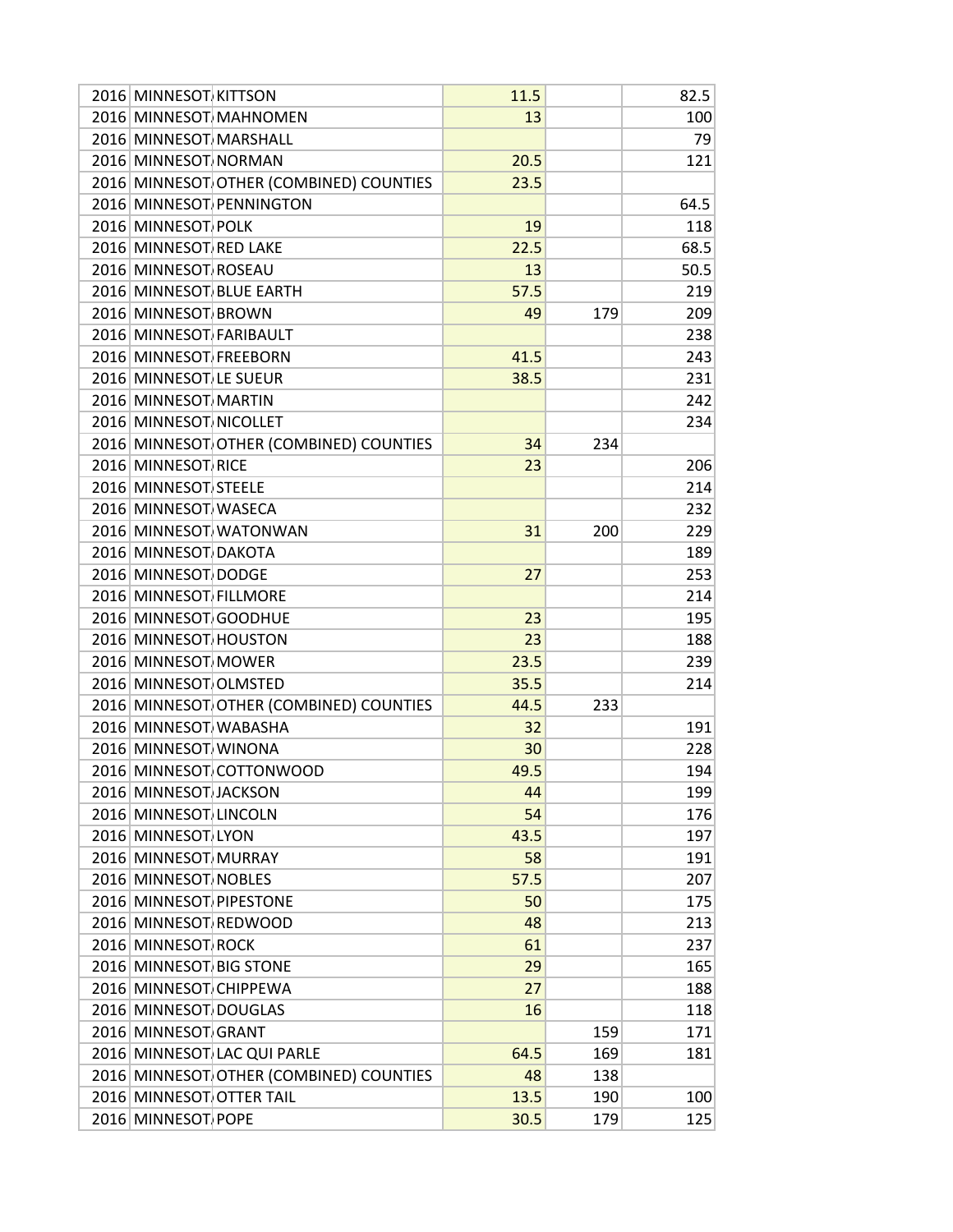| | | | | | |
|---|---|---|---|---|---|
| 2016 | MINNESOTA | KITTSON | 11.5 | | 82.5 |
| 2016 | MINNESOTA | MAHNOMEN | 13 | | 100 |
| 2016 | MINNESOTA | MARSHALL | | | 79 |
| 2016 | MINNESOTA | NORMAN | 20.5 | | 121 |
| 2016 | MINNESOTA | OTHER (COMBINED) COUNTIES | 23.5 | | |
| 2016 | MINNESOTA | PENNINGTON | | | 64.5 |
| 2016 | MINNESOTA | POLK | 19 | | 118 |
| 2016 | MINNESOTA | RED LAKE | 22.5 | | 68.5 |
| 2016 | MINNESOTA | ROSEAU | 13 | | 50.5 |
| 2016 | MINNESOTA | BLUE EARTH | 57.5 | | 219 |
| 2016 | MINNESOTA | BROWN | 49 | 179 | 209 |
| 2016 | MINNESOTA | FARIBAULT | | | 238 |
| 2016 | MINNESOTA | FREEBORN | 41.5 | | 243 |
| 2016 | MINNESOTA | LE SUEUR | 38.5 | | 231 |
| 2016 | MINNESOTA | MARTIN | | | 242 |
| 2016 | MINNESOTA | NICOLLET | | | 234 |
| 2016 | MINNESOTA | OTHER (COMBINED) COUNTIES | 34 | 234 | |
| 2016 | MINNESOTA | RICE | 23 | | 206 |
| 2016 | MINNESOTA | STEELE | | | 214 |
| 2016 | MINNESOTA | WASECA | | | 232 |
| 2016 | MINNESOTA | WATONWAN | 31 | 200 | 229 |
| 2016 | MINNESOTA | DAKOTA | | | 189 |
| 2016 | MINNESOTA | DODGE | 27 | | 253 |
| 2016 | MINNESOTA | FILLMORE | | | 214 |
| 2016 | MINNESOTA | GOODHUE | 23 | | 195 |
| 2016 | MINNESOTA | HOUSTON | 23 | | 188 |
| 2016 | MINNESOTA | MOWER | 23.5 | | 239 |
| 2016 | MINNESOTA | OLMSTED | 35.5 | | 214 |
| 2016 | MINNESOTA | OTHER (COMBINED) COUNTIES | 44.5 | 233 | |
| 2016 | MINNESOTA | WABASHA | 32 | | 191 |
| 2016 | MINNESOTA | WINONA | 30 | | 228 |
| 2016 | MINNESOTA | COTTONWOOD | 49.5 | | 194 |
| 2016 | MINNESOTA | JACKSON | 44 | | 199 |
| 2016 | MINNESOTA | LINCOLN | 54 | | 176 |
| 2016 | MINNESOTA | LYON | 43.5 | | 197 |
| 2016 | MINNESOTA | MURRAY | 58 | | 191 |
| 2016 | MINNESOTA | NOBLES | 57.5 | | 207 |
| 2016 | MINNESOTA | PIPESTONE | 50 | | 175 |
| 2016 | MINNESOTA | REDWOOD | 48 | | 213 |
| 2016 | MINNESOTA | ROCK | 61 | | 237 |
| 2016 | MINNESOTA | BIG STONE | 29 | | 165 |
| 2016 | MINNESOTA | CHIPPEWA | 27 | | 188 |
| 2016 | MINNESOTA | DOUGLAS | 16 | | 118 |
| 2016 | MINNESOTA | GRANT | | 159 | 171 |
| 2016 | MINNESOTA | LAC QUI PARLE | 64.5 | 169 | 181 |
| 2016 | MINNESOTA | OTHER (COMBINED) COUNTIES | 48 | 138 | |
| 2016 | MINNESOTA | OTTER TAIL | 13.5 | 190 | 100 |
| 2016 | MINNESOTA | POPE | 30.5 | 179 | 125 |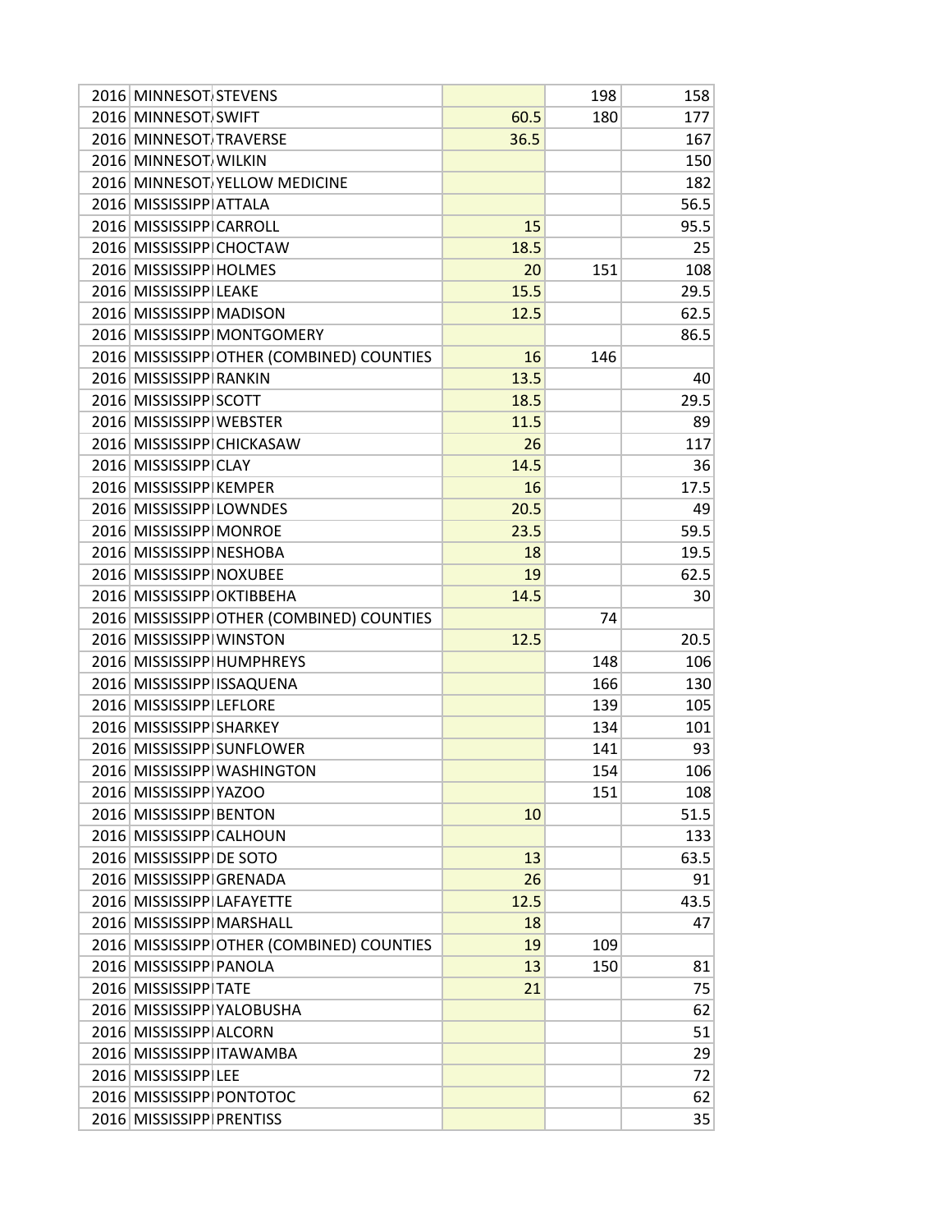| | | | | | |
|---|---|---|---|---|---|
| 2016 | MINNESOTA | STEVENS | | 198 | 158 |
| 2016 | MINNESOTA | SWIFT | 60.5 | 180 | 177 |
| 2016 | MINNESOTA | TRAVERSE | 36.5 | | 167 |
| 2016 | MINNESOTA | WILKIN | | | 150 |
| 2016 | MINNESOTA | YELLOW MEDICINE | | | 182 |
| 2016 | MISSISSIPPI | ATTALA | | | 56.5 |
| 2016 | MISSISSIPPI | CARROLL | 15 | | 95.5 |
| 2016 | MISSISSIPPI | CHOCTAW | 18.5 | | 25 |
| 2016 | MISSISSIPPI | HOLMES | 20 | 151 | 108 |
| 2016 | MISSISSIPPI | LEAKE | 15.5 | | 29.5 |
| 2016 | MISSISSIPPI | MADISON | 12.5 | | 62.5 |
| 2016 | MISSISSIPPI | MONTGOMERY | | | 86.5 |
| 2016 | MISSISSIPPI | OTHER (COMBINED) COUNTIES | 16 | 146 | |
| 2016 | MISSISSIPPI | RANKIN | 13.5 | | 40 |
| 2016 | MISSISSIPPI | SCOTT | 18.5 | | 29.5 |
| 2016 | MISSISSIPPI | WEBSTER | 11.5 | | 89 |
| 2016 | MISSISSIPPI | CHICKASAW | 26 | | 117 |
| 2016 | MISSISSIPPI | CLAY | 14.5 | | 36 |
| 2016 | MISSISSIPPI | KEMPER | 16 | | 17.5 |
| 2016 | MISSISSIPPI | LOWNDES | 20.5 | | 49 |
| 2016 | MISSISSIPPI | MONROE | 23.5 | | 59.5 |
| 2016 | MISSISSIPPI | NESHOBA | 18 | | 19.5 |
| 2016 | MISSISSIPPI | NOXUBEE | 19 | | 62.5 |
| 2016 | MISSISSIPPI | OKTIBBEHA | 14.5 | | 30 |
| 2016 | MISSISSIPPI | OTHER (COMBINED) COUNTIES | | 74 | |
| 2016 | MISSISSIPPI | WINSTON | 12.5 | | 20.5 |
| 2016 | MISSISSIPPI | HUMPHREYS | | 148 | 106 |
| 2016 | MISSISSIPPI | ISSAQUENA | | 166 | 130 |
| 2016 | MISSISSIPPI | LEFLORE | | 139 | 105 |
| 2016 | MISSISSIPPI | SHARKEY | | 134 | 101 |
| 2016 | MISSISSIPPI | SUNFLOWER | | 141 | 93 |
| 2016 | MISSISSIPPI | WASHINGTON | | 154 | 106 |
| 2016 | MISSISSIPPI | YAZOO | | 151 | 108 |
| 2016 | MISSISSIPPI | BENTON | 10 | | 51.5 |
| 2016 | MISSISSIPPI | CALHOUN | | | 133 |
| 2016 | MISSISSIPPI | DE SOTO | 13 | | 63.5 |
| 2016 | MISSISSIPPI | GRENADA | 26 | | 91 |
| 2016 | MISSISSIPPI | LAFAYETTE | 12.5 | | 43.5 |
| 2016 | MISSISSIPPI | MARSHALL | 18 | | 47 |
| 2016 | MISSISSIPPI | OTHER (COMBINED) COUNTIES | 19 | 109 | |
| 2016 | MISSISSIPPI | PANOLA | 13 | 150 | 81 |
| 2016 | MISSISSIPPI | TATE | 21 | | 75 |
| 2016 | MISSISSIPPI | YALOBUSHA | | | 62 |
| 2016 | MISSISSIPPI | ALCORN | | | 51 |
| 2016 | MISSISSIPPI | ITAWAMBA | | | 29 |
| 2016 | MISSISSIPPI | LEE | | | 72 |
| 2016 | MISSISSIPPI | PONTOTOC | | | 62 |
| 2016 | MISSISSIPPI | PRENTISS | | | 35 |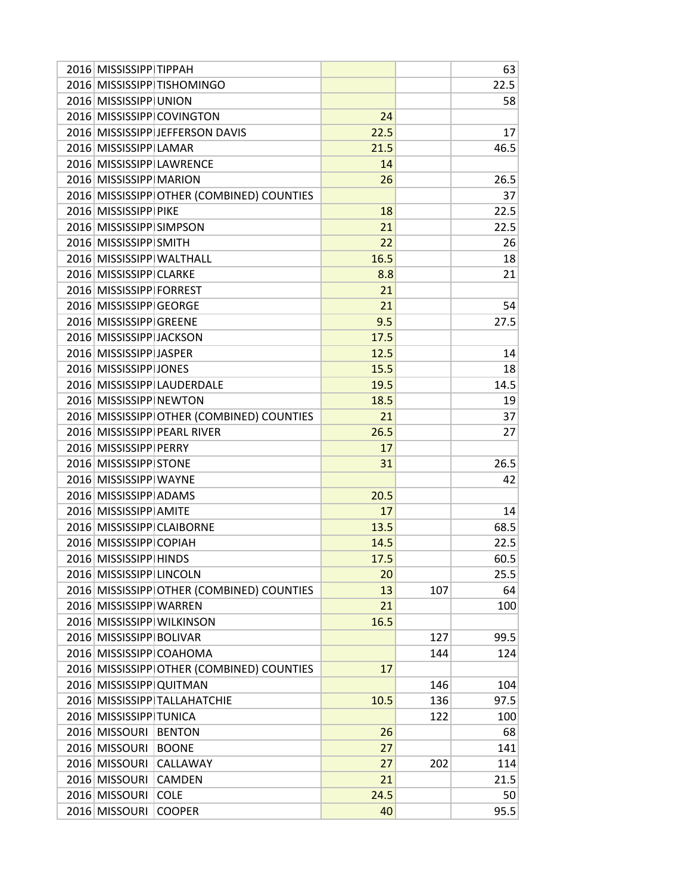| | | | | | |
|---|---|---|---|---|---|
| 2016 | MISSISSIPPI | TIPPAH | | | 63 |
| 2016 | MISSISSIPPI | TISHOMINGO | | | 22.5 |
| 2016 | MISSISSIPPI | UNION | | | 58 |
| 2016 | MISSISSIPPI | COVINGTON | 24 | | |
| 2016 | MISSISSIPPI | JEFFERSON DAVIS | 22.5 | | 17 |
| 2016 | MISSISSIPPI | LAMAR | 21.5 | | 46.5 |
| 2016 | MISSISSIPPI | LAWRENCE | 14 | | |
| 2016 | MISSISSIPPI | MARION | 26 | | 26.5 |
| 2016 | MISSISSIPPI | OTHER (COMBINED) COUNTIES | | | 37 |
| 2016 | MISSISSIPPI | PIKE | 18 | | 22.5 |
| 2016 | MISSISSIPPI | SIMPSON | 21 | | 22.5 |
| 2016 | MISSISSIPPI | SMITH | 22 | | 26 |
| 2016 | MISSISSIPPI | WALTHALL | 16.5 | | 18 |
| 2016 | MISSISSIPPI | CLARKE | 8.8 | | 21 |
| 2016 | MISSISSIPPI | FORREST | 21 | | |
| 2016 | MISSISSIPPI | GEORGE | 21 | | 54 |
| 2016 | MISSISSIPPI | GREENE | 9.5 | | 27.5 |
| 2016 | MISSISSIPPI | JACKSON | 17.5 | | |
| 2016 | MISSISSIPPI | JASPER | 12.5 | | 14 |
| 2016 | MISSISSIPPI | JONES | 15.5 | | 18 |
| 2016 | MISSISSIPPI | LAUDERDALE | 19.5 | | 14.5 |
| 2016 | MISSISSIPPI | NEWTON | 18.5 | | 19 |
| 2016 | MISSISSIPPI | OTHER (COMBINED) COUNTIES | 21 | | 37 |
| 2016 | MISSISSIPPI | PEARL RIVER | 26.5 | | 27 |
| 2016 | MISSISSIPPI | PERRY | 17 | | |
| 2016 | MISSISSIPPI | STONE | 31 | | 26.5 |
| 2016 | MISSISSIPPI | WAYNE | | | 42 |
| 2016 | MISSISSIPPI | ADAMS | 20.5 | | |
| 2016 | MISSISSIPPI | AMITE | 17 | | 14 |
| 2016 | MISSISSIPPI | CLAIBORNE | 13.5 | | 68.5 |
| 2016 | MISSISSIPPI | COPIAH | 14.5 | | 22.5 |
| 2016 | MISSISSIPPI | HINDS | 17.5 | | 60.5 |
| 2016 | MISSISSIPPI | LINCOLN | 20 | | 25.5 |
| 2016 | MISSISSIPPI | OTHER (COMBINED) COUNTIES | 13 | 107 | 64 |
| 2016 | MISSISSIPPI | WARREN | 21 | | 100 |
| 2016 | MISSISSIPPI | WILKINSON | 16.5 | | |
| 2016 | MISSISSIPPI | BOLIVAR | | 127 | 99.5 |
| 2016 | MISSISSIPPI | COAHOMA | | 144 | 124 |
| 2016 | MISSISSIPPI | OTHER (COMBINED) COUNTIES | 17 | | |
| 2016 | MISSISSIPPI | QUITMAN | | 146 | 104 |
| 2016 | MISSISSIPPI | TALLAHATCHIE | 10.5 | 136 | 97.5 |
| 2016 | MISSISSIPPI | TUNICA | | 122 | 100 |
| 2016 | MISSOURI | BENTON | 26 | | 68 |
| 2016 | MISSOURI | BOONE | 27 | | 141 |
| 2016 | MISSOURI | CALLAWAY | 27 | 202 | 114 |
| 2016 | MISSOURI | CAMDEN | 21 | | 21.5 |
| 2016 | MISSOURI | COLE | 24.5 | | 50 |
| 2016 | MISSOURI | COOPER | 40 | | 95.5 |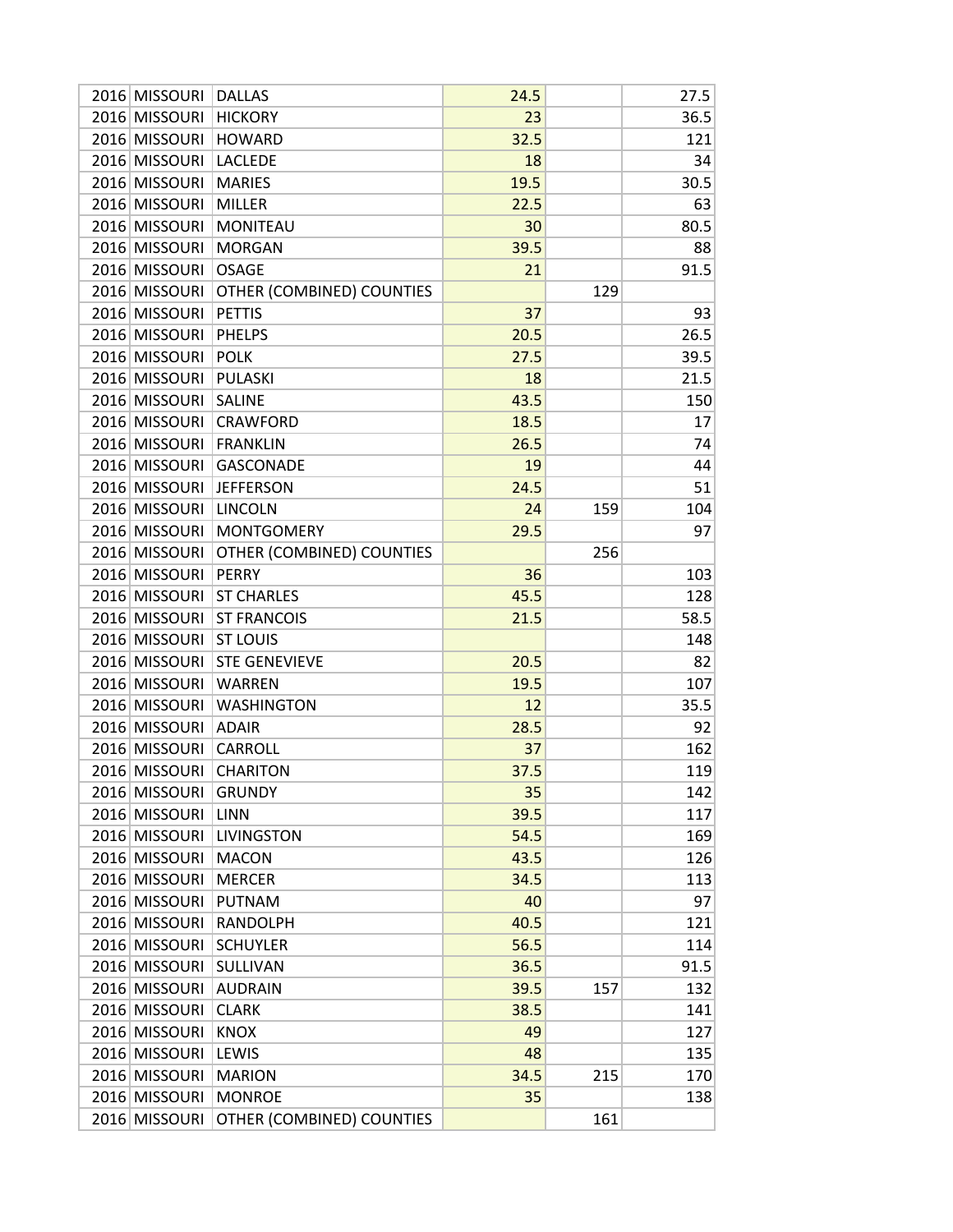| | | | | | |
|---|---|---|---|---|---|
| 2016 | MISSOURI | DALLAS | 24.5 | | 27.5 |
| 2016 | MISSOURI | HICKORY | 23 | | 36.5 |
| 2016 | MISSOURI | HOWARD | 32.5 | | 121 |
| 2016 | MISSOURI | LACLEDE | 18 | | 34 |
| 2016 | MISSOURI | MARIES | 19.5 | | 30.5 |
| 2016 | MISSOURI | MILLER | 22.5 | | 63 |
| 2016 | MISSOURI | MONITEAU | 30 | | 80.5 |
| 2016 | MISSOURI | MORGAN | 39.5 | | 88 |
| 2016 | MISSOURI | OSAGE | 21 | | 91.5 |
| 2016 | MISSOURI | OTHER (COMBINED) COUNTIES | | 129 | |
| 2016 | MISSOURI | PETTIS | 37 | | 93 |
| 2016 | MISSOURI | PHELPS | 20.5 | | 26.5 |
| 2016 | MISSOURI | POLK | 27.5 | | 39.5 |
| 2016 | MISSOURI | PULASKI | 18 | | 21.5 |
| 2016 | MISSOURI | SALINE | 43.5 | | 150 |
| 2016 | MISSOURI | CRAWFORD | 18.5 | | 17 |
| 2016 | MISSOURI | FRANKLIN | 26.5 | | 74 |
| 2016 | MISSOURI | GASCONADE | 19 | | 44 |
| 2016 | MISSOURI | JEFFERSON | 24.5 | | 51 |
| 2016 | MISSOURI | LINCOLN | 24 | 159 | 104 |
| 2016 | MISSOURI | MONTGOMERY | 29.5 | | 97 |
| 2016 | MISSOURI | OTHER (COMBINED) COUNTIES | | 256 | |
| 2016 | MISSOURI | PERRY | 36 | | 103 |
| 2016 | MISSOURI | ST CHARLES | 45.5 | | 128 |
| 2016 | MISSOURI | ST FRANCOIS | 21.5 | | 58.5 |
| 2016 | MISSOURI | ST LOUIS | | | 148 |
| 2016 | MISSOURI | STE GENEVIEVE | 20.5 | | 82 |
| 2016 | MISSOURI | WARREN | 19.5 | | 107 |
| 2016 | MISSOURI | WASHINGTON | 12 | | 35.5 |
| 2016 | MISSOURI | ADAIR | 28.5 | | 92 |
| 2016 | MISSOURI | CARROLL | 37 | | 162 |
| 2016 | MISSOURI | CHARITON | 37.5 | | 119 |
| 2016 | MISSOURI | GRUNDY | 35 | | 142 |
| 2016 | MISSOURI | LINN | 39.5 | | 117 |
| 2016 | MISSOURI | LIVINGSTON | 54.5 | | 169 |
| 2016 | MISSOURI | MACON | 43.5 | | 126 |
| 2016 | MISSOURI | MERCER | 34.5 | | 113 |
| 2016 | MISSOURI | PUTNAM | 40 | | 97 |
| 2016 | MISSOURI | RANDOLPH | 40.5 | | 121 |
| 2016 | MISSOURI | SCHUYLER | 56.5 | | 114 |
| 2016 | MISSOURI | SULLIVAN | 36.5 | | 91.5 |
| 2016 | MISSOURI | AUDRAIN | 39.5 | 157 | 132 |
| 2016 | MISSOURI | CLARK | 38.5 | | 141 |
| 2016 | MISSOURI | KNOX | 49 | | 127 |
| 2016 | MISSOURI | LEWIS | 48 | | 135 |
| 2016 | MISSOURI | MARION | 34.5 | 215 | 170 |
| 2016 | MISSOURI | MONROE | 35 | | 138 |
| 2016 | MISSOURI | OTHER (COMBINED) COUNTIES | | 161 | |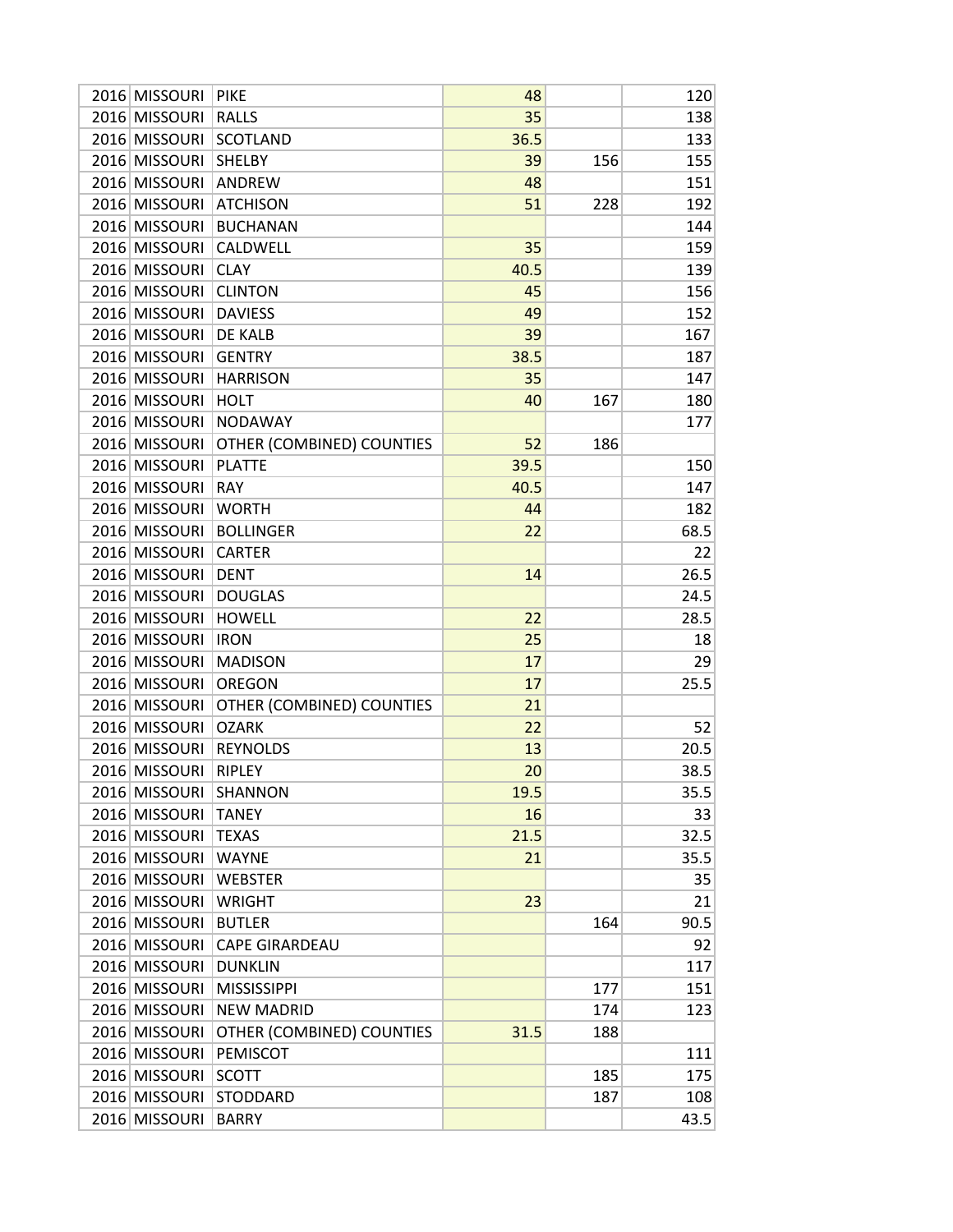| | | | | | |
|---|---|---|---|---|---|
| 2016 | MISSOURI | PIKE | 48 | | 120 |
| 2016 | MISSOURI | RALLS | 35 | | 138 |
| 2016 | MISSOURI | SCOTLAND | 36.5 | | 133 |
| 2016 | MISSOURI | SHELBY | 39 | 156 | 155 |
| 2016 | MISSOURI | ANDREW | 48 | | 151 |
| 2016 | MISSOURI | ATCHISON | 51 | 228 | 192 |
| 2016 | MISSOURI | BUCHANAN | | | 144 |
| 2016 | MISSOURI | CALDWELL | 35 | | 159 |
| 2016 | MISSOURI | CLAY | 40.5 | | 139 |
| 2016 | MISSOURI | CLINTON | 45 | | 156 |
| 2016 | MISSOURI | DAVIESS | 49 | | 152 |
| 2016 | MISSOURI | DE KALB | 39 | | 167 |
| 2016 | MISSOURI | GENTRY | 38.5 | | 187 |
| 2016 | MISSOURI | HARRISON | 35 | | 147 |
| 2016 | MISSOURI | HOLT | 40 | 167 | 180 |
| 2016 | MISSOURI | NODAWAY | | | 177 |
| 2016 | MISSOURI | OTHER (COMBINED) COUNTIES | 52 | 186 | |
| 2016 | MISSOURI | PLATTE | 39.5 | | 150 |
| 2016 | MISSOURI | RAY | 40.5 | | 147 |
| 2016 | MISSOURI | WORTH | 44 | | 182 |
| 2016 | MISSOURI | BOLLINGER | 22 | | 68.5 |
| 2016 | MISSOURI | CARTER | | | 22 |
| 2016 | MISSOURI | DENT | 14 | | 26.5 |
| 2016 | MISSOURI | DOUGLAS | | | 24.5 |
| 2016 | MISSOURI | HOWELL | 22 | | 28.5 |
| 2016 | MISSOURI | IRON | 25 | | 18 |
| 2016 | MISSOURI | MADISON | 17 | | 29 |
| 2016 | MISSOURI | OREGON | 17 | | 25.5 |
| 2016 | MISSOURI | OTHER (COMBINED) COUNTIES | 21 | | |
| 2016 | MISSOURI | OZARK | 22 | | 52 |
| 2016 | MISSOURI | REYNOLDS | 13 | | 20.5 |
| 2016 | MISSOURI | RIPLEY | 20 | | 38.5 |
| 2016 | MISSOURI | SHANNON | 19.5 | | 35.5 |
| 2016 | MISSOURI | TANEY | 16 | | 33 |
| 2016 | MISSOURI | TEXAS | 21.5 | | 32.5 |
| 2016 | MISSOURI | WAYNE | 21 | | 35.5 |
| 2016 | MISSOURI | WEBSTER | | | 35 |
| 2016 | MISSOURI | WRIGHT | 23 | | 21 |
| 2016 | MISSOURI | BUTLER | | 164 | 90.5 |
| 2016 | MISSOURI | CAPE GIRARDEAU | | | 92 |
| 2016 | MISSOURI | DUNKLIN | | | 117 |
| 2016 | MISSOURI | MISSISSIPPI | | 177 | 151 |
| 2016 | MISSOURI | NEW MADRID | | 174 | 123 |
| 2016 | MISSOURI | OTHER (COMBINED) COUNTIES | 31.5 | 188 | |
| 2016 | MISSOURI | PEMISCOT | | | 111 |
| 2016 | MISSOURI | SCOTT | | 185 | 175 |
| 2016 | MISSOURI | STODDARD | | 187 | 108 |
| 2016 | MISSOURI | BARRY | | | 43.5 |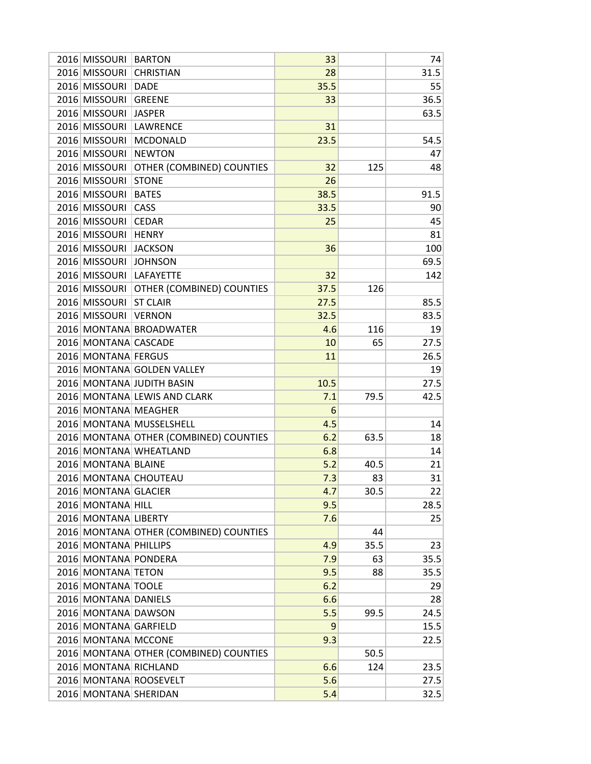| | | | | | |
|---|---|---|---|---|---|
| 2016 | MISSOURI | BARTON | 33 | | 74 |
| 2016 | MISSOURI | CHRISTIAN | 28 | | 31.5 |
| 2016 | MISSOURI | DADE | 35.5 | | 55 |
| 2016 | MISSOURI | GREENE | 33 | | 36.5 |
| 2016 | MISSOURI | JASPER | | | 63.5 |
| 2016 | MISSOURI | LAWRENCE | 31 | | |
| 2016 | MISSOURI | MCDONALD | 23.5 | | 54.5 |
| 2016 | MISSOURI | NEWTON | | | 47 |
| 2016 | MISSOURI | OTHER (COMBINED) COUNTIES | 32 | 125 | 48 |
| 2016 | MISSOURI | STONE | 26 | | |
| 2016 | MISSOURI | BATES | 38.5 | | 91.5 |
| 2016 | MISSOURI | CASS | 33.5 | | 90 |
| 2016 | MISSOURI | CEDAR | 25 | | 45 |
| 2016 | MISSOURI | HENRY | | | 81 |
| 2016 | MISSOURI | JACKSON | 36 | | 100 |
| 2016 | MISSOURI | JOHNSON | | | 69.5 |
| 2016 | MISSOURI | LAFAYETTE | 32 | | 142 |
| 2016 | MISSOURI | OTHER (COMBINED) COUNTIES | 37.5 | 126 | |
| 2016 | MISSOURI | ST CLAIR | 27.5 | | 85.5 |
| 2016 | MISSOURI | VERNON | 32.5 | | 83.5 |
| 2016 | MONTANA | BROADWATER | 4.6 | 116 | 19 |
| 2016 | MONTANA | CASCADE | 10 | 65 | 27.5 |
| 2016 | MONTANA | FERGUS | 11 | | 26.5 |
| 2016 | MONTANA | GOLDEN VALLEY | | | 19 |
| 2016 | MONTANA | JUDITH BASIN | 10.5 | | 27.5 |
| 2016 | MONTANA | LEWIS AND CLARK | 7.1 | 79.5 | 42.5 |
| 2016 | MONTANA | MEAGHER | 6 | | |
| 2016 | MONTANA | MUSSELSHELL | 4.5 | | 14 |
| 2016 | MONTANA | OTHER (COMBINED) COUNTIES | 6.2 | 63.5 | 18 |
| 2016 | MONTANA | WHEATLAND | 6.8 | | 14 |
| 2016 | MONTANA | BLAINE | 5.2 | 40.5 | 21 |
| 2016 | MONTANA | CHOUTEAU | 7.3 | 83 | 31 |
| 2016 | MONTANA | GLACIER | 4.7 | 30.5 | 22 |
| 2016 | MONTANA | HILL | 9.5 | | 28.5 |
| 2016 | MONTANA | LIBERTY | 7.6 | | 25 |
| 2016 | MONTANA | OTHER (COMBINED) COUNTIES | | 44 | |
| 2016 | MONTANA | PHILLIPS | 4.9 | 35.5 | 23 |
| 2016 | MONTANA | PONDERA | 7.9 | 63 | 35.5 |
| 2016 | MONTANA | TETON | 9.5 | 88 | 35.5 |
| 2016 | MONTANA | TOOLE | 6.2 | | 29 |
| 2016 | MONTANA | DANIELS | 6.6 | | 28 |
| 2016 | MONTANA | DAWSON | 5.5 | 99.5 | 24.5 |
| 2016 | MONTANA | GARFIELD | 9 | | 15.5 |
| 2016 | MONTANA | MCCONE | 9.3 | | 22.5 |
| 2016 | MONTANA | OTHER (COMBINED) COUNTIES | | 50.5 | |
| 2016 | MONTANA | RICHLAND | 6.6 | 124 | 23.5 |
| 2016 | MONTANA | ROOSEVELT | 5.6 | | 27.5 |
| 2016 | MONTANA | SHERIDAN | 5.4 | | 32.5 |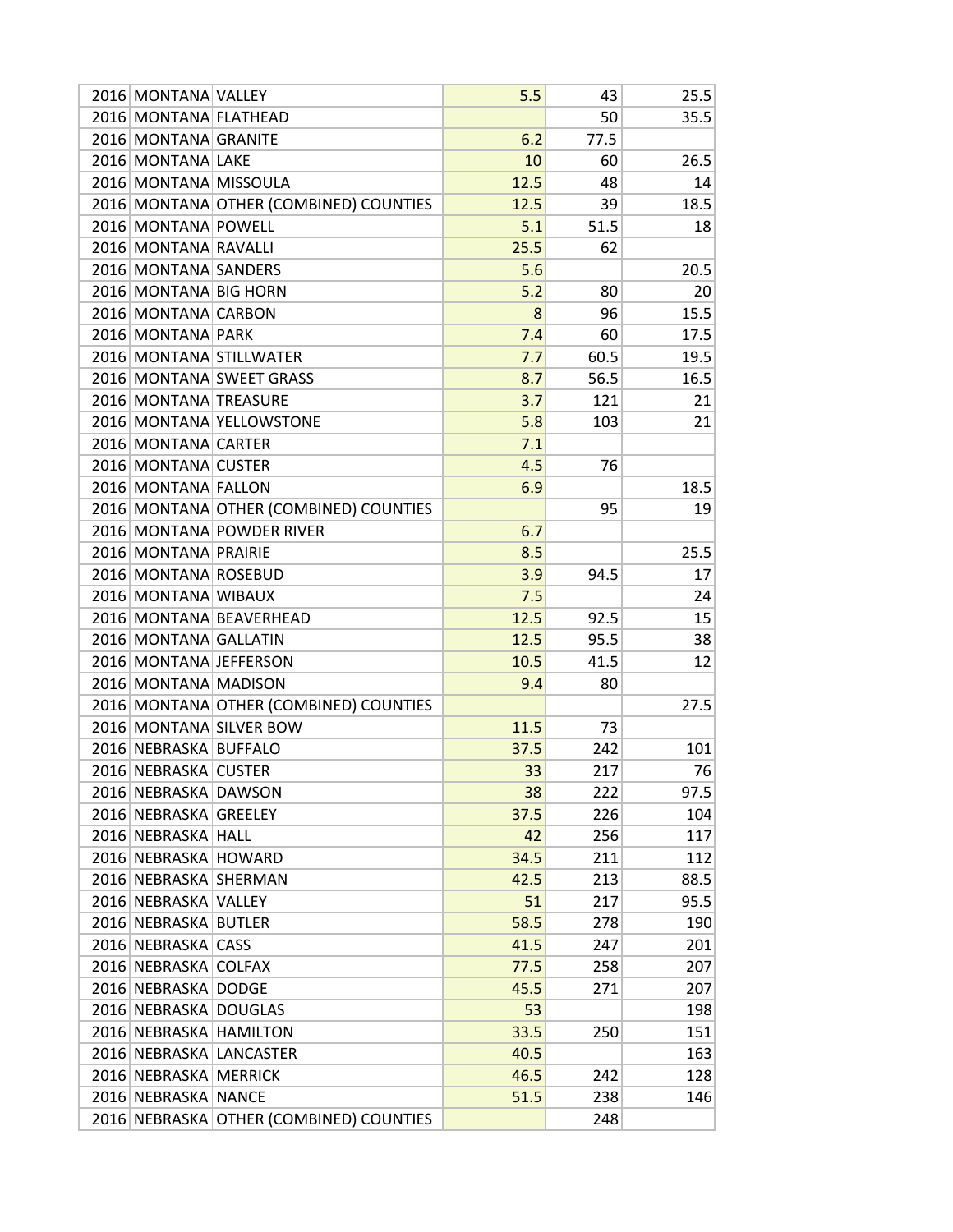| | | | | | |
|---|---|---|---|---|---|
| 2016 | MONTANA | VALLEY | 5.5 | 43 | 25.5 |
| 2016 | MONTANA | FLATHEAD | | 50 | 35.5 |
| 2016 | MONTANA | GRANITE | 6.2 | 77.5 | |
| 2016 | MONTANA | LAKE | 10 | 60 | 26.5 |
| 2016 | MONTANA | MISSOULA | 12.5 | 48 | 14 |
| 2016 | MONTANA | OTHER (COMBINED) COUNTIES | 12.5 | 39 | 18.5 |
| 2016 | MONTANA | POWELL | 5.1 | 51.5 | 18 |
| 2016 | MONTANA | RAVALLI | 25.5 | 62 | |
| 2016 | MONTANA | SANDERS | 5.6 | | 20.5 |
| 2016 | MONTANA | BIG HORN | 5.2 | 80 | 20 |
| 2016 | MONTANA | CARBON | 8 | 96 | 15.5 |
| 2016 | MONTANA | PARK | 7.4 | 60 | 17.5 |
| 2016 | MONTANA | STILLWATER | 7.7 | 60.5 | 19.5 |
| 2016 | MONTANA | SWEET GRASS | 8.7 | 56.5 | 16.5 |
| 2016 | MONTANA | TREASURE | 3.7 | 121 | 21 |
| 2016 | MONTANA | YELLOWSTONE | 5.8 | 103 | 21 |
| 2016 | MONTANA | CARTER | 7.1 | | |
| 2016 | MONTANA | CUSTER | 4.5 | 76 | |
| 2016 | MONTANA | FALLON | 6.9 | | 18.5 |
| 2016 | MONTANA | OTHER (COMBINED) COUNTIES | | 95 | 19 |
| 2016 | MONTANA | POWDER RIVER | 6.7 | | |
| 2016 | MONTANA | PRAIRIE | 8.5 | | 25.5 |
| 2016 | MONTANA | ROSEBUD | 3.9 | 94.5 | 17 |
| 2016 | MONTANA | WIBAUX | 7.5 | | 24 |
| 2016 | MONTANA | BEAVERHEAD | 12.5 | 92.5 | 15 |
| 2016 | MONTANA | GALLATIN | 12.5 | 95.5 | 38 |
| 2016 | MONTANA | JEFFERSON | 10.5 | 41.5 | 12 |
| 2016 | MONTANA | MADISON | 9.4 | 80 | |
| 2016 | MONTANA | OTHER (COMBINED) COUNTIES | | | 27.5 |
| 2016 | MONTANA | SILVER BOW | 11.5 | 73 | |
| 2016 | NEBRASKA | BUFFALO | 37.5 | 242 | 101 |
| 2016 | NEBRASKA | CUSTER | 33 | 217 | 76 |
| 2016 | NEBRASKA | DAWSON | 38 | 222 | 97.5 |
| 2016 | NEBRASKA | GREELEY | 37.5 | 226 | 104 |
| 2016 | NEBRASKA | HALL | 42 | 256 | 117 |
| 2016 | NEBRASKA | HOWARD | 34.5 | 211 | 112 |
| 2016 | NEBRASKA | SHERMAN | 42.5 | 213 | 88.5 |
| 2016 | NEBRASKA | VALLEY | 51 | 217 | 95.5 |
| 2016 | NEBRASKA | BUTLER | 58.5 | 278 | 190 |
| 2016 | NEBRASKA | CASS | 41.5 | 247 | 201 |
| 2016 | NEBRASKA | COLFAX | 77.5 | 258 | 207 |
| 2016 | NEBRASKA | DODGE | 45.5 | 271 | 207 |
| 2016 | NEBRASKA | DOUGLAS | 53 | | 198 |
| 2016 | NEBRASKA | HAMILTON | 33.5 | 250 | 151 |
| 2016 | NEBRASKA | LANCASTER | 40.5 | | 163 |
| 2016 | NEBRASKA | MERRICK | 46.5 | 242 | 128 |
| 2016 | NEBRASKA | NANCE | 51.5 | 238 | 146 |
| 2016 | NEBRASKA | OTHER (COMBINED) COUNTIES | | 248 | |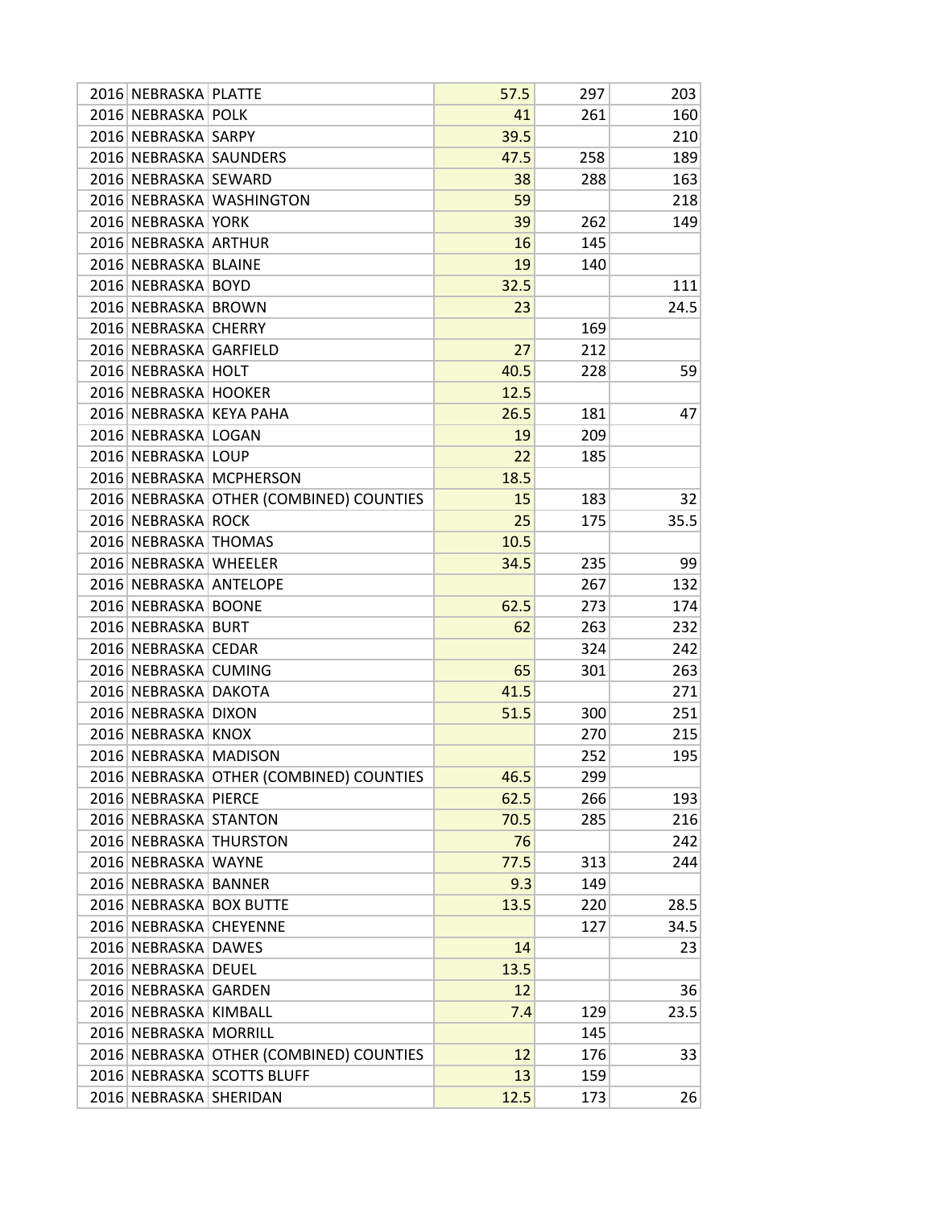| | | | | | |
|---|---|---|---|---|---|
| 2016 | NEBRASKA | PLATTE | 57.5 | 297 | 203 |
| 2016 | NEBRASKA | POLK | 41 | 261 | 160 |
| 2016 | NEBRASKA | SARPY | 39.5 | | 210 |
| 2016 | NEBRASKA | SAUNDERS | 47.5 | 258 | 189 |
| 2016 | NEBRASKA | SEWARD | 38 | 288 | 163 |
| 2016 | NEBRASKA | WASHINGTON | 59 | | 218 |
| 2016 | NEBRASKA | YORK | 39 | 262 | 149 |
| 2016 | NEBRASKA | ARTHUR | 16 | 145 | |
| 2016 | NEBRASKA | BLAINE | 19 | 140 | |
| 2016 | NEBRASKA | BOYD | 32.5 | | 111 |
| 2016 | NEBRASKA | BROWN | 23 | | 24.5 |
| 2016 | NEBRASKA | CHERRY | | 169 | |
| 2016 | NEBRASKA | GARFIELD | 27 | 212 | |
| 2016 | NEBRASKA | HOLT | 40.5 | 228 | 59 |
| 2016 | NEBRASKA | HOOKER | 12.5 | | |
| 2016 | NEBRASKA | KEYA PAHA | 26.5 | 181 | 47 |
| 2016 | NEBRASKA | LOGAN | 19 | 209 | |
| 2016 | NEBRASKA | LOUP | 22 | 185 | |
| 2016 | NEBRASKA | MCPHERSON | 18.5 | | |
| 2016 | NEBRASKA | OTHER (COMBINED) COUNTIES | 15 | 183 | 32 |
| 2016 | NEBRASKA | ROCK | 25 | 175 | 35.5 |
| 2016 | NEBRASKA | THOMAS | 10.5 | | |
| 2016 | NEBRASKA | WHEELER | 34.5 | 235 | 99 |
| 2016 | NEBRASKA | ANTELOPE | | 267 | 132 |
| 2016 | NEBRASKA | BOONE | 62.5 | 273 | 174 |
| 2016 | NEBRASKA | BURT | 62 | 263 | 232 |
| 2016 | NEBRASKA | CEDAR | | 324 | 242 |
| 2016 | NEBRASKA | CUMING | 65 | 301 | 263 |
| 2016 | NEBRASKA | DAKOTA | 41.5 | | 271 |
| 2016 | NEBRASKA | DIXON | 51.5 | 300 | 251 |
| 2016 | NEBRASKA | KNOX | | 270 | 215 |
| 2016 | NEBRASKA | MADISON | | 252 | 195 |
| 2016 | NEBRASKA | OTHER (COMBINED) COUNTIES | 46.5 | 299 | |
| 2016 | NEBRASKA | PIERCE | 62.5 | 266 | 193 |
| 2016 | NEBRASKA | STANTON | 70.5 | 285 | 216 |
| 2016 | NEBRASKA | THURSTON | 76 | | 242 |
| 2016 | NEBRASKA | WAYNE | 77.5 | 313 | 244 |
| 2016 | NEBRASKA | BANNER | 9.3 | 149 | |
| 2016 | NEBRASKA | BOX BUTTE | 13.5 | 220 | 28.5 |
| 2016 | NEBRASKA | CHEYENNE | | 127 | 34.5 |
| 2016 | NEBRASKA | DAWES | 14 | | 23 |
| 2016 | NEBRASKA | DEUEL | 13.5 | | |
| 2016 | NEBRASKA | GARDEN | 12 | | 36 |
| 2016 | NEBRASKA | KIMBALL | 7.4 | 129 | 23.5 |
| 2016 | NEBRASKA | MORRILL | | 145 | |
| 2016 | NEBRASKA | OTHER (COMBINED) COUNTIES | 12 | 176 | 33 |
| 2016 | NEBRASKA | SCOTTS BLUFF | 13 | 159 | |
| 2016 | NEBRASKA | SHERIDAN | 12.5 | 173 | 26 |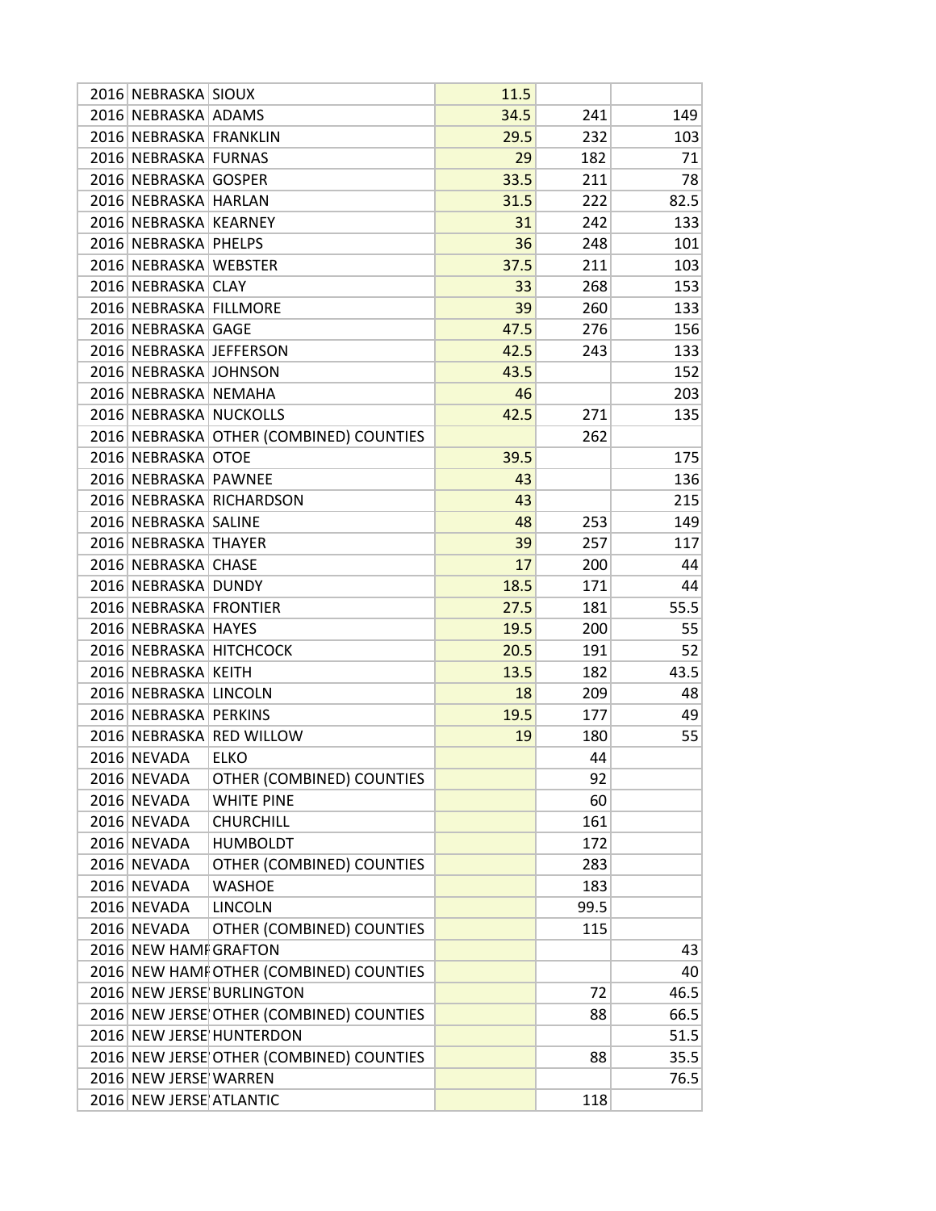| | | | | | |
|---|---|---|---|---|---|
| 2016 | NEBRASKA | SIOUX | 11.5 | | |
| 2016 | NEBRASKA | ADAMS | 34.5 | 241 | 149 |
| 2016 | NEBRASKA | FRANKLIN | 29.5 | 232 | 103 |
| 2016 | NEBRASKA | FURNAS | 29 | 182 | 71 |
| 2016 | NEBRASKA | GOSPER | 33.5 | 211 | 78 |
| 2016 | NEBRASKA | HARLAN | 31.5 | 222 | 82.5 |
| 2016 | NEBRASKA | KEARNEY | 31 | 242 | 133 |
| 2016 | NEBRASKA | PHELPS | 36 | 248 | 101 |
| 2016 | NEBRASKA | WEBSTER | 37.5 | 211 | 103 |
| 2016 | NEBRASKA | CLAY | 33 | 268 | 153 |
| 2016 | NEBRASKA | FILLMORE | 39 | 260 | 133 |
| 2016 | NEBRASKA | GAGE | 47.5 | 276 | 156 |
| 2016 | NEBRASKA | JEFFERSON | 42.5 | 243 | 133 |
| 2016 | NEBRASKA | JOHNSON | 43.5 | | 152 |
| 2016 | NEBRASKA | NEMAHA | 46 | | 203 |
| 2016 | NEBRASKA | NUCKOLLS | 42.5 | 271 | 135 |
| 2016 | NEBRASKA | OTHER (COMBINED) COUNTIES | | 262 | |
| 2016 | NEBRASKA | OTOE | 39.5 | | 175 |
| 2016 | NEBRASKA | PAWNEE | 43 | | 136 |
| 2016 | NEBRASKA | RICHARDSON | 43 | | 215 |
| 2016 | NEBRASKA | SALINE | 48 | 253 | 149 |
| 2016 | NEBRASKA | THAYER | 39 | 257 | 117 |
| 2016 | NEBRASKA | CHASE | 17 | 200 | 44 |
| 2016 | NEBRASKA | DUNDY | 18.5 | 171 | 44 |
| 2016 | NEBRASKA | FRONTIER | 27.5 | 181 | 55.5 |
| 2016 | NEBRASKA | HAYES | 19.5 | 200 | 55 |
| 2016 | NEBRASKA | HITCHCOCK | 20.5 | 191 | 52 |
| 2016 | NEBRASKA | KEITH | 13.5 | 182 | 43.5 |
| 2016 | NEBRASKA | LINCOLN | 18 | 209 | 48 |
| 2016 | NEBRASKA | PERKINS | 19.5 | 177 | 49 |
| 2016 | NEBRASKA | RED WILLOW | 19 | 180 | 55 |
| 2016 | NEVADA | ELKO | | 44 | |
| 2016 | NEVADA | OTHER (COMBINED) COUNTIES | | 92 | |
| 2016 | NEVADA | WHITE PINE | | 60 | |
| 2016 | NEVADA | CHURCHILL | | 161 | |
| 2016 | NEVADA | HUMBOLDT | | 172 | |
| 2016 | NEVADA | OTHER (COMBINED) COUNTIES | | 283 | |
| 2016 | NEVADA | WASHOE | | 183 | |
| 2016 | NEVADA | LINCOLN | | 99.5 | |
| 2016 | NEVADA | OTHER (COMBINED) COUNTIES | | 115 | |
| 2016 | NEW HAMP | GRAFTON | | | 43 |
| 2016 | NEW HAMP | OTHER (COMBINED) COUNTIES | | | 40 |
| 2016 | NEW JERSE | BURLINGTON | | 72 | 46.5 |
| 2016 | NEW JERSE | OTHER (COMBINED) COUNTIES | | 88 | 66.5 |
| 2016 | NEW JERSE | HUNTERDON | | | 51.5 |
| 2016 | NEW JERSE | OTHER (COMBINED) COUNTIES | | 88 | 35.5 |
| 2016 | NEW JERSE | WARREN | | | 76.5 |
| 2016 | NEW JERSE | ATLANTIC | | 118 | |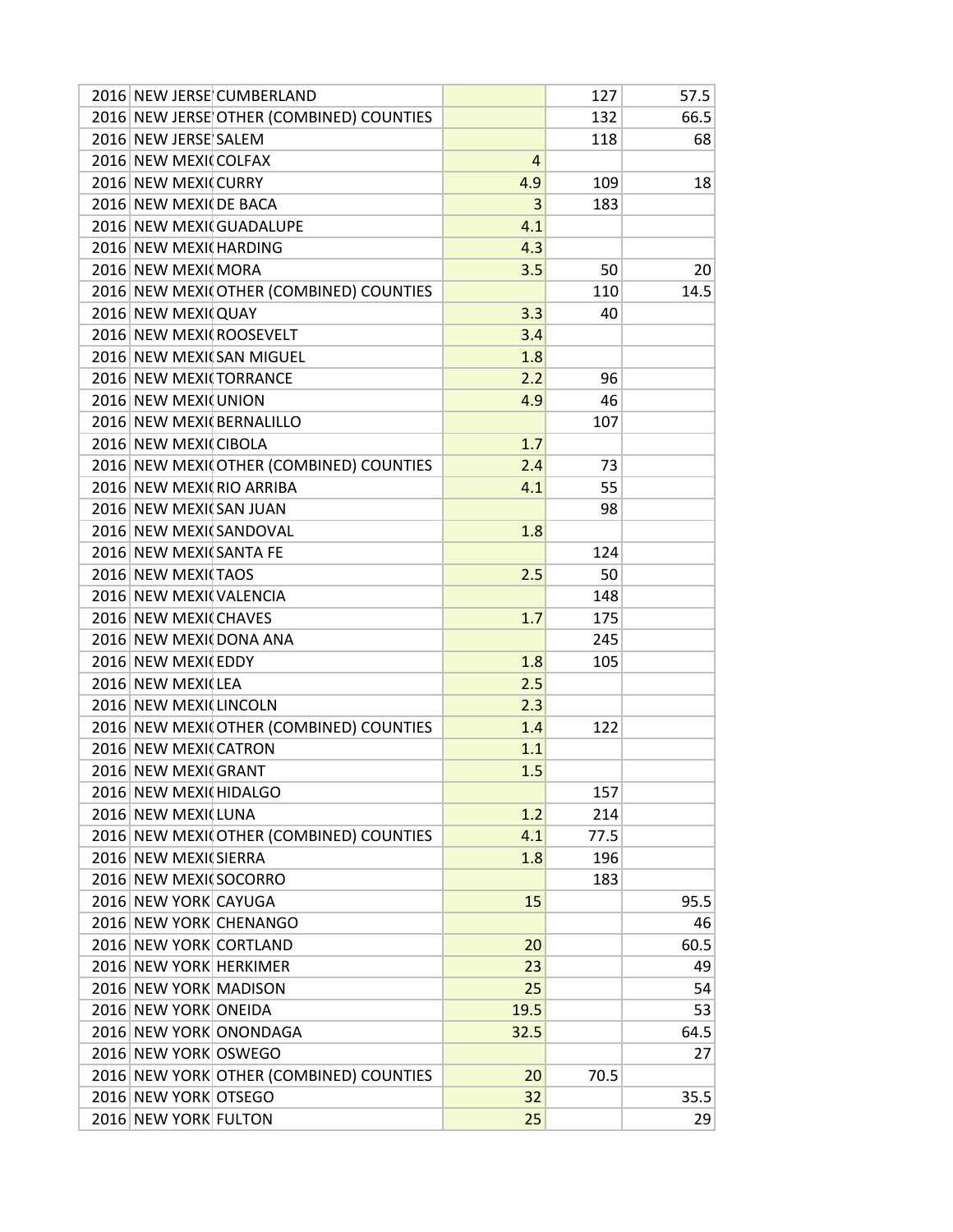| | | | | | |
|---|---|---|---|---|---|
| 2016 | NEW JERSE | CUMBERLAND | | 127 | 57.5 |
| 2016 | NEW JERSE | OTHER (COMBINED) COUNTIES | | 132 | 66.5 |
| 2016 | NEW JERSE | SALEM | | 118 | 68 |
| 2016 | NEW MEXI | COLFAX | 4 | | |
| 2016 | NEW MEXI | CURRY | 4.9 | 109 | 18 |
| 2016 | NEW MEXI | DE BACA | 3 | 183 | |
| 2016 | NEW MEXI | GUADALUPE | 4.1 | | |
| 2016 | NEW MEXI | HARDING | 4.3 | | |
| 2016 | NEW MEXI | MORA | 3.5 | 50 | 20 |
| 2016 | NEW MEXI | OTHER (COMBINED) COUNTIES | | 110 | 14.5 |
| 2016 | NEW MEXI | QUAY | 3.3 | 40 | |
| 2016 | NEW MEXI | ROOSEVELT | 3.4 | | |
| 2016 | NEW MEXI | SAN MIGUEL | 1.8 | | |
| 2016 | NEW MEXI | TORRANCE | 2.2 | 96 | |
| 2016 | NEW MEXI | UNION | 4.9 | 46 | |
| 2016 | NEW MEXI | BERNALILLO | | 107 | |
| 2016 | NEW MEXI | CIBOLA | 1.7 | | |
| 2016 | NEW MEXI | OTHER (COMBINED) COUNTIES | 2.4 | 73 | |
| 2016 | NEW MEXI | RIO ARRIBA | 4.1 | 55 | |
| 2016 | NEW MEXI | SAN JUAN | | 98 | |
| 2016 | NEW MEXI | SANDOVAL | 1.8 | | |
| 2016 | NEW MEXI | SANTA FE | | 124 | |
| 2016 | NEW MEXI | TAOS | 2.5 | 50 | |
| 2016 | NEW MEXI | VALENCIA | | 148 | |
| 2016 | NEW MEXI | CHAVES | 1.7 | 175 | |
| 2016 | NEW MEXI | DONA ANA | | 245 | |
| 2016 | NEW MEXI | EDDY | 1.8 | 105 | |
| 2016 | NEW MEXI | LEA | 2.5 | | |
| 2016 | NEW MEXI | LINCOLN | 2.3 | | |
| 2016 | NEW MEXI | OTHER (COMBINED) COUNTIES | 1.4 | 122 | |
| 2016 | NEW MEXI | CATRON | 1.1 | | |
| 2016 | NEW MEXI | GRANT | 1.5 | | |
| 2016 | NEW MEXI | HIDALGO | | 157 | |
| 2016 | NEW MEXI | LUNA | 1.2 | 214 | |
| 2016 | NEW MEXI | OTHER (COMBINED) COUNTIES | 4.1 | 77.5 | |
| 2016 | NEW MEXI | SIERRA | 1.8 | 196 | |
| 2016 | NEW MEXI | SOCORRO | | 183 | |
| 2016 | NEW YORK | CAYUGA | 15 | | 95.5 |
| 2016 | NEW YORK | CHENANGO | | | 46 |
| 2016 | NEW YORK | CORTLAND | 20 | | 60.5 |
| 2016 | NEW YORK | HERKIMER | 23 | | 49 |
| 2016 | NEW YORK | MADISON | 25 | | 54 |
| 2016 | NEW YORK | ONEIDA | 19.5 | | 53 |
| 2016 | NEW YORK | ONONDAGA | 32.5 | | 64.5 |
| 2016 | NEW YORK | OSWEGO | | | 27 |
| 2016 | NEW YORK | OTHER (COMBINED) COUNTIES | 20 | 70.5 | |
| 2016 | NEW YORK | OTSEGO | 32 | | 35.5 |
| 2016 | NEW YORK | FULTON | 25 | | 29 |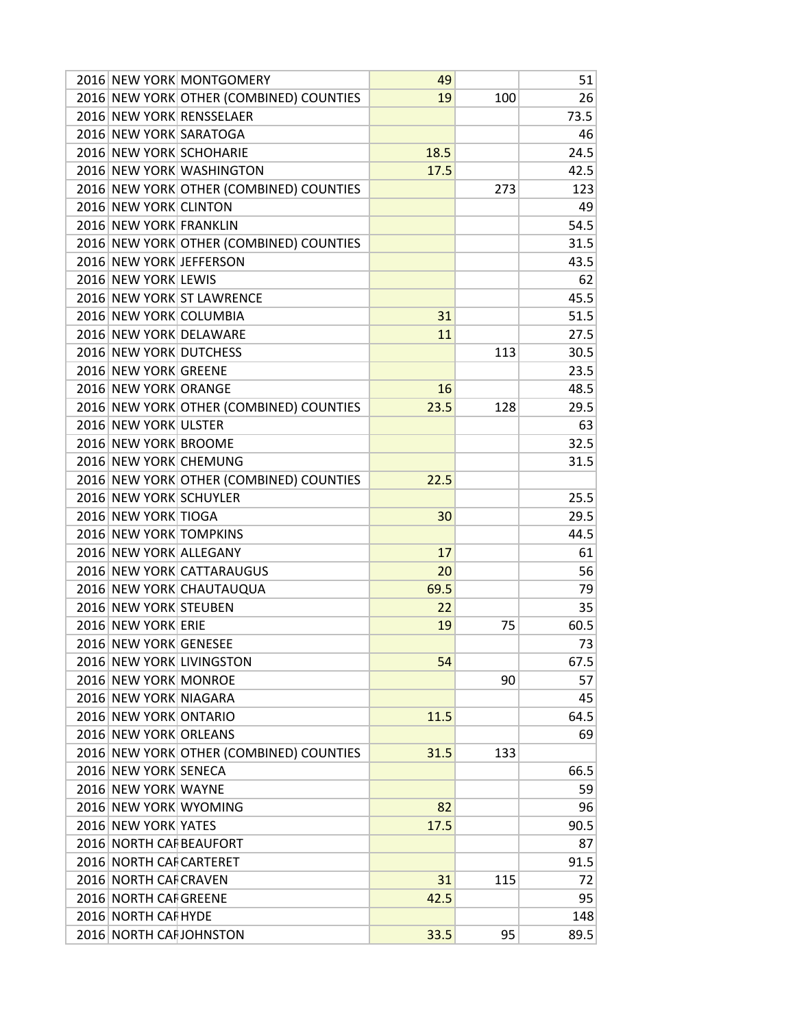| | | | | | |
|---|---|---|---|---|---|
| 2016 | NEW YORK | MONTGOMERY | 49 | | 51 |
| 2016 | NEW YORK | OTHER (COMBINED) COUNTIES | 19 | 100 | 26 |
| 2016 | NEW YORK | RENSSELAER | | | 73.5 |
| 2016 | NEW YORK | SARATOGA | | | 46 |
| 2016 | NEW YORK | SCHOHARIE | 18.5 | | 24.5 |
| 2016 | NEW YORK | WASHINGTON | 17.5 | | 42.5 |
| 2016 | NEW YORK | OTHER (COMBINED) COUNTIES | | 273 | 123 |
| 2016 | NEW YORK | CLINTON | | | 49 |
| 2016 | NEW YORK | FRANKLIN | | | 54.5 |
| 2016 | NEW YORK | OTHER (COMBINED) COUNTIES | | | 31.5 |
| 2016 | NEW YORK | JEFFERSON | | | 43.5 |
| 2016 | NEW YORK | LEWIS | | | 62 |
| 2016 | NEW YORK | ST LAWRENCE | | | 45.5 |
| 2016 | NEW YORK | COLUMBIA | 31 | | 51.5 |
| 2016 | NEW YORK | DELAWARE | 11 | | 27.5 |
| 2016 | NEW YORK | DUTCHESS | | 113 | 30.5 |
| 2016 | NEW YORK | GREENE | | | 23.5 |
| 2016 | NEW YORK | ORANGE | 16 | | 48.5 |
| 2016 | NEW YORK | OTHER (COMBINED) COUNTIES | 23.5 | 128 | 29.5 |
| 2016 | NEW YORK | ULSTER | | | 63 |
| 2016 | NEW YORK | BROOME | | | 32.5 |
| 2016 | NEW YORK | CHEMUNG | | | 31.5 |
| 2016 | NEW YORK | OTHER (COMBINED) COUNTIES | 22.5 | | |
| 2016 | NEW YORK | SCHUYLER | | | 25.5 |
| 2016 | NEW YORK | TIOGA | 30 | | 29.5 |
| 2016 | NEW YORK | TOMPKINS | | | 44.5 |
| 2016 | NEW YORK | ALLEGANY | 17 | | 61 |
| 2016 | NEW YORK | CATTARAUGUS | 20 | | 56 |
| 2016 | NEW YORK | CHAUTAUQUA | 69.5 | | 79 |
| 2016 | NEW YORK | STEUBEN | 22 | | 35 |
| 2016 | NEW YORK | ERIE | 19 | 75 | 60.5 |
| 2016 | NEW YORK | GENESEE | | | 73 |
| 2016 | NEW YORK | LIVINGSTON | 54 | | 67.5 |
| 2016 | NEW YORK | MONROE | | 90 | 57 |
| 2016 | NEW YORK | NIAGARA | | | 45 |
| 2016 | NEW YORK | ONTARIO | 11.5 | | 64.5 |
| 2016 | NEW YORK | ORLEANS | | | 69 |
| 2016 | NEW YORK | OTHER (COMBINED) COUNTIES | 31.5 | 133 | |
| 2016 | NEW YORK | SENECA | | | 66.5 |
| 2016 | NEW YORK | WAYNE | | | 59 |
| 2016 | NEW YORK | WYOMING | 82 | | 96 |
| 2016 | NEW YORK | YATES | 17.5 | | 90.5 |
| 2016 | NORTH CAR | BEAUFORT | | | 87 |
| 2016 | NORTH CAR | CARTERET | | | 91.5 |
| 2016 | NORTH CAR | CRAVEN | 31 | 115 | 72 |
| 2016 | NORTH CAR | GREENE | 42.5 | | 95 |
| 2016 | NORTH CAR | HYDE | | | 148 |
| 2016 | NORTH CAR | JOHNSTON | 33.5 | 95 | 89.5 |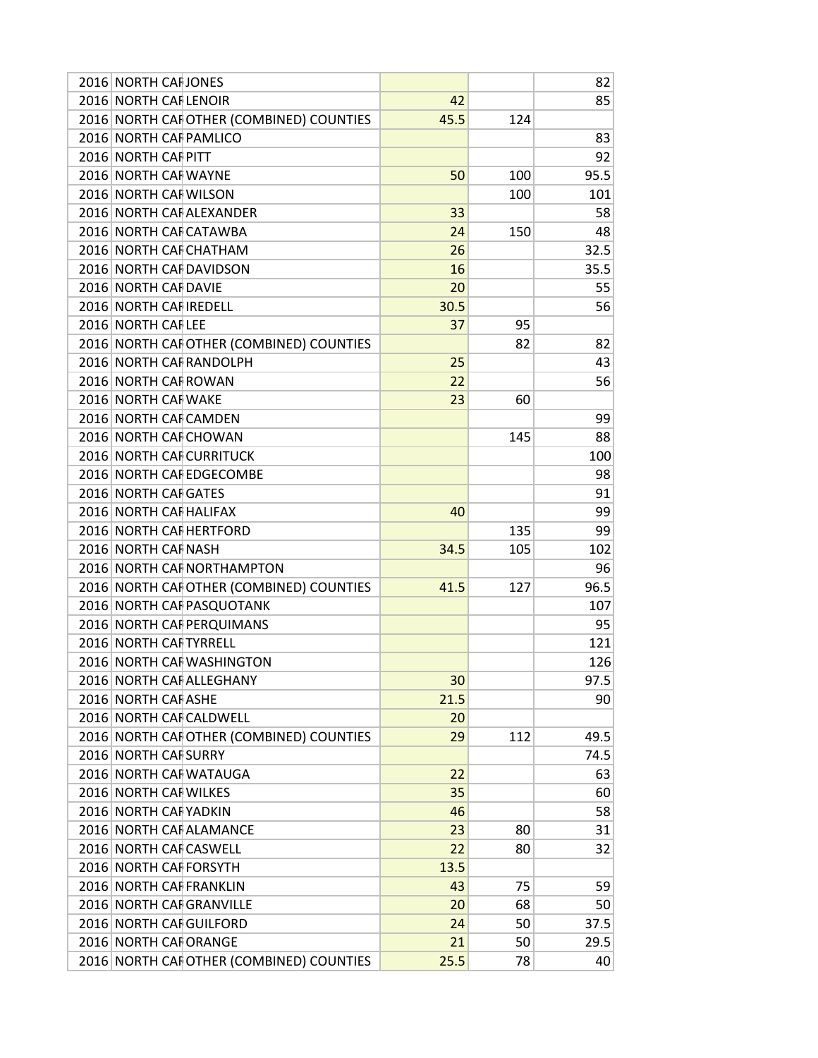| | | | | | |
|---|---|---|---|---|---|
| 2016 | NORTH CAR | JONES | | | 82 |
| 2016 | NORTH CAR | LENOIR | 42 | | 85 |
| 2016 | NORTH CAR | OTHER (COMBINED) COUNTIES | 45.5 | 124 | |
| 2016 | NORTH CAR | PAMLICO | | | 83 |
| 2016 | NORTH CAR | PITT | | | 92 |
| 2016 | NORTH CAR | WAYNE | 50 | 100 | 95.5 |
| 2016 | NORTH CAR | WILSON | | 100 | 101 |
| 2016 | NORTH CAR | ALEXANDER | 33 | | 58 |
| 2016 | NORTH CAR | CATAWBA | 24 | 150 | 48 |
| 2016 | NORTH CAR | CHATHAM | 26 | | 32.5 |
| 2016 | NORTH CAR | DAVIDSON | 16 | | 35.5 |
| 2016 | NORTH CAR | DAVIE | 20 | | 55 |
| 2016 | NORTH CAR | IREDELL | 30.5 | | 56 |
| 2016 | NORTH CAR | LEE | 37 | 95 | |
| 2016 | NORTH CAR | OTHER (COMBINED) COUNTIES | | 82 | 82 |
| 2016 | NORTH CAR | RANDOLPH | 25 | | 43 |
| 2016 | NORTH CAR | ROWAN | 22 | | 56 |
| 2016 | NORTH CAR | WAKE | 23 | 60 | |
| 2016 | NORTH CAR | CAMDEN | | | 99 |
| 2016 | NORTH CAR | CHOWAN | | 145 | 88 |
| 2016 | NORTH CAR | CURRITUCK | | | 100 |
| 2016 | NORTH CAR | EDGECOMBE | | | 98 |
| 2016 | NORTH CAR | GATES | | | 91 |
| 2016 | NORTH CAR | HALIFAX | 40 | | 99 |
| 2016 | NORTH CAR | HERTFORD | | 135 | 99 |
| 2016 | NORTH CAR | NASH | 34.5 | 105 | 102 |
| 2016 | NORTH CAR | NORTHAMPTON | | | 96 |
| 2016 | NORTH CAR | OTHER (COMBINED) COUNTIES | 41.5 | 127 | 96.5 |
| 2016 | NORTH CAR | PASQUOTANK | | | 107 |
| 2016 | NORTH CAR | PERQUIMANS | | | 95 |
| 2016 | NORTH CAR | TYRRELL | | | 121 |
| 2016 | NORTH CAR | WASHINGTON | | | 126 |
| 2016 | NORTH CAR | ALLEGHANY | 30 | | 97.5 |
| 2016 | NORTH CAR | ASHE | 21.5 | | 90 |
| 2016 | NORTH CAR | CALDWELL | 20 | | |
| 2016 | NORTH CAR | OTHER (COMBINED) COUNTIES | 29 | 112 | 49.5 |
| 2016 | NORTH CAR | SURRY | | | 74.5 |
| 2016 | NORTH CAR | WATAUGA | 22 | | 63 |
| 2016 | NORTH CAR | WILKES | 35 | | 60 |
| 2016 | NORTH CAR | YADKIN | 46 | | 58 |
| 2016 | NORTH CAR | ALAMANCE | 23 | 80 | 31 |
| 2016 | NORTH CAR | CASWELL | 22 | 80 | 32 |
| 2016 | NORTH CAR | FORSYTH | 13.5 | | |
| 2016 | NORTH CAR | FRANKLIN | 43 | 75 | 59 |
| 2016 | NORTH CAR | GRANVILLE | 20 | 68 | 50 |
| 2016 | NORTH CAR | GUILFORD | 24 | 50 | 37.5 |
| 2016 | NORTH CAR | ORANGE | 21 | 50 | 29.5 |
| 2016 | NORTH CAR | OTHER (COMBINED) COUNTIES | 25.5 | 78 | 40 |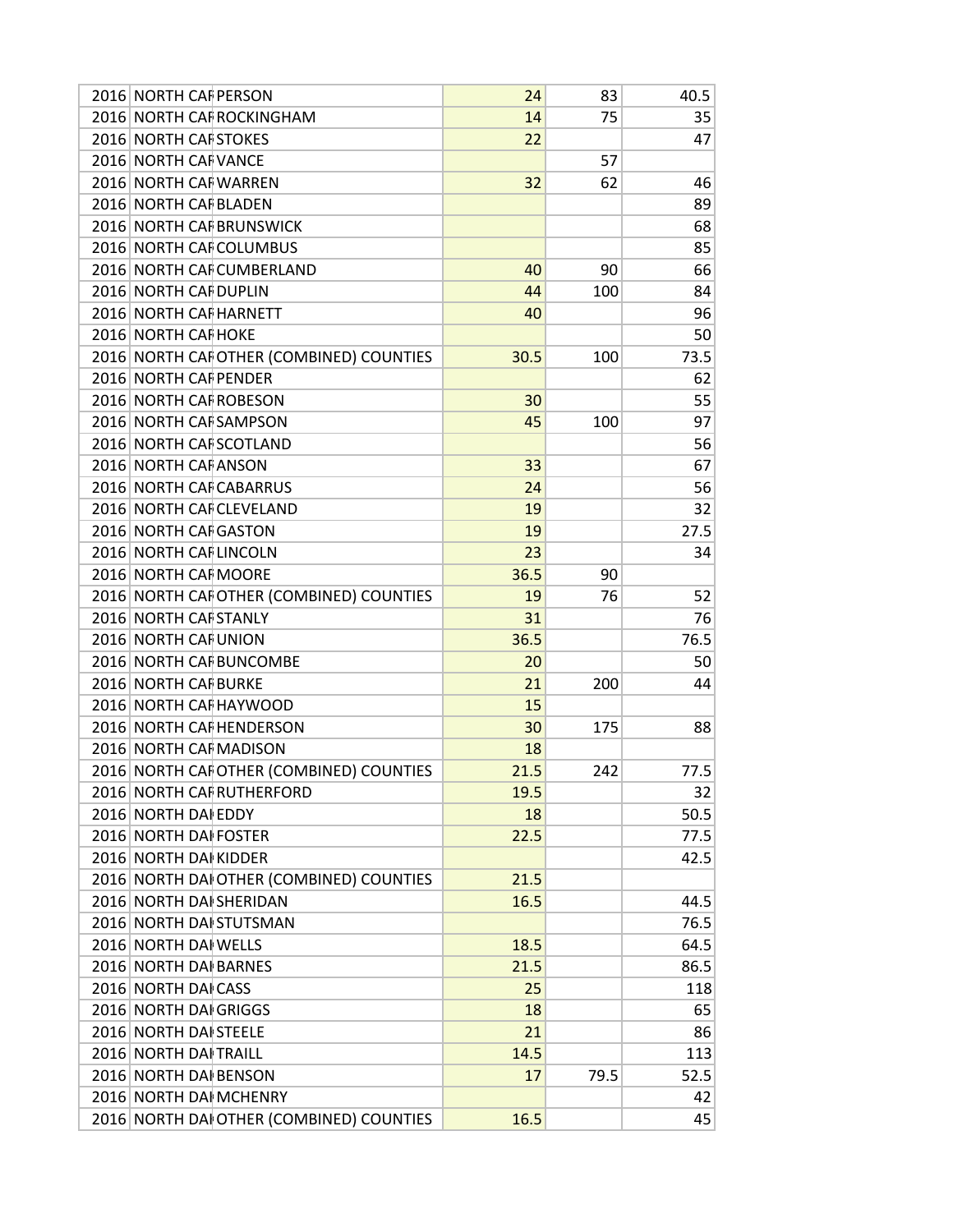| | | | | | |
|---|---|---|---|---|---|
| 2016 | NORTH CAR | PERSON | 24 | 83 | 40.5 |
| 2016 | NORTH CAR | ROCKINGHAM | 14 | 75 | 35 |
| 2016 | NORTH CAR | STOKES | 22 | | 47 |
| 2016 | NORTH CAR | VANCE | | 57 | |
| 2016 | NORTH CAR | WARREN | 32 | 62 | 46 |
| 2016 | NORTH CAR | BLADEN | | | 89 |
| 2016 | NORTH CAR | BRUNSWICK | | | 68 |
| 2016 | NORTH CAR | COLUMBUS | | | 85 |
| 2016 | NORTH CAR | CUMBERLAND | 40 | 90 | 66 |
| 2016 | NORTH CAR | DUPLIN | 44 | 100 | 84 |
| 2016 | NORTH CAR | HARNETT | 40 | | 96 |
| 2016 | NORTH CAR | HOKE | | | 50 |
| 2016 | NORTH CAR | OTHER (COMBINED) COUNTIES | 30.5 | 100 | 73.5 |
| 2016 | NORTH CAR | PENDER | | | 62 |
| 2016 | NORTH CAR | ROBESON | 30 | | 55 |
| 2016 | NORTH CAR | SAMPSON | 45 | 100 | 97 |
| 2016 | NORTH CAR | SCOTLAND | | | 56 |
| 2016 | NORTH CAR | ANSON | 33 | | 67 |
| 2016 | NORTH CAR | CABARRUS | 24 | | 56 |
| 2016 | NORTH CAR | CLEVELAND | 19 | | 32 |
| 2016 | NORTH CAR | GASTON | 19 | | 27.5 |
| 2016 | NORTH CAR | LINCOLN | 23 | | 34 |
| 2016 | NORTH CAR | MOORE | 36.5 | 90 | |
| 2016 | NORTH CAR | OTHER (COMBINED) COUNTIES | 19 | 76 | 52 |
| 2016 | NORTH CAR | STANLY | 31 | | 76 |
| 2016 | NORTH CAR | UNION | 36.5 | | 76.5 |
| 2016 | NORTH CAR | BUNCOMBE | 20 | | 50 |
| 2016 | NORTH CAR | BURKE | 21 | 200 | 44 |
| 2016 | NORTH CAR | HAYWOOD | 15 | | |
| 2016 | NORTH CAR | HENDERSON | 30 | 175 | 88 |
| 2016 | NORTH CAR | MADISON | 18 | | |
| 2016 | NORTH CAR | OTHER (COMBINED) COUNTIES | 21.5 | 242 | 77.5 |
| 2016 | NORTH CAR | RUTHERFORD | 19.5 | | 32 |
| 2016 | NORTH DAI | EDDY | 18 | | 50.5 |
| 2016 | NORTH DAI | FOSTER | 22.5 | | 77.5 |
| 2016 | NORTH DAI | KIDDER | | | 42.5 |
| 2016 | NORTH DAI | OTHER (COMBINED) COUNTIES | 21.5 | | |
| 2016 | NORTH DAI | SHERIDAN | 16.5 | | 44.5 |
| 2016 | NORTH DAI | STUTSMAN | | | 76.5 |
| 2016 | NORTH DAI | WELLS | 18.5 | | 64.5 |
| 2016 | NORTH DAI | BARNES | 21.5 | | 86.5 |
| 2016 | NORTH DAI | CASS | 25 | | 118 |
| 2016 | NORTH DAI | GRIGGS | 18 | | 65 |
| 2016 | NORTH DAI | STEELE | 21 | | 86 |
| 2016 | NORTH DAI | TRAILL | 14.5 | | 113 |
| 2016 | NORTH DAI | BENSON | 17 | 79.5 | 52.5 |
| 2016 | NORTH DAI | MCHENRY | | | 42 |
| 2016 | NORTH DAI | OTHER (COMBINED) COUNTIES | 16.5 | | 45 |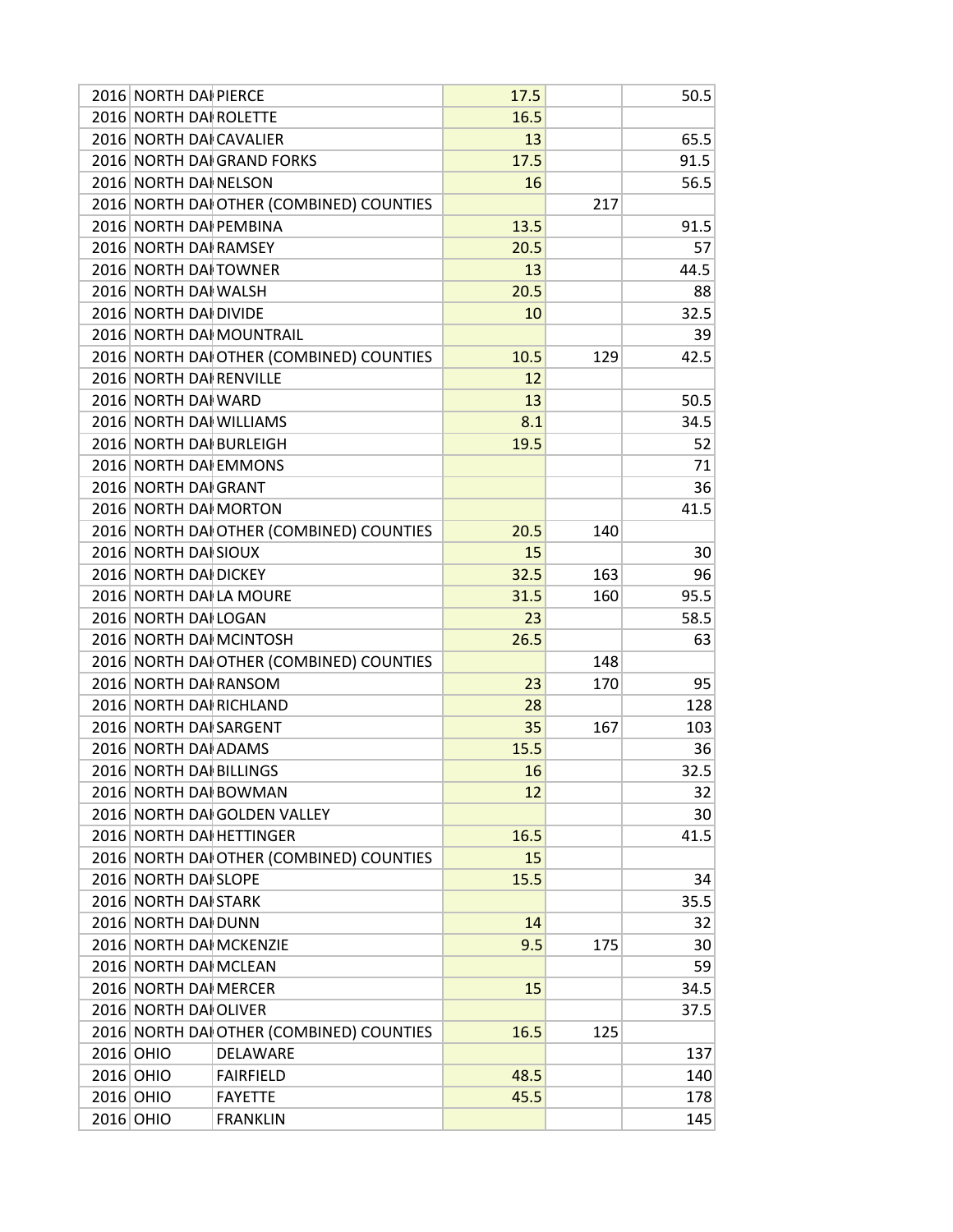| | | | | | |
|---|---|---|---|---|---|
| 2016 | NORTH DAI | PIERCE | 17.5 | | 50.5 |
| 2016 | NORTH DAI | ROLETTE | 16.5 | | |
| 2016 | NORTH DAI | CAVALIER | 13 | | 65.5 |
| 2016 | NORTH DAI | GRAND FORKS | 17.5 | | 91.5 |
| 2016 | NORTH DAI | NELSON | 16 | | 56.5 |
| 2016 | NORTH DAI | OTHER (COMBINED) COUNTIES | | 217 | |
| 2016 | NORTH DAI | PEMBINA | 13.5 | | 91.5 |
| 2016 | NORTH DAI | RAMSEY | 20.5 | | 57 |
| 2016 | NORTH DAI | TOWNER | 13 | | 44.5 |
| 2016 | NORTH DAI | WALSH | 20.5 | | 88 |
| 2016 | NORTH DAI | DIVIDE | 10 | | 32.5 |
| 2016 | NORTH DAI | MOUNTRAIL | | | 39 |
| 2016 | NORTH DAI | OTHER (COMBINED) COUNTIES | 10.5 | 129 | 42.5 |
| 2016 | NORTH DAI | RENVILLE | 12 | | |
| 2016 | NORTH DAI | WARD | 13 | | 50.5 |
| 2016 | NORTH DAI | WILLIAMS | 8.1 | | 34.5 |
| 2016 | NORTH DAI | BURLEIGH | 19.5 | | 52 |
| 2016 | NORTH DAI | EMMONS | | | 71 |
| 2016 | NORTH DAI | GRANT | | | 36 |
| 2016 | NORTH DAI | MORTON | | | 41.5 |
| 2016 | NORTH DAI | OTHER (COMBINED) COUNTIES | 20.5 | 140 | |
| 2016 | NORTH DAI | SIOUX | 15 | | 30 |
| 2016 | NORTH DAI | DICKEY | 32.5 | 163 | 96 |
| 2016 | NORTH DAI | LA MOURE | 31.5 | 160 | 95.5 |
| 2016 | NORTH DAI | LOGAN | 23 | | 58.5 |
| 2016 | NORTH DAI | MCINTOSH | 26.5 | | 63 |
| 2016 | NORTH DAI | OTHER (COMBINED) COUNTIES | | 148 | |
| 2016 | NORTH DAI | RANSOM | 23 | 170 | 95 |
| 2016 | NORTH DAI | RICHLAND | 28 | | 128 |
| 2016 | NORTH DAI | SARGENT | 35 | 167 | 103 |
| 2016 | NORTH DAI | ADAMS | 15.5 | | 36 |
| 2016 | NORTH DAI | BILLINGS | 16 | | 32.5 |
| 2016 | NORTH DAI | BOWMAN | 12 | | 32 |
| 2016 | NORTH DAI | GOLDEN VALLEY | | | 30 |
| 2016 | NORTH DAI | HETTINGER | 16.5 | | 41.5 |
| 2016 | NORTH DAI | OTHER (COMBINED) COUNTIES | 15 | | |
| 2016 | NORTH DAI | SLOPE | 15.5 | | 34 |
| 2016 | NORTH DAI | STARK | | | 35.5 |
| 2016 | NORTH DAI | DUNN | 14 | | 32 |
| 2016 | NORTH DAI | MCKENZIE | 9.5 | 175 | 30 |
| 2016 | NORTH DAI | MCLEAN | | | 59 |
| 2016 | NORTH DAI | MERCER | 15 | | 34.5 |
| 2016 | NORTH DAI | OLIVER | | | 37.5 |
| 2016 | NORTH DAI | OTHER (COMBINED) COUNTIES | 16.5 | 125 | |
| 2016 | OHIO | DELAWARE | | | 137 |
| 2016 | OHIO | FAIRFIELD | 48.5 | | 140 |
| 2016 | OHIO | FAYETTE | 45.5 | | 178 |
| 2016 | OHIO | FRANKLIN | | | 145 |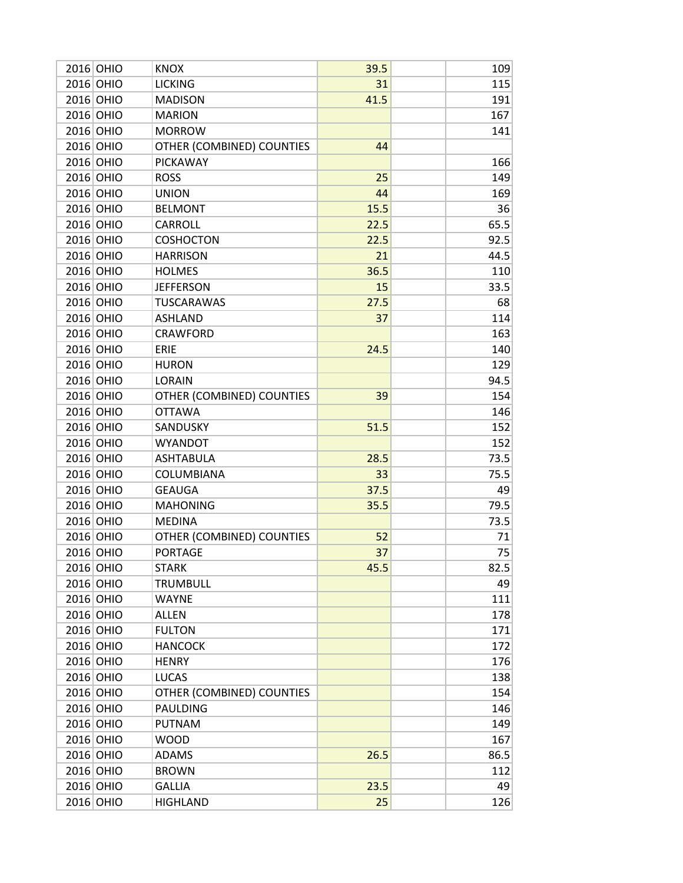| | | | | | |
|---|---|---|---|---|---|
| 2016 | OHIO | KNOX | 39.5 | | 109 |
| 2016 | OHIO | LICKING | 31 | | 115 |
| 2016 | OHIO | MADISON | 41.5 | | 191 |
| 2016 | OHIO | MARION | | | 167 |
| 2016 | OHIO | MORROW | | | 141 |
| 2016 | OHIO | OTHER (COMBINED) COUNTIES | 44 | | |
| 2016 | OHIO | PICKAWAY | | | 166 |
| 2016 | OHIO | ROSS | 25 | | 149 |
| 2016 | OHIO | UNION | 44 | | 169 |
| 2016 | OHIO | BELMONT | 15.5 | | 36 |
| 2016 | OHIO | CARROLL | 22.5 | | 65.5 |
| 2016 | OHIO | COSHOCTON | 22.5 | | 92.5 |
| 2016 | OHIO | HARRISON | 21 | | 44.5 |
| 2016 | OHIO | HOLMES | 36.5 | | 110 |
| 2016 | OHIO | JEFFERSON | 15 | | 33.5 |
| 2016 | OHIO | TUSCARAWAS | 27.5 | | 68 |
| 2016 | OHIO | ASHLAND | 37 | | 114 |
| 2016 | OHIO | CRAWFORD | | | 163 |
| 2016 | OHIO | ERIE | 24.5 | | 140 |
| 2016 | OHIO | HURON | | | 129 |
| 2016 | OHIO | LORAIN | | | 94.5 |
| 2016 | OHIO | OTHER (COMBINED) COUNTIES | 39 | | 154 |
| 2016 | OHIO | OTTAWA | | | 146 |
| 2016 | OHIO | SANDUSKY | 51.5 | | 152 |
| 2016 | OHIO | WYANDOT | | | 152 |
| 2016 | OHIO | ASHTABULA | 28.5 | | 73.5 |
| 2016 | OHIO | COLUMBIANA | 33 | | 75.5 |
| 2016 | OHIO | GEAUGA | 37.5 | | 49 |
| 2016 | OHIO | MAHONING | 35.5 | | 79.5 |
| 2016 | OHIO | MEDINA | | | 73.5 |
| 2016 | OHIO | OTHER (COMBINED) COUNTIES | 52 | | 71 |
| 2016 | OHIO | PORTAGE | 37 | | 75 |
| 2016 | OHIO | STARK | 45.5 | | 82.5 |
| 2016 | OHIO | TRUMBULL | | | 49 |
| 2016 | OHIO | WAYNE | | | 111 |
| 2016 | OHIO | ALLEN | | | 178 |
| 2016 | OHIO | FULTON | | | 171 |
| 2016 | OHIO | HANCOCK | | | 172 |
| 2016 | OHIO | HENRY | | | 176 |
| 2016 | OHIO | LUCAS | | | 138 |
| 2016 | OHIO | OTHER (COMBINED) COUNTIES | | | 154 |
| 2016 | OHIO | PAULDING | | | 146 |
| 2016 | OHIO | PUTNAM | | | 149 |
| 2016 | OHIO | WOOD | | | 167 |
| 2016 | OHIO | ADAMS | 26.5 | | 86.5 |
| 2016 | OHIO | BROWN | | | 112 |
| 2016 | OHIO | GALLIA | 23.5 | | 49 |
| 2016 | OHIO | HIGHLAND | 25 | | 126 |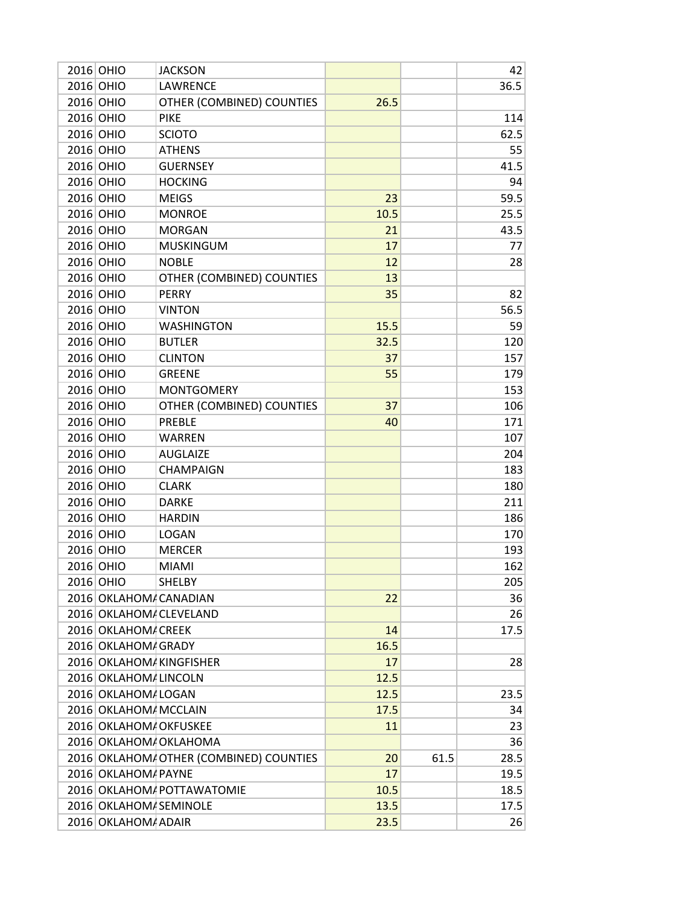| | | | | | |
|---|---|---|---|---|---|
| 2016 | OHIO | JACKSON | | | 42 |
| 2016 | OHIO | LAWRENCE | | | 36.5 |
| 2016 | OHIO | OTHER (COMBINED) COUNTIES | 26.5 | | |
| 2016 | OHIO | PIKE | | | 114 |
| 2016 | OHIO | SCIOTO | | | 62.5 |
| 2016 | OHIO | ATHENS | | | 55 |
| 2016 | OHIO | GUERNSEY | | | 41.5 |
| 2016 | OHIO | HOCKING | | | 94 |
| 2016 | OHIO | MEIGS | 23 | | 59.5 |
| 2016 | OHIO | MONROE | 10.5 | | 25.5 |
| 2016 | OHIO | MORGAN | 21 | | 43.5 |
| 2016 | OHIO | MUSKINGUM | 17 | | 77 |
| 2016 | OHIO | NOBLE | 12 | | 28 |
| 2016 | OHIO | OTHER (COMBINED) COUNTIES | 13 | | |
| 2016 | OHIO | PERRY | 35 | | 82 |
| 2016 | OHIO | VINTON | | | 56.5 |
| 2016 | OHIO | WASHINGTON | 15.5 | | 59 |
| 2016 | OHIO | BUTLER | 32.5 | | 120 |
| 2016 | OHIO | CLINTON | 37 | | 157 |
| 2016 | OHIO | GREENE | 55 | | 179 |
| 2016 | OHIO | MONTGOMERY | | | 153 |
| 2016 | OHIO | OTHER (COMBINED) COUNTIES | 37 | | 106 |
| 2016 | OHIO | PREBLE | 40 | | 171 |
| 2016 | OHIO | WARREN | | | 107 |
| 2016 | OHIO | AUGLAIZE | | | 204 |
| 2016 | OHIO | CHAMPAIGN | | | 183 |
| 2016 | OHIO | CLARK | | | 180 |
| 2016 | OHIO | DARKE | | | 211 |
| 2016 | OHIO | HARDIN | | | 186 |
| 2016 | OHIO | LOGAN | | | 170 |
| 2016 | OHIO | MERCER | | | 193 |
| 2016 | OHIO | MIAMI | | | 162 |
| 2016 | OHIO | SHELBY | | | 205 |
| 2016 | OKLAHOMA | CANADIAN | 22 | | 36 |
| 2016 | OKLAHOMA | CLEVELAND | | | 26 |
| 2016 | OKLAHOMA | CREEK | 14 | | 17.5 |
| 2016 | OKLAHOMA | GRADY | 16.5 | | |
| 2016 | OKLAHOMA | KINGFISHER | 17 | | 28 |
| 2016 | OKLAHOMA | LINCOLN | 12.5 | | |
| 2016 | OKLAHOMA | LOGAN | 12.5 | | 23.5 |
| 2016 | OKLAHOMA | MCCLAIN | 17.5 | | 34 |
| 2016 | OKLAHOMA | OKFUSKEE | 11 | | 23 |
| 2016 | OKLAHOMA | OKLAHOMA | | | 36 |
| 2016 | OKLAHOMA | OTHER (COMBINED) COUNTIES | 20 | 61.5 | 28.5 |
| 2016 | OKLAHOMA | PAYNE | 17 | | 19.5 |
| 2016 | OKLAHOMA | POTTAWATOMIE | 10.5 | | 18.5 |
| 2016 | OKLAHOMA | SEMINOLE | 13.5 | | 17.5 |
| 2016 | OKLAHOMA | ADAIR | 23.5 | | 26 |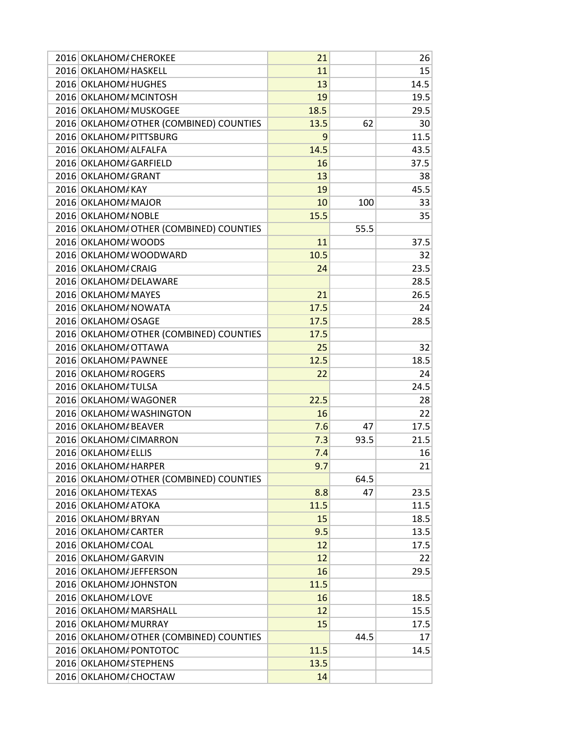| | | | | | |
|---|---|---|---|---|---|
| 2016 | OKLAHOMA | CHEROKEE | 21 | | 26 |
| 2016 | OKLAHOMA | HASKELL | 11 | | 15 |
| 2016 | OKLAHOMA | HUGHES | 13 | | 14.5 |
| 2016 | OKLAHOMA | MCINTOSH | 19 | | 19.5 |
| 2016 | OKLAHOMA | MUSKOGEE | 18.5 | | 29.5 |
| 2016 | OKLAHOMA | OTHER (COMBINED) COUNTIES | 13.5 | 62 | 30 |
| 2016 | OKLAHOMA | PITTSBURG | 9 | | 11.5 |
| 2016 | OKLAHOMA | ALFALFA | 14.5 | | 43.5 |
| 2016 | OKLAHOMA | GARFIELD | 16 | | 37.5 |
| 2016 | OKLAHOMA | GRANT | 13 | | 38 |
| 2016 | OKLAHOMA | KAY | 19 | | 45.5 |
| 2016 | OKLAHOMA | MAJOR | 10 | 100 | 33 |
| 2016 | OKLAHOMA | NOBLE | 15.5 | | 35 |
| 2016 | OKLAHOMA | OTHER (COMBINED) COUNTIES | | 55.5 | |
| 2016 | OKLAHOMA | WOODS | 11 | | 37.5 |
| 2016 | OKLAHOMA | WOODWARD | 10.5 | | 32 |
| 2016 | OKLAHOMA | CRAIG | 24 | | 23.5 |
| 2016 | OKLAHOMA | DELAWARE | | | 28.5 |
| 2016 | OKLAHOMA | MAYES | 21 | | 26.5 |
| 2016 | OKLAHOMA | NOWATA | 17.5 | | 24 |
| 2016 | OKLAHOMA | OSAGE | 17.5 | | 28.5 |
| 2016 | OKLAHOMA | OTHER (COMBINED) COUNTIES | 17.5 | | |
| 2016 | OKLAHOMA | OTTAWA | 25 | | 32 |
| 2016 | OKLAHOMA | PAWNEE | 12.5 | | 18.5 |
| 2016 | OKLAHOMA | ROGERS | 22 | | 24 |
| 2016 | OKLAHOMA | TULSA | | | 24.5 |
| 2016 | OKLAHOMA | WAGONER | 22.5 | | 28 |
| 2016 | OKLAHOMA | WASHINGTON | 16 | | 22 |
| 2016 | OKLAHOMA | BEAVER | 7.6 | 47 | 17.5 |
| 2016 | OKLAHOMA | CIMARRON | 7.3 | 93.5 | 21.5 |
| 2016 | OKLAHOMA | ELLIS | 7.4 | | 16 |
| 2016 | OKLAHOMA | HARPER | 9.7 | | 21 |
| 2016 | OKLAHOMA | OTHER (COMBINED) COUNTIES | | 64.5 | |
| 2016 | OKLAHOMA | TEXAS | 8.8 | 47 | 23.5 |
| 2016 | OKLAHOMA | ATOKA | 11.5 | | 11.5 |
| 2016 | OKLAHOMA | BRYAN | 15 | | 18.5 |
| 2016 | OKLAHOMA | CARTER | 9.5 | | 13.5 |
| 2016 | OKLAHOMA | COAL | 12 | | 17.5 |
| 2016 | OKLAHOMA | GARVIN | 12 | | 22 |
| 2016 | OKLAHOMA | JEFFERSON | 16 | | 29.5 |
| 2016 | OKLAHOMA | JOHNSTON | 11.5 | | |
| 2016 | OKLAHOMA | LOVE | 16 | | 18.5 |
| 2016 | OKLAHOMA | MARSHALL | 12 | | 15.5 |
| 2016 | OKLAHOMA | MURRAY | 15 | | 17.5 |
| 2016 | OKLAHOMA | OTHER (COMBINED) COUNTIES | | 44.5 | 17 |
| 2016 | OKLAHOMA | PONTOTOC | 11.5 | | 14.5 |
| 2016 | OKLAHOMA | STEPHENS | 13.5 | | |
| 2016 | OKLAHOMA | CHOCTAW | 14 | | |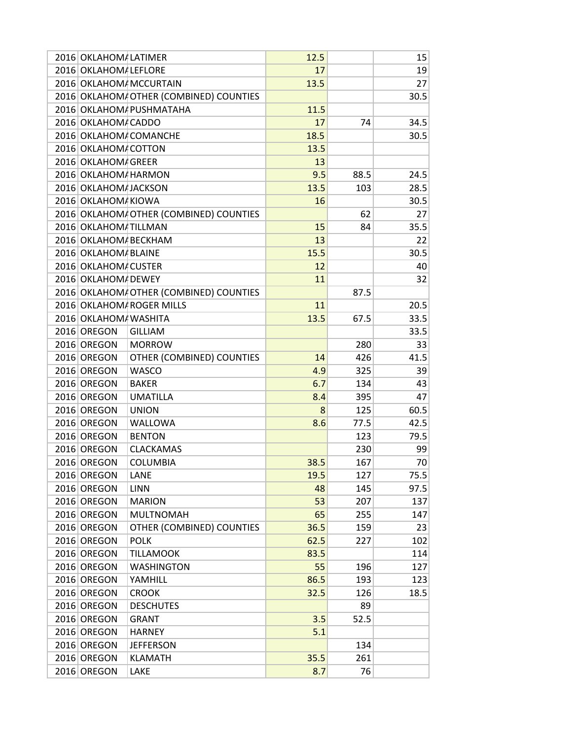| | | | | | |
|---|---|---|---|---|---|
| 2016 | OKLAHOMA | LATIMER | 12.5 | | 15 |
| 2016 | OKLAHOMA | LEFLORE | 17 | | 19 |
| 2016 | OKLAHOMA | MCCURTAIN | 13.5 | | 27 |
| 2016 | OKLAHOMA | OTHER (COMBINED) COUNTIES | | | 30.5 |
| 2016 | OKLAHOMA | PUSHMATAHA | 11.5 | | |
| 2016 | OKLAHOMA | CADDO | 17 | 74 | 34.5 |
| 2016 | OKLAHOMA | COMANCHE | 18.5 | | 30.5 |
| 2016 | OKLAHOMA | COTTON | 13.5 | | |
| 2016 | OKLAHOMA | GREER | 13 | | |
| 2016 | OKLAHOMA | HARMON | 9.5 | 88.5 | 24.5 |
| 2016 | OKLAHOMA | JACKSON | 13.5 | 103 | 28.5 |
| 2016 | OKLAHOMA | KIOWA | 16 | | 30.5 |
| 2016 | OKLAHOMA | OTHER (COMBINED) COUNTIES | | 62 | 27 |
| 2016 | OKLAHOMA | TILLMAN | 15 | 84 | 35.5 |
| 2016 | OKLAHOMA | BECKHAM | 13 | | 22 |
| 2016 | OKLAHOMA | BLAINE | 15.5 | | 30.5 |
| 2016 | OKLAHOMA | CUSTER | 12 | | 40 |
| 2016 | OKLAHOMA | DEWEY | 11 | | 32 |
| 2016 | OKLAHOMA | OTHER (COMBINED) COUNTIES | | 87.5 | |
| 2016 | OKLAHOMA | ROGER MILLS | 11 | | 20.5 |
| 2016 | OKLAHOMA | WASHITA | 13.5 | 67.5 | 33.5 |
| 2016 | OREGON | GILLIAM | | | 33.5 |
| 2016 | OREGON | MORROW | | 280 | 33 |
| 2016 | OREGON | OTHER (COMBINED) COUNTIES | 14 | 426 | 41.5 |
| 2016 | OREGON | WASCO | 4.9 | 325 | 39 |
| 2016 | OREGON | BAKER | 6.7 | 134 | 43 |
| 2016 | OREGON | UMATILLA | 8.4 | 395 | 47 |
| 2016 | OREGON | UNION | 8 | 125 | 60.5 |
| 2016 | OREGON | WALLOWA | 8.6 | 77.5 | 42.5 |
| 2016 | OREGON | BENTON | | 123 | 79.5 |
| 2016 | OREGON | CLACKAMAS | | 230 | 99 |
| 2016 | OREGON | COLUMBIA | 38.5 | 167 | 70 |
| 2016 | OREGON | LANE | 19.5 | 127 | 75.5 |
| 2016 | OREGON | LINN | 48 | 145 | 97.5 |
| 2016 | OREGON | MARION | 53 | 207 | 137 |
| 2016 | OREGON | MULTNOMAH | 65 | 255 | 147 |
| 2016 | OREGON | OTHER (COMBINED) COUNTIES | 36.5 | 159 | 23 |
| 2016 | OREGON | POLK | 62.5 | 227 | 102 |
| 2016 | OREGON | TILLAMOOK | 83.5 | | 114 |
| 2016 | OREGON | WASHINGTON | 55 | 196 | 127 |
| 2016 | OREGON | YAMHILL | 86.5 | 193 | 123 |
| 2016 | OREGON | CROOK | 32.5 | 126 | 18.5 |
| 2016 | OREGON | DESCHUTES | | 89 | |
| 2016 | OREGON | GRANT | 3.5 | 52.5 | |
| 2016 | OREGON | HARNEY | 5.1 | | |
| 2016 | OREGON | JEFFERSON | | 134 | |
| 2016 | OREGON | KLAMATH | 35.5 | 261 | |
| 2016 | OREGON | LAKE | 8.7 | 76 | |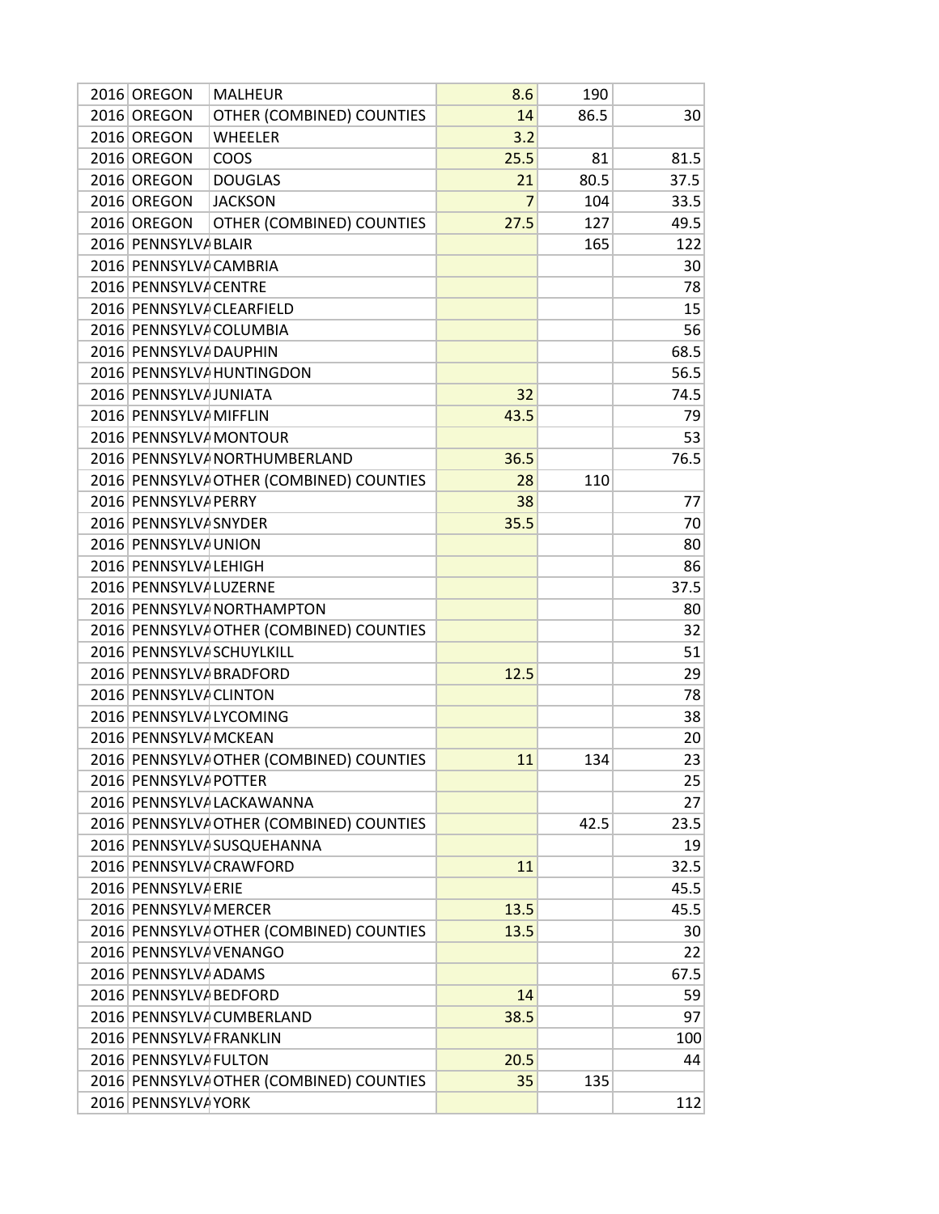| | | | | | |
|---|---|---|---|---|---|
| 2016 | OREGON | MALHEUR | 8.6 | 190 | |
| 2016 | OREGON | OTHER (COMBINED) COUNTIES | 14 | 86.5 | 30 |
| 2016 | OREGON | WHEELER | 3.2 | | |
| 2016 | OREGON | COOS | 25.5 | 81 | 81.5 |
| 2016 | OREGON | DOUGLAS | 21 | 80.5 | 37.5 |
| 2016 | OREGON | JACKSON | 7 | 104 | 33.5 |
| 2016 | OREGON | OTHER (COMBINED) COUNTIES | 27.5 | 127 | 49.5 |
| 2016 | PENNSYLVA | BLAIR | | 165 | 122 |
| 2016 | PENNSYLVA | CAMBRIA | | | 30 |
| 2016 | PENNSYLVA | CENTRE | | | 78 |
| 2016 | PENNSYLVA | CLEARFIELD | | | 15 |
| 2016 | PENNSYLVA | COLUMBIA | | | 56 |
| 2016 | PENNSYLVA | DAUPHIN | | | 68.5 |
| 2016 | PENNSYLVA | HUNTINGDON | | | 56.5 |
| 2016 | PENNSYLVA | JUNIATA | 32 | | 74.5 |
| 2016 | PENNSYLVA | MIFFLIN | 43.5 | | 79 |
| 2016 | PENNSYLVA | MONTOUR | | | 53 |
| 2016 | PENNSYLVA | NORTHUMBERLAND | 36.5 | | 76.5 |
| 2016 | PENNSYLVA | OTHER (COMBINED) COUNTIES | 28 | 110 | |
| 2016 | PENNSYLVA | PERRY | 38 | | 77 |
| 2016 | PENNSYLVA | SNYDER | 35.5 | | 70 |
| 2016 | PENNSYLVA | UNION | | | 80 |
| 2016 | PENNSYLVA | LEHIGH | | | 86 |
| 2016 | PENNSYLVA | LUZERNE | | | 37.5 |
| 2016 | PENNSYLVA | NORTHAMPTON | | | 80 |
| 2016 | PENNSYLVA | OTHER (COMBINED) COUNTIES | | | 32 |
| 2016 | PENNSYLVA | SCHUYLKILL | | | 51 |
| 2016 | PENNSYLVA | BRADFORD | 12.5 | | 29 |
| 2016 | PENNSYLVA | CLINTON | | | 78 |
| 2016 | PENNSYLVA | LYCOMING | | | 38 |
| 2016 | PENNSYLVA | MCKEAN | | | 20 |
| 2016 | PENNSYLVA | OTHER (COMBINED) COUNTIES | 11 | 134 | 23 |
| 2016 | PENNSYLVA | POTTER | | | 25 |
| 2016 | PENNSYLVA | LACKAWANNA | | | 27 |
| 2016 | PENNSYLVA | OTHER (COMBINED) COUNTIES | | 42.5 | 23.5 |
| 2016 | PENNSYLVA | SUSQUEHANNA | | | 19 |
| 2016 | PENNSYLVA | CRAWFORD | 11 | | 32.5 |
| 2016 | PENNSYLVA | ERIE | | | 45.5 |
| 2016 | PENNSYLVA | MERCER | 13.5 | | 45.5 |
| 2016 | PENNSYLVA | OTHER (COMBINED) COUNTIES | 13.5 | | 30 |
| 2016 | PENNSYLVA | VENANGO | | | 22 |
| 2016 | PENNSYLVA | ADAMS | | | 67.5 |
| 2016 | PENNSYLVA | BEDFORD | 14 | | 59 |
| 2016 | PENNSYLVA | CUMBERLAND | 38.5 | | 97 |
| 2016 | PENNSYLVA | FRANKLIN | | | 100 |
| 2016 | PENNSYLVA | FULTON | 20.5 | | 44 |
| 2016 | PENNSYLVA | OTHER (COMBINED) COUNTIES | 35 | 135 | |
| 2016 | PENNSYLVA | YORK | | | 112 |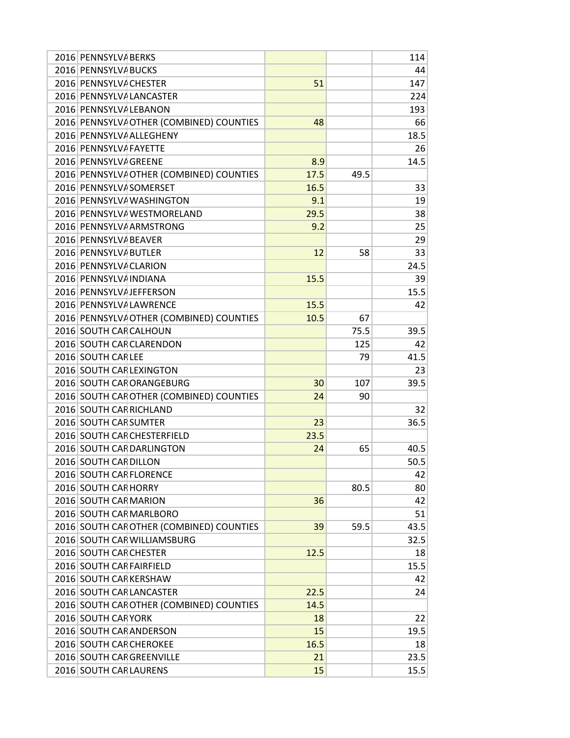| | | | | | |
|---|---|---|---|---|---|
| 2016 | PENNSYLVA | BERKS | | | 114 |
| 2016 | PENNSYLVA | BUCKS | | | 44 |
| 2016 | PENNSYLVA | CHESTER | 51 | | 147 |
| 2016 | PENNSYLVA | LANCASTER | | | 224 |
| 2016 | PENNSYLVA | LEBANON | | | 193 |
| 2016 | PENNSYLVA | OTHER (COMBINED) COUNTIES | 48 | | 66 |
| 2016 | PENNSYLVA | ALLEGHENY | | | 18.5 |
| 2016 | PENNSYLVA | FAYETTE | | | 26 |
| 2016 | PENNSYLVA | GREENE | 8.9 | | 14.5 |
| 2016 | PENNSYLVA | OTHER (COMBINED) COUNTIES | 17.5 | 49.5 | |
| 2016 | PENNSYLVA | SOMERSET | 16.5 | | 33 |
| 2016 | PENNSYLVA | WASHINGTON | 9.1 | | 19 |
| 2016 | PENNSYLVA | WESTMORELAND | 29.5 | | 38 |
| 2016 | PENNSYLVA | ARMSTRONG | 9.2 | | 25 |
| 2016 | PENNSYLVA | BEAVER | | | 29 |
| 2016 | PENNSYLVA | BUTLER | 12 | 58 | 33 |
| 2016 | PENNSYLVA | CLARION | | | 24.5 |
| 2016 | PENNSYLVA | INDIANA | 15.5 | | 39 |
| 2016 | PENNSYLVA | JEFFERSON | | | 15.5 |
| 2016 | PENNSYLVA | LAWRENCE | 15.5 | | 42 |
| 2016 | PENNSYLVA | OTHER (COMBINED) COUNTIES | 10.5 | 67 | |
| 2016 | SOUTH CAR | CALHOUN | | 75.5 | 39.5 |
| 2016 | SOUTH CAR | CLARENDON | | 125 | 42 |
| 2016 | SOUTH CAR | LEE | | 79 | 41.5 |
| 2016 | SOUTH CAR | LEXINGTON | | | 23 |
| 2016 | SOUTH CAR | ORANGEBURG | 30 | 107 | 39.5 |
| 2016 | SOUTH CAR | OTHER (COMBINED) COUNTIES | 24 | 90 | |
| 2016 | SOUTH CAR | RICHLAND | | | 32 |
| 2016 | SOUTH CAR | SUMTER | 23 | | 36.5 |
| 2016 | SOUTH CAR | CHESTERFIELD | 23.5 | | |
| 2016 | SOUTH CAR | DARLINGTON | 24 | 65 | 40.5 |
| 2016 | SOUTH CAR | DILLON | | | 50.5 |
| 2016 | SOUTH CAR | FLORENCE | | | 42 |
| 2016 | SOUTH CAR | HORRY | | 80.5 | 80 |
| 2016 | SOUTH CAR | MARION | 36 | | 42 |
| 2016 | SOUTH CAR | MARLBORO | | | 51 |
| 2016 | SOUTH CAR | OTHER (COMBINED) COUNTIES | 39 | 59.5 | 43.5 |
| 2016 | SOUTH CAR | WILLIAMSBURG | | | 32.5 |
| 2016 | SOUTH CAR | CHESTER | 12.5 | | 18 |
| 2016 | SOUTH CAR | FAIRFIELD | | | 15.5 |
| 2016 | SOUTH CAR | KERSHAW | | | 42 |
| 2016 | SOUTH CAR | LANCASTER | 22.5 | | 24 |
| 2016 | SOUTH CAR | OTHER (COMBINED) COUNTIES | 14.5 | | |
| 2016 | SOUTH CAR | YORK | 18 | | 22 |
| 2016 | SOUTH CAR | ANDERSON | 15 | | 19.5 |
| 2016 | SOUTH CAR | CHEROKEE | 16.5 | | 18 |
| 2016 | SOUTH CAR | GREENVILLE | 21 | | 23.5 |
| 2016 | SOUTH CAR | LAURENS | 15 | | 15.5 |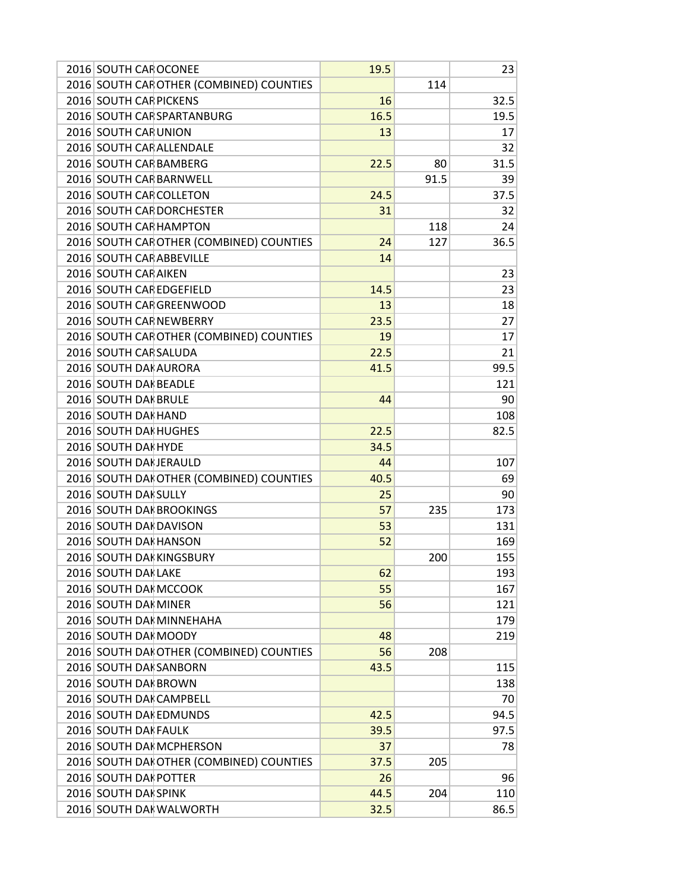| | | | | | |
|---|---|---|---|---|---|
| 2016 | SOUTH CAR | OCONEE | 19.5 | | 23 |
| 2016 | SOUTH CAR | OTHER (COMBINED) COUNTIES | | 114 | |
| 2016 | SOUTH CAR | PICKENS | 16 | | 32.5 |
| 2016 | SOUTH CAR | SPARTANBURG | 16.5 | | 19.5 |
| 2016 | SOUTH CAR | UNION | 13 | | 17 |
| 2016 | SOUTH CAR | ALLENDALE | | | 32 |
| 2016 | SOUTH CAR | BAMBERG | 22.5 | 80 | 31.5 |
| 2016 | SOUTH CAR | BARNWELL | | 91.5 | 39 |
| 2016 | SOUTH CAR | COLLETON | 24.5 | | 37.5 |
| 2016 | SOUTH CAR | DORCHESTER | 31 | | 32 |
| 2016 | SOUTH CAR | HAMPTON | | 118 | 24 |
| 2016 | SOUTH CAR | OTHER (COMBINED) COUNTIES | 24 | 127 | 36.5 |
| 2016 | SOUTH CAR | ABBEVILLE | 14 | | |
| 2016 | SOUTH CAR | AIKEN | | | 23 |
| 2016 | SOUTH CAR | EDGEFIELD | 14.5 | | 23 |
| 2016 | SOUTH CAR | GREENWOOD | 13 | | 18 |
| 2016 | SOUTH CAR | NEWBERRY | 23.5 | | 27 |
| 2016 | SOUTH CAR | OTHER (COMBINED) COUNTIES | 19 | | 17 |
| 2016 | SOUTH CAR | SALUDA | 22.5 | | 21 |
| 2016 | SOUTH DAK | AURORA | 41.5 | | 99.5 |
| 2016 | SOUTH DAK | BEADLE | | | 121 |
| 2016 | SOUTH DAK | BRULE | 44 | | 90 |
| 2016 | SOUTH DAK | HAND | | | 108 |
| 2016 | SOUTH DAK | HUGHES | 22.5 | | 82.5 |
| 2016 | SOUTH DAK | HYDE | 34.5 | | |
| 2016 | SOUTH DAK | JERAULD | 44 | | 107 |
| 2016 | SOUTH DAK | OTHER (COMBINED) COUNTIES | 40.5 | | 69 |
| 2016 | SOUTH DAK | SULLY | 25 | | 90 |
| 2016 | SOUTH DAK | BROOKINGS | 57 | 235 | 173 |
| 2016 | SOUTH DAK | DAVISON | 53 | | 131 |
| 2016 | SOUTH DAK | HANSON | 52 | | 169 |
| 2016 | SOUTH DAK | KINGSBURY | | 200 | 155 |
| 2016 | SOUTH DAK | LAKE | 62 | | 193 |
| 2016 | SOUTH DAK | MCCOOK | 55 | | 167 |
| 2016 | SOUTH DAK | MINER | 56 | | 121 |
| 2016 | SOUTH DAK | MINNEHAHA | | | 179 |
| 2016 | SOUTH DAK | MOODY | 48 | | 219 |
| 2016 | SOUTH DAK | OTHER (COMBINED) COUNTIES | 56 | 208 | |
| 2016 | SOUTH DAK | SANBORN | 43.5 | | 115 |
| 2016 | SOUTH DAK | BROWN | | | 138 |
| 2016 | SOUTH DAK | CAMPBELL | | | 70 |
| 2016 | SOUTH DAK | EDMUNDS | 42.5 | | 94.5 |
| 2016 | SOUTH DAK | FAULK | 39.5 | | 97.5 |
| 2016 | SOUTH DAK | MCPHERSON | 37 | | 78 |
| 2016 | SOUTH DAK | OTHER (COMBINED) COUNTIES | 37.5 | 205 | |
| 2016 | SOUTH DAK | POTTER | 26 | | 96 |
| 2016 | SOUTH DAK | SPINK | 44.5 | 204 | 110 |
| 2016 | SOUTH DAK | WALWORTH | 32.5 | | 86.5 |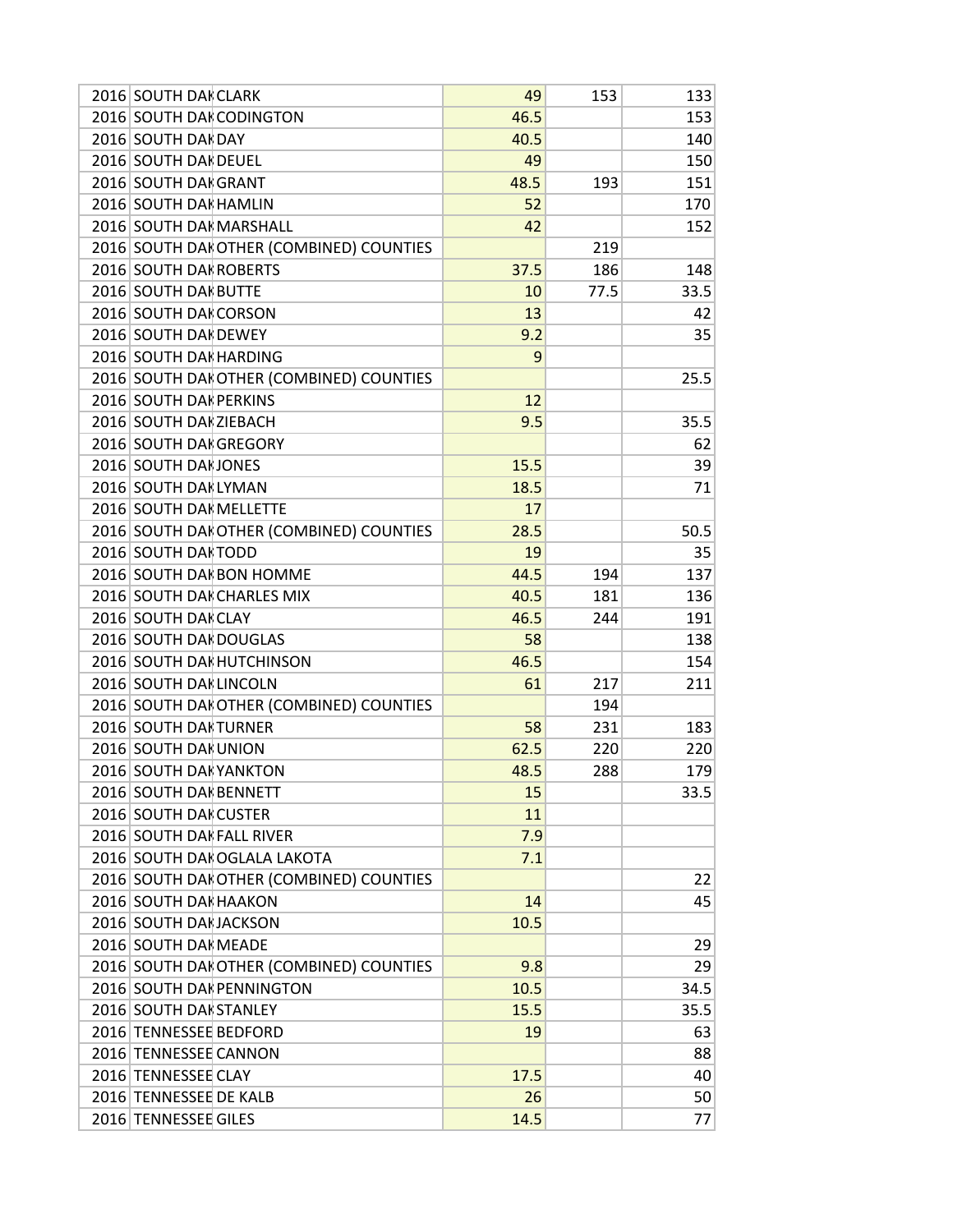| | | | | | |
|---|---|---|---|---|---|
| 2016 | SOUTH DAK | CLARK | 49 | 153 | 133 |
| 2016 | SOUTH DAK | CODINGTON | 46.5 | | 153 |
| 2016 | SOUTH DAK | DAY | 40.5 | | 140 |
| 2016 | SOUTH DAK | DEUEL | 49 | | 150 |
| 2016 | SOUTH DAK | GRANT | 48.5 | 193 | 151 |
| 2016 | SOUTH DAK | HAMLIN | 52 | | 170 |
| 2016 | SOUTH DAK | MARSHALL | 42 | | 152 |
| 2016 | SOUTH DAK | OTHER (COMBINED) COUNTIES | | 219 | |
| 2016 | SOUTH DAK | ROBERTS | 37.5 | 186 | 148 |
| 2016 | SOUTH DAK | BUTTE | 10 | 77.5 | 33.5 |
| 2016 | SOUTH DAK | CORSON | 13 | | 42 |
| 2016 | SOUTH DAK | DEWEY | 9.2 | | 35 |
| 2016 | SOUTH DAK | HARDING | 9 | | |
| 2016 | SOUTH DAK | OTHER (COMBINED) COUNTIES | | | 25.5 |
| 2016 | SOUTH DAK | PERKINS | 12 | | |
| 2016 | SOUTH DAK | ZIEBACH | 9.5 | | 35.5 |
| 2016 | SOUTH DAK | GREGORY | | | 62 |
| 2016 | SOUTH DAK | JONES | 15.5 | | 39 |
| 2016 | SOUTH DAK | LYMAN | 18.5 | | 71 |
| 2016 | SOUTH DAK | MELLETTE | 17 | | |
| 2016 | SOUTH DAK | OTHER (COMBINED) COUNTIES | 28.5 | | 50.5 |
| 2016 | SOUTH DAK | TODD | 19 | | 35 |
| 2016 | SOUTH DAK | BON HOMME | 44.5 | 194 | 137 |
| 2016 | SOUTH DAK | CHARLES MIX | 40.5 | 181 | 136 |
| 2016 | SOUTH DAK | CLAY | 46.5 | 244 | 191 |
| 2016 | SOUTH DAK | DOUGLAS | 58 | | 138 |
| 2016 | SOUTH DAK | HUTCHINSON | 46.5 | | 154 |
| 2016 | SOUTH DAK | LINCOLN | 61 | 217 | 211 |
| 2016 | SOUTH DAK | OTHER (COMBINED) COUNTIES | | 194 | |
| 2016 | SOUTH DAK | TURNER | 58 | 231 | 183 |
| 2016 | SOUTH DAK | UNION | 62.5 | 220 | 220 |
| 2016 | SOUTH DAK | YANKTON | 48.5 | 288 | 179 |
| 2016 | SOUTH DAK | BENNETT | 15 | | 33.5 |
| 2016 | SOUTH DAK | CUSTER | 11 | | |
| 2016 | SOUTH DAK | FALL RIVER | 7.9 | | |
| 2016 | SOUTH DAK | OGLALA LAKOTA | 7.1 | | |
| 2016 | SOUTH DAK | OTHER (COMBINED) COUNTIES | | | 22 |
| 2016 | SOUTH DAK | HAAKON | 14 | | 45 |
| 2016 | SOUTH DAK | JACKSON | 10.5 | | |
| 2016 | SOUTH DAK | MEADE | | | 29 |
| 2016 | SOUTH DAK | OTHER (COMBINED) COUNTIES | 9.8 | | 29 |
| 2016 | SOUTH DAK | PENNINGTON | 10.5 | | 34.5 |
| 2016 | SOUTH DAK | STANLEY | 15.5 | | 35.5 |
| 2016 | TENNESSEE | BEDFORD | 19 | | 63 |
| 2016 | TENNESSEE | CANNON | | | 88 |
| 2016 | TENNESSEE | CLAY | 17.5 | | 40 |
| 2016 | TENNESSEE | DE KALB | 26 | | 50 |
| 2016 | TENNESSEE | GILES | 14.5 | | 77 |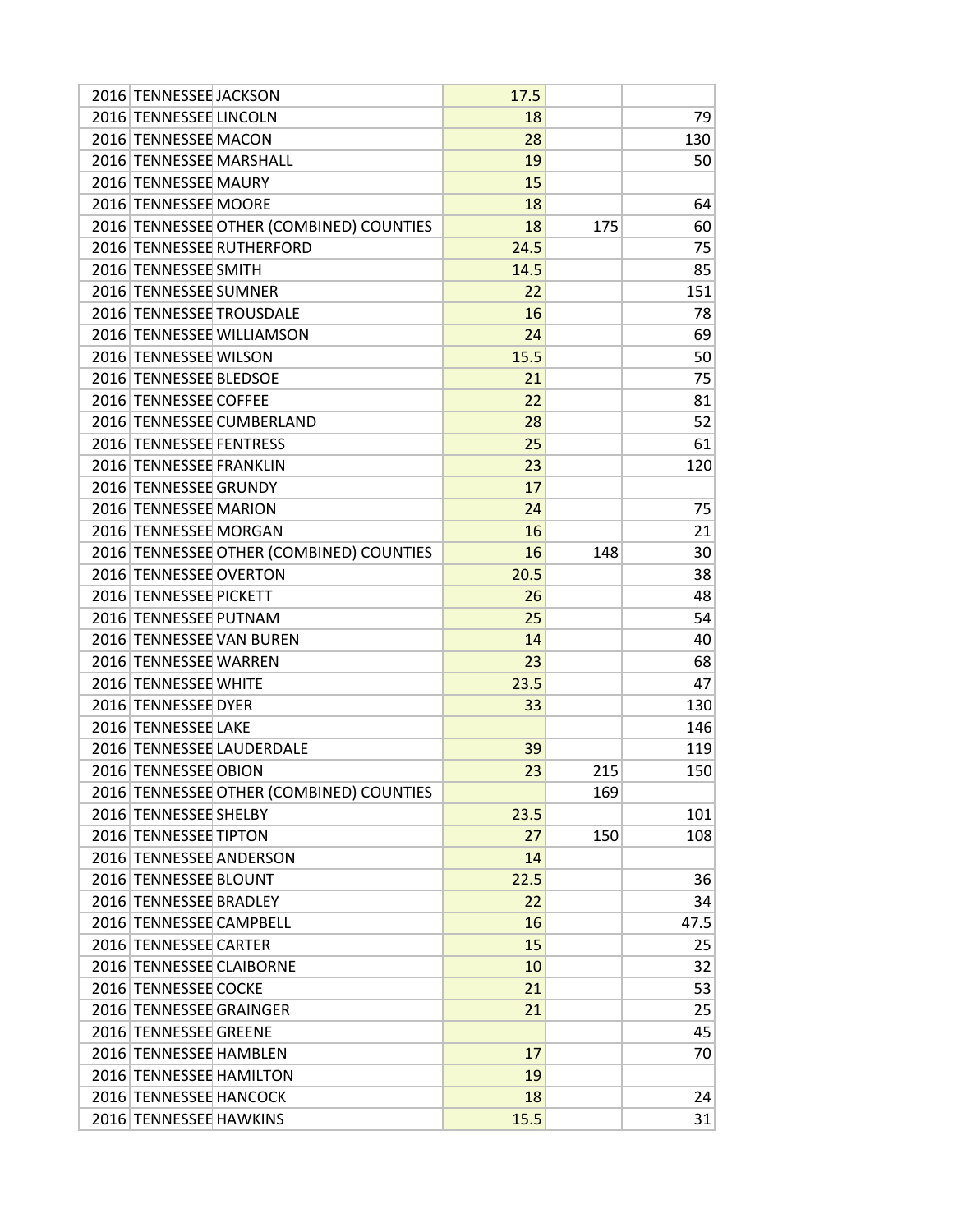| | | | | | |
|---|---|---|---|---|---|
| 2016 | TENNESSEE | JACKSON | 17.5 | | |
| 2016 | TENNESSEE | LINCOLN | 18 | | 79 |
| 2016 | TENNESSEE | MACON | 28 | | 130 |
| 2016 | TENNESSEE | MARSHALL | 19 | | 50 |
| 2016 | TENNESSEE | MAURY | 15 | | |
| 2016 | TENNESSEE | MOORE | 18 | | 64 |
| 2016 | TENNESSEE | OTHER (COMBINED) COUNTIES | 18 | 175 | 60 |
| 2016 | TENNESSEE | RUTHERFORD | 24.5 | | 75 |
| 2016 | TENNESSEE | SMITH | 14.5 | | 85 |
| 2016 | TENNESSEE | SUMNER | 22 | | 151 |
| 2016 | TENNESSEE | TROUSDALE | 16 | | 78 |
| 2016 | TENNESSEE | WILLIAMSON | 24 | | 69 |
| 2016 | TENNESSEE | WILSON | 15.5 | | 50 |
| 2016 | TENNESSEE | BLEDSOE | 21 | | 75 |
| 2016 | TENNESSEE | COFFEE | 22 | | 81 |
| 2016 | TENNESSEE | CUMBERLAND | 28 | | 52 |
| 2016 | TENNESSEE | FENTRESS | 25 | | 61 |
| 2016 | TENNESSEE | FRANKLIN | 23 | | 120 |
| 2016 | TENNESSEE | GRUNDY | 17 | | |
| 2016 | TENNESSEE | MARION | 24 | | 75 |
| 2016 | TENNESSEE | MORGAN | 16 | | 21 |
| 2016 | TENNESSEE | OTHER (COMBINED) COUNTIES | 16 | 148 | 30 |
| 2016 | TENNESSEE | OVERTON | 20.5 | | 38 |
| 2016 | TENNESSEE | PICKETT | 26 | | 48 |
| 2016 | TENNESSEE | PUTNAM | 25 | | 54 |
| 2016 | TENNESSEE | VAN BUREN | 14 | | 40 |
| 2016 | TENNESSEE | WARREN | 23 | | 68 |
| 2016 | TENNESSEE | WHITE | 23.5 | | 47 |
| 2016 | TENNESSEE | DYER | 33 | | 130 |
| 2016 | TENNESSEE | LAKE | | | 146 |
| 2016 | TENNESSEE | LAUDERDALE | 39 | | 119 |
| 2016 | TENNESSEE | OBION | 23 | 215 | 150 |
| 2016 | TENNESSEE | OTHER (COMBINED) COUNTIES | | 169 | |
| 2016 | TENNESSEE | SHELBY | 23.5 | | 101 |
| 2016 | TENNESSEE | TIPTON | 27 | 150 | 108 |
| 2016 | TENNESSEE | ANDERSON | 14 | | |
| 2016 | TENNESSEE | BLOUNT | 22.5 | | 36 |
| 2016 | TENNESSEE | BRADLEY | 22 | | 34 |
| 2016 | TENNESSEE | CAMPBELL | 16 | | 47.5 |
| 2016 | TENNESSEE | CARTER | 15 | | 25 |
| 2016 | TENNESSEE | CLAIBORNE | 10 | | 32 |
| 2016 | TENNESSEE | COCKE | 21 | | 53 |
| 2016 | TENNESSEE | GRAINGER | 21 | | 25 |
| 2016 | TENNESSEE | GREENE | | | 45 |
| 2016 | TENNESSEE | HAMBLEN | 17 | | 70 |
| 2016 | TENNESSEE | HAMILTON | 19 | | |
| 2016 | TENNESSEE | HANCOCK | 18 | | 24 |
| 2016 | TENNESSEE | HAWKINS | 15.5 | | 31 |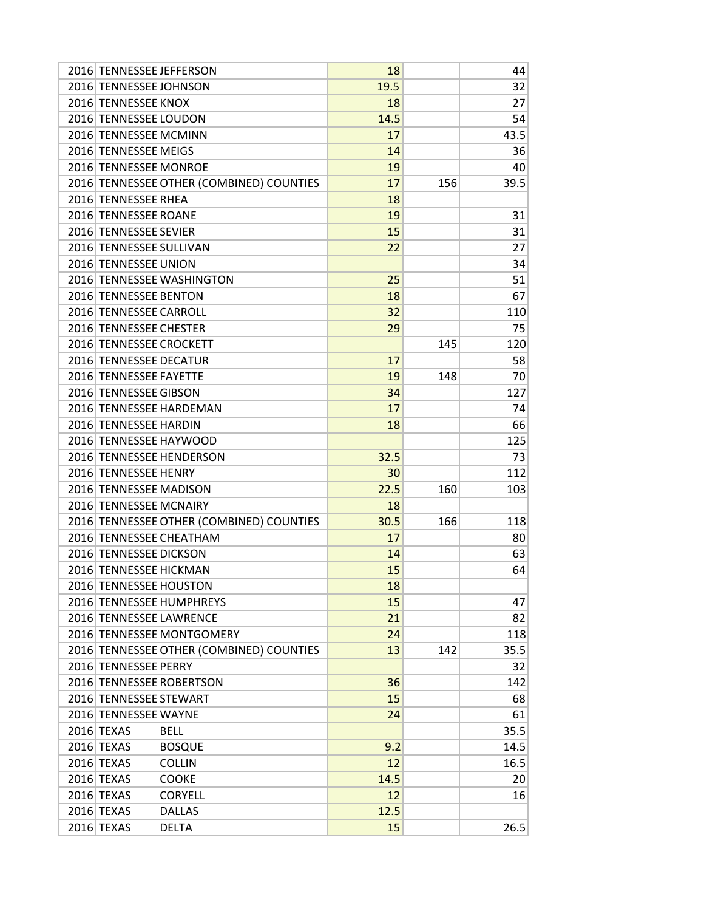| | | | | | |
|---|---|---|---|---|---|
| 2016 | TENNESSEE | JEFFERSON | 18 | | 44 |
| 2016 | TENNESSEE | JOHNSON | 19.5 | | 32 |
| 2016 | TENNESSEE | KNOX | 18 | | 27 |
| 2016 | TENNESSEE | LOUDON | 14.5 | | 54 |
| 2016 | TENNESSEE | MCMINN | 17 | | 43.5 |
| 2016 | TENNESSEE | MEIGS | 14 | | 36 |
| 2016 | TENNESSEE | MONROE | 19 | | 40 |
| 2016 | TENNESSEE | OTHER (COMBINED) COUNTIES | 17 | 156 | 39.5 |
| 2016 | TENNESSEE | RHEA | 18 | | |
| 2016 | TENNESSEE | ROANE | 19 | | 31 |
| 2016 | TENNESSEE | SEVIER | 15 | | 31 |
| 2016 | TENNESSEE | SULLIVAN | 22 | | 27 |
| 2016 | TENNESSEE | UNION | | | 34 |
| 2016 | TENNESSEE | WASHINGTON | 25 | | 51 |
| 2016 | TENNESSEE | BENTON | 18 | | 67 |
| 2016 | TENNESSEE | CARROLL | 32 | | 110 |
| 2016 | TENNESSEE | CHESTER | 29 | | 75 |
| 2016 | TENNESSEE | CROCKETT | | 145 | 120 |
| 2016 | TENNESSEE | DECATUR | 17 | | 58 |
| 2016 | TENNESSEE | FAYETTE | 19 | 148 | 70 |
| 2016 | TENNESSEE | GIBSON | 34 | | 127 |
| 2016 | TENNESSEE | HARDEMAN | 17 | | 74 |
| 2016 | TENNESSEE | HARDIN | 18 | | 66 |
| 2016 | TENNESSEE | HAYWOOD | | | 125 |
| 2016 | TENNESSEE | HENDERSON | 32.5 | | 73 |
| 2016 | TENNESSEE | HENRY | 30 | | 112 |
| 2016 | TENNESSEE | MADISON | 22.5 | 160 | 103 |
| 2016 | TENNESSEE | MCNAIRY | 18 | | |
| 2016 | TENNESSEE | OTHER (COMBINED) COUNTIES | 30.5 | 166 | 118 |
| 2016 | TENNESSEE | CHEATHAM | 17 | | 80 |
| 2016 | TENNESSEE | DICKSON | 14 | | 63 |
| 2016 | TENNESSEE | HICKMAN | 15 | | 64 |
| 2016 | TENNESSEE | HOUSTON | 18 | | |
| 2016 | TENNESSEE | HUMPHREYS | 15 | | 47 |
| 2016 | TENNESSEE | LAWRENCE | 21 | | 82 |
| 2016 | TENNESSEE | MONTGOMERY | 24 | | 118 |
| 2016 | TENNESSEE | OTHER (COMBINED) COUNTIES | 13 | 142 | 35.5 |
| 2016 | TENNESSEE | PERRY | | | 32 |
| 2016 | TENNESSEE | ROBERTSON | 36 | | 142 |
| 2016 | TENNESSEE | STEWART | 15 | | 68 |
| 2016 | TENNESSEE | WAYNE | 24 | | 61 |
| 2016 | TEXAS | BELL | | | 35.5 |
| 2016 | TEXAS | BOSQUE | 9.2 | | 14.5 |
| 2016 | TEXAS | COLLIN | 12 | | 16.5 |
| 2016 | TEXAS | COOKE | 14.5 | | 20 |
| 2016 | TEXAS | CORYELL | 12 | | 16 |
| 2016 | TEXAS | DALLAS | 12.5 | | |
| 2016 | TEXAS | DELTA | 15 | | 26.5 |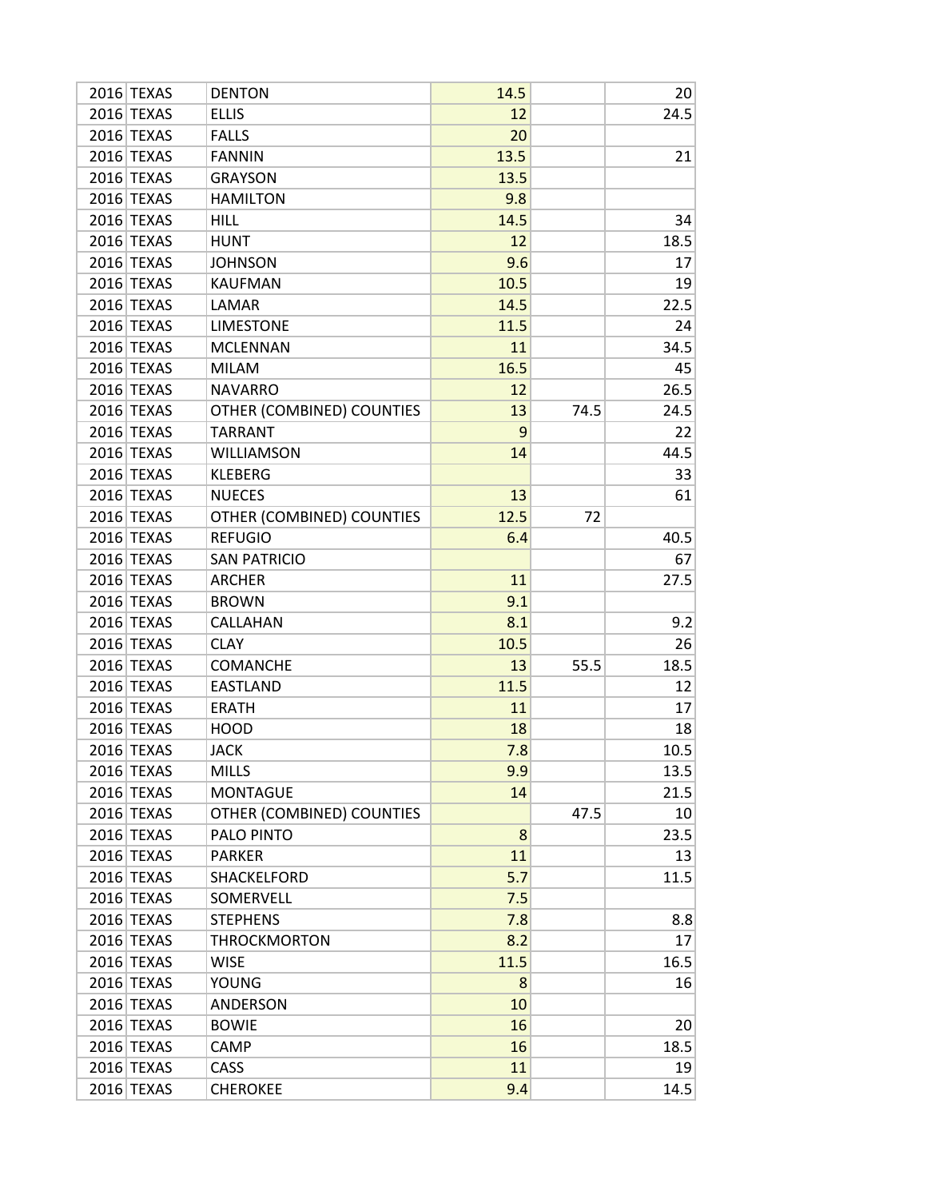| | | | | | |
|---|---|---|---|---|---|
| 2016 | TEXAS | DENTON | 14.5 | | 20 |
| 2016 | TEXAS | ELLIS | 12 | | 24.5 |
| 2016 | TEXAS | FALLS | 20 | | |
| 2016 | TEXAS | FANNIN | 13.5 | | 21 |
| 2016 | TEXAS | GRAYSON | 13.5 | | |
| 2016 | TEXAS | HAMILTON | 9.8 | | |
| 2016 | TEXAS | HILL | 14.5 | | 34 |
| 2016 | TEXAS | HUNT | 12 | | 18.5 |
| 2016 | TEXAS | JOHNSON | 9.6 | | 17 |
| 2016 | TEXAS | KAUFMAN | 10.5 | | 19 |
| 2016 | TEXAS | LAMAR | 14.5 | | 22.5 |
| 2016 | TEXAS | LIMESTONE | 11.5 | | 24 |
| 2016 | TEXAS | MCLENNAN | 11 | | 34.5 |
| 2016 | TEXAS | MILAM | 16.5 | | 45 |
| 2016 | TEXAS | NAVARRO | 12 | | 26.5 |
| 2016 | TEXAS | OTHER (COMBINED) COUNTIES | 13 | 74.5 | 24.5 |
| 2016 | TEXAS | TARRANT | 9 | | 22 |
| 2016 | TEXAS | WILLIAMSON | 14 | | 44.5 |
| 2016 | TEXAS | KLEBERG | | | 33 |
| 2016 | TEXAS | NUECES | 13 | | 61 |
| 2016 | TEXAS | OTHER (COMBINED) COUNTIES | 12.5 | 72 | |
| 2016 | TEXAS | REFUGIO | 6.4 | | 40.5 |
| 2016 | TEXAS | SAN PATRICIO | | | 67 |
| 2016 | TEXAS | ARCHER | 11 | | 27.5 |
| 2016 | TEXAS | BROWN | 9.1 | | |
| 2016 | TEXAS | CALLAHAN | 8.1 | | 9.2 |
| 2016 | TEXAS | CLAY | 10.5 | | 26 |
| 2016 | TEXAS | COMANCHE | 13 | 55.5 | 18.5 |
| 2016 | TEXAS | EASTLAND | 11.5 | | 12 |
| 2016 | TEXAS | ERATH | 11 | | 17 |
| 2016 | TEXAS | HOOD | 18 | | 18 |
| 2016 | TEXAS | JACK | 7.8 | | 10.5 |
| 2016 | TEXAS | MILLS | 9.9 | | 13.5 |
| 2016 | TEXAS | MONTAGUE | 14 | | 21.5 |
| 2016 | TEXAS | OTHER (COMBINED) COUNTIES | | 47.5 | 10 |
| 2016 | TEXAS | PALO PINTO | 8 | | 23.5 |
| 2016 | TEXAS | PARKER | 11 | | 13 |
| 2016 | TEXAS | SHACKELFORD | 5.7 | | 11.5 |
| 2016 | TEXAS | SOMERVELL | 7.5 | | |
| 2016 | TEXAS | STEPHENS | 7.8 | | 8.8 |
| 2016 | TEXAS | THROCKMORTON | 8.2 | | 17 |
| 2016 | TEXAS | WISE | 11.5 | | 16.5 |
| 2016 | TEXAS | YOUNG | 8 | | 16 |
| 2016 | TEXAS | ANDERSON | 10 | | |
| 2016 | TEXAS | BOWIE | 16 | | 20 |
| 2016 | TEXAS | CAMP | 16 | | 18.5 |
| 2016 | TEXAS | CASS | 11 | | 19 |
| 2016 | TEXAS | CHEROKEE | 9.4 | | 14.5 |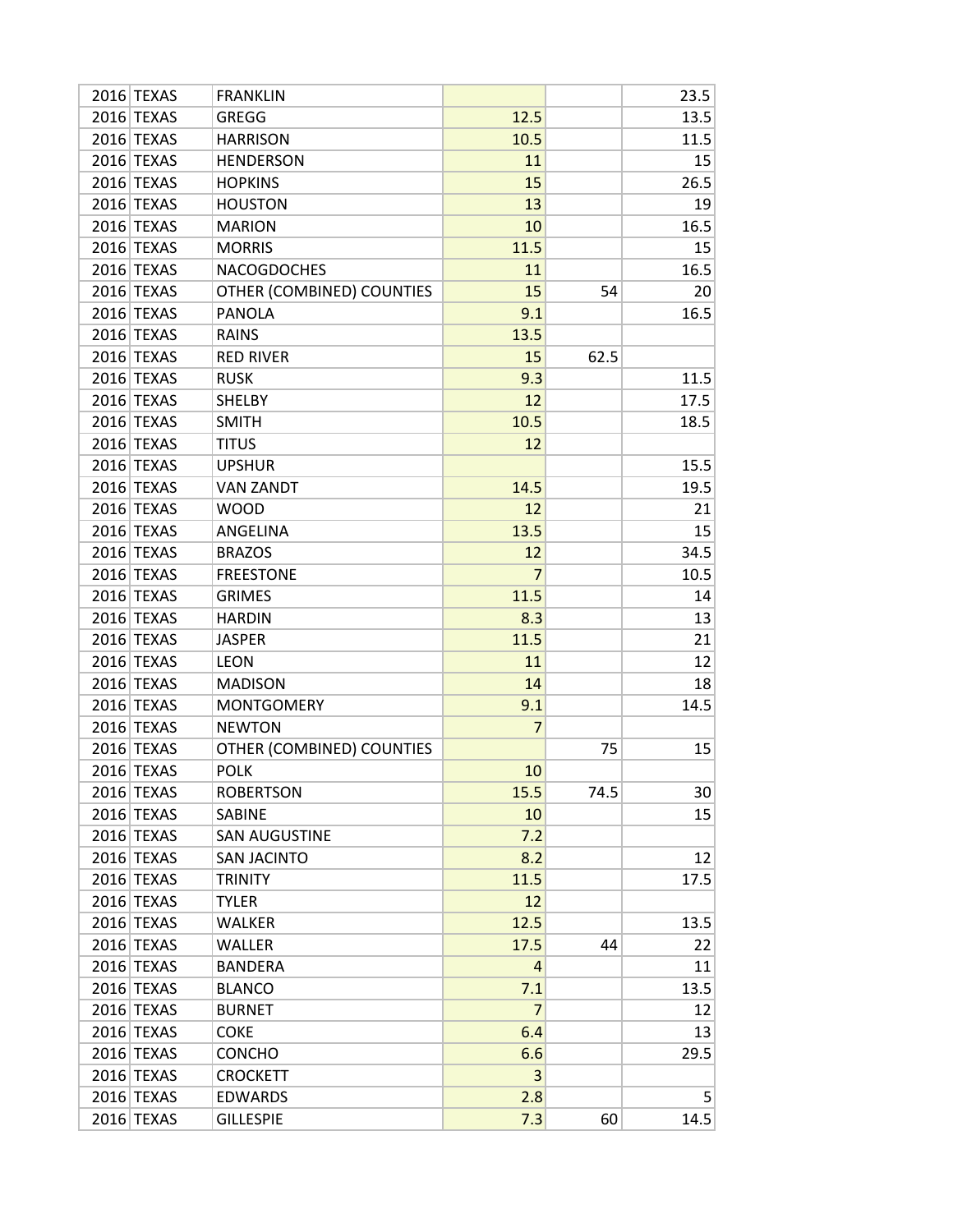| | | | | | |
|---|---|---|---|---|---|
| 2016 | TEXAS | FRANKLIN | | | 23.5 |
| 2016 | TEXAS | GREGG | 12.5 | | 13.5 |
| 2016 | TEXAS | HARRISON | 10.5 | | 11.5 |
| 2016 | TEXAS | HENDERSON | 11 | | 15 |
| 2016 | TEXAS | HOPKINS | 15 | | 26.5 |
| 2016 | TEXAS | HOUSTON | 13 | | 19 |
| 2016 | TEXAS | MARION | 10 | | 16.5 |
| 2016 | TEXAS | MORRIS | 11.5 | | 15 |
| 2016 | TEXAS | NACOGDOCHES | 11 | | 16.5 |
| 2016 | TEXAS | OTHER (COMBINED) COUNTIES | 15 | 54 | 20 |
| 2016 | TEXAS | PANOLA | 9.1 | | 16.5 |
| 2016 | TEXAS | RAINS | 13.5 | | |
| 2016 | TEXAS | RED RIVER | 15 | 62.5 | |
| 2016 | TEXAS | RUSK | 9.3 | | 11.5 |
| 2016 | TEXAS | SHELBY | 12 | | 17.5 |
| 2016 | TEXAS | SMITH | 10.5 | | 18.5 |
| 2016 | TEXAS | TITUS | 12 | | |
| 2016 | TEXAS | UPSHUR | | | 15.5 |
| 2016 | TEXAS | VAN ZANDT | 14.5 | | 19.5 |
| 2016 | TEXAS | WOOD | 12 | | 21 |
| 2016 | TEXAS | ANGELINA | 13.5 | | 15 |
| 2016 | TEXAS | BRAZOS | 12 | | 34.5 |
| 2016 | TEXAS | FREESTONE | 7 | | 10.5 |
| 2016 | TEXAS | GRIMES | 11.5 | | 14 |
| 2016 | TEXAS | HARDIN | 8.3 | | 13 |
| 2016 | TEXAS | JASPER | 11.5 | | 21 |
| 2016 | TEXAS | LEON | 11 | | 12 |
| 2016 | TEXAS | MADISON | 14 | | 18 |
| 2016 | TEXAS | MONTGOMERY | 9.1 | | 14.5 |
| 2016 | TEXAS | NEWTON | 7 | | |
| 2016 | TEXAS | OTHER (COMBINED) COUNTIES | | 75 | 15 |
| 2016 | TEXAS | POLK | 10 | | |
| 2016 | TEXAS | ROBERTSON | 15.5 | 74.5 | 30 |
| 2016 | TEXAS | SABINE | 10 | | 15 |
| 2016 | TEXAS | SAN AUGUSTINE | 7.2 | | |
| 2016 | TEXAS | SAN JACINTO | 8.2 | | 12 |
| 2016 | TEXAS | TRINITY | 11.5 | | 17.5 |
| 2016 | TEXAS | TYLER | 12 | | |
| 2016 | TEXAS | WALKER | 12.5 | | 13.5 |
| 2016 | TEXAS | WALLER | 17.5 | 44 | 22 |
| 2016 | TEXAS | BANDERA | 4 | | 11 |
| 2016 | TEXAS | BLANCO | 7.1 | | 13.5 |
| 2016 | TEXAS | BURNET | 7 | | 12 |
| 2016 | TEXAS | COKE | 6.4 | | 13 |
| 2016 | TEXAS | CONCHO | 6.6 | | 29.5 |
| 2016 | TEXAS | CROCKETT | 3 | | |
| 2016 | TEXAS | EDWARDS | 2.8 | | 5 |
| 2016 | TEXAS | GILLESPIE | 7.3 | 60 | 14.5 |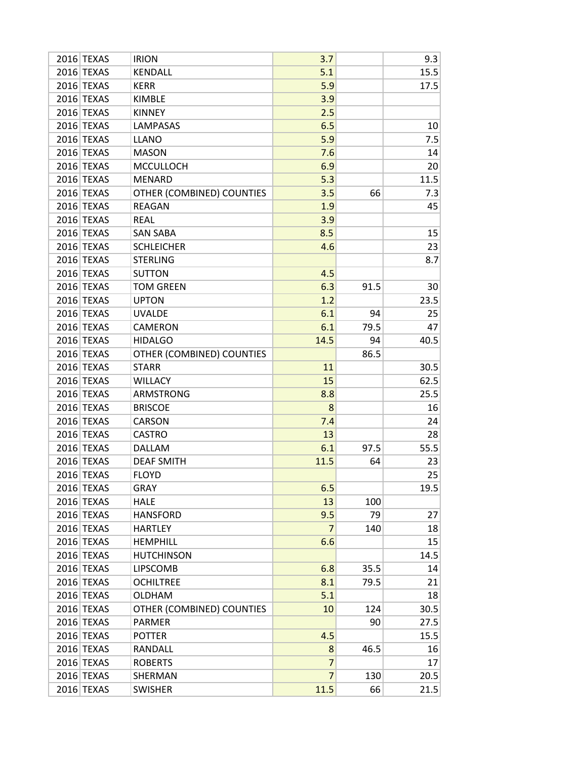| | | | | | |
|---|---|---|---|---|---|
| 2016 | TEXAS | IRION | 3.7 | | 9.3 |
| 2016 | TEXAS | KENDALL | 5.1 | | 15.5 |
| 2016 | TEXAS | KERR | 5.9 | | 17.5 |
| 2016 | TEXAS | KIMBLE | 3.9 | | |
| 2016 | TEXAS | KINNEY | 2.5 | | |
| 2016 | TEXAS | LAMPASAS | 6.5 | | 10 |
| 2016 | TEXAS | LLANO | 5.9 | | 7.5 |
| 2016 | TEXAS | MASON | 7.6 | | 14 |
| 2016 | TEXAS | MCCULLOCH | 6.9 | | 20 |
| 2016 | TEXAS | MENARD | 5.3 | | 11.5 |
| 2016 | TEXAS | OTHER (COMBINED) COUNTIES | 3.5 | 66 | 7.3 |
| 2016 | TEXAS | REAGAN | 1.9 | | 45 |
| 2016 | TEXAS | REAL | 3.9 | | |
| 2016 | TEXAS | SAN SABA | 8.5 | | 15 |
| 2016 | TEXAS | SCHLEICHER | 4.6 | | 23 |
| 2016 | TEXAS | STERLING | | | 8.7 |
| 2016 | TEXAS | SUTTON | 4.5 | | |
| 2016 | TEXAS | TOM GREEN | 6.3 | 91.5 | 30 |
| 2016 | TEXAS | UPTON | 1.2 | | 23.5 |
| 2016 | TEXAS | UVALDE | 6.1 | 94 | 25 |
| 2016 | TEXAS | CAMERON | 6.1 | 79.5 | 47 |
| 2016 | TEXAS | HIDALGO | 14.5 | 94 | 40.5 |
| 2016 | TEXAS | OTHER (COMBINED) COUNTIES | | 86.5 | |
| 2016 | TEXAS | STARR | 11 | | 30.5 |
| 2016 | TEXAS | WILLACY | 15 | | 62.5 |
| 2016 | TEXAS | ARMSTRONG | 8.8 | | 25.5 |
| 2016 | TEXAS | BRISCOE | 8 | | 16 |
| 2016 | TEXAS | CARSON | 7.4 | | 24 |
| 2016 | TEXAS | CASTRO | 13 | | 28 |
| 2016 | TEXAS | DALLAM | 6.1 | 97.5 | 55.5 |
| 2016 | TEXAS | DEAF SMITH | 11.5 | 64 | 23 |
| 2016 | TEXAS | FLOYD | | | 25 |
| 2016 | TEXAS | GRAY | 6.5 | | 19.5 |
| 2016 | TEXAS | HALE | 13 | 100 | |
| 2016 | TEXAS | HANSFORD | 9.5 | 79 | 27 |
| 2016 | TEXAS | HARTLEY | 7 | 140 | 18 |
| 2016 | TEXAS | HEMPHILL | 6.6 | | 15 |
| 2016 | TEXAS | HUTCHINSON | | | 14.5 |
| 2016 | TEXAS | LIPSCOMB | 6.8 | 35.5 | 14 |
| 2016 | TEXAS | OCHILTREE | 8.1 | 79.5 | 21 |
| 2016 | TEXAS | OLDHAM | 5.1 | | 18 |
| 2016 | TEXAS | OTHER (COMBINED) COUNTIES | 10 | 124 | 30.5 |
| 2016 | TEXAS | PARMER | | 90 | 27.5 |
| 2016 | TEXAS | POTTER | 4.5 | | 15.5 |
| 2016 | TEXAS | RANDALL | 8 | 46.5 | 16 |
| 2016 | TEXAS | ROBERTS | 7 | | 17 |
| 2016 | TEXAS | SHERMAN | 7 | 130 | 20.5 |
| 2016 | TEXAS | SWISHER | 11.5 | 66 | 21.5 |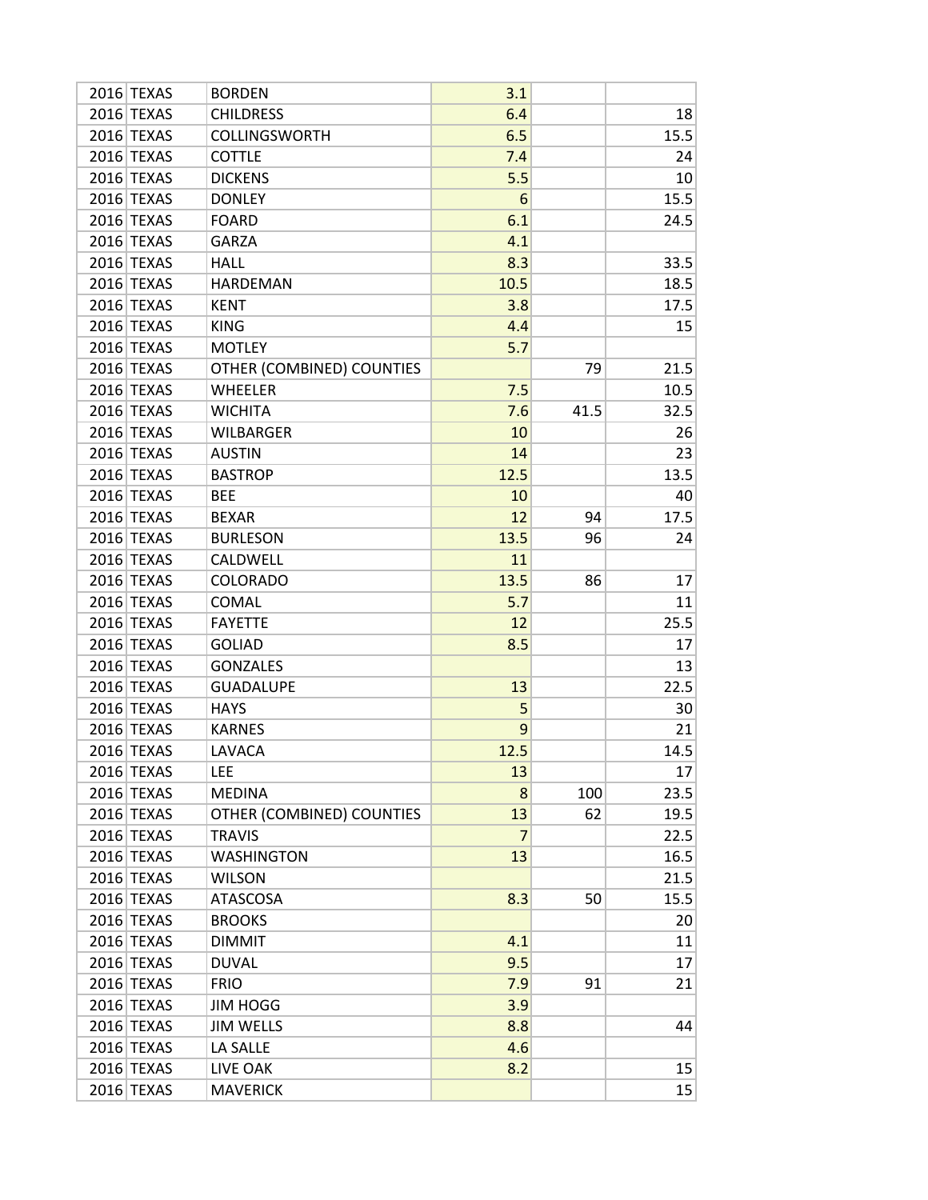| | | | | | |
|---|---|---|---|---|---|
| 2016 | TEXAS | BORDEN | 3.1 | | |
| 2016 | TEXAS | CHILDRESS | 6.4 | | 18 |
| 2016 | TEXAS | COLLINGSWORTH | 6.5 | | 15.5 |
| 2016 | TEXAS | COTTLE | 7.4 | | 24 |
| 2016 | TEXAS | DICKENS | 5.5 | | 10 |
| 2016 | TEXAS | DONLEY | 6 | | 15.5 |
| 2016 | TEXAS | FOARD | 6.1 | | 24.5 |
| 2016 | TEXAS | GARZA | 4.1 | | |
| 2016 | TEXAS | HALL | 8.3 | | 33.5 |
| 2016 | TEXAS | HARDEMAN | 10.5 | | 18.5 |
| 2016 | TEXAS | KENT | 3.8 | | 17.5 |
| 2016 | TEXAS | KING | 4.4 | | 15 |
| 2016 | TEXAS | MOTLEY | 5.7 | | |
| 2016 | TEXAS | OTHER (COMBINED) COUNTIES | | 79 | 21.5 |
| 2016 | TEXAS | WHEELER | 7.5 | | 10.5 |
| 2016 | TEXAS | WICHITA | 7.6 | 41.5 | 32.5 |
| 2016 | TEXAS | WILBARGER | 10 | | 26 |
| 2016 | TEXAS | AUSTIN | 14 | | 23 |
| 2016 | TEXAS | BASTROP | 12.5 | | 13.5 |
| 2016 | TEXAS | BEE | 10 | | 40 |
| 2016 | TEXAS | BEXAR | 12 | 94 | 17.5 |
| 2016 | TEXAS | BURLESON | 13.5 | 96 | 24 |
| 2016 | TEXAS | CALDWELL | 11 | | |
| 2016 | TEXAS | COLORADO | 13.5 | 86 | 17 |
| 2016 | TEXAS | COMAL | 5.7 | | 11 |
| 2016 | TEXAS | FAYETTE | 12 | | 25.5 |
| 2016 | TEXAS | GOLIAD | 8.5 | | 17 |
| 2016 | TEXAS | GONZALES | | | 13 |
| 2016 | TEXAS | GUADALUPE | 13 | | 22.5 |
| 2016 | TEXAS | HAYS | 5 | | 30 |
| 2016 | TEXAS | KARNES | 9 | | 21 |
| 2016 | TEXAS | LAVACA | 12.5 | | 14.5 |
| 2016 | TEXAS | LEE | 13 | | 17 |
| 2016 | TEXAS | MEDINA | 8 | 100 | 23.5 |
| 2016 | TEXAS | OTHER (COMBINED) COUNTIES | 13 | 62 | 19.5 |
| 2016 | TEXAS | TRAVIS | 7 | | 22.5 |
| 2016 | TEXAS | WASHINGTON | 13 | | 16.5 |
| 2016 | TEXAS | WILSON | | | 21.5 |
| 2016 | TEXAS | ATASCOSA | 8.3 | 50 | 15.5 |
| 2016 | TEXAS | BROOKS | | | 20 |
| 2016 | TEXAS | DIMMIT | 4.1 | | 11 |
| 2016 | TEXAS | DUVAL | 9.5 | | 17 |
| 2016 | TEXAS | FRIO | 7.9 | 91 | 21 |
| 2016 | TEXAS | JIM HOGG | 3.9 | | |
| 2016 | TEXAS | JIM WELLS | 8.8 | | 44 |
| 2016 | TEXAS | LA SALLE | 4.6 | | |
| 2016 | TEXAS | LIVE OAK | 8.2 | | 15 |
| 2016 | TEXAS | MAVERICK | | | 15 |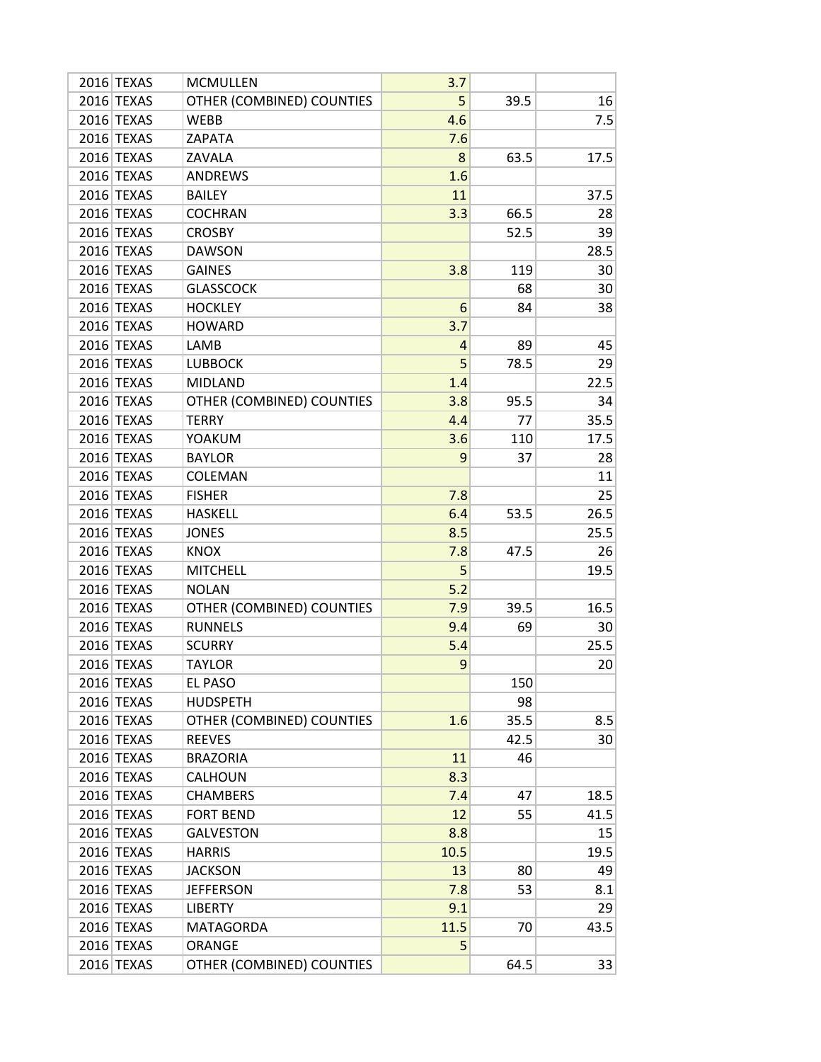| | | | | | |
|---|---|---|---|---|---|
| 2016 | TEXAS | MCMULLEN | 3.7 | | |
| 2016 | TEXAS | OTHER (COMBINED) COUNTIES | 5 | 39.5 | 16 |
| 2016 | TEXAS | WEBB | 4.6 | | 7.5 |
| 2016 | TEXAS | ZAPATA | 7.6 | | |
| 2016 | TEXAS | ZAVALA | 8 | 63.5 | 17.5 |
| 2016 | TEXAS | ANDREWS | 1.6 | | |
| 2016 | TEXAS | BAILEY | 11 | | 37.5 |
| 2016 | TEXAS | COCHRAN | 3.3 | 66.5 | 28 |
| 2016 | TEXAS | CROSBY | | 52.5 | 39 |
| 2016 | TEXAS | DAWSON | | | 28.5 |
| 2016 | TEXAS | GAINES | 3.8 | 119 | 30 |
| 2016 | TEXAS | GLASSCOCK | | 68 | 30 |
| 2016 | TEXAS | HOCKLEY | 6 | 84 | 38 |
| 2016 | TEXAS | HOWARD | 3.7 | | |
| 2016 | TEXAS | LAMB | 4 | 89 | 45 |
| 2016 | TEXAS | LUBBOCK | 5 | 78.5 | 29 |
| 2016 | TEXAS | MIDLAND | 1.4 | | 22.5 |
| 2016 | TEXAS | OTHER (COMBINED) COUNTIES | 3.8 | 95.5 | 34 |
| 2016 | TEXAS | TERRY | 4.4 | 77 | 35.5 |
| 2016 | TEXAS | YOAKUM | 3.6 | 110 | 17.5 |
| 2016 | TEXAS | BAYLOR | 9 | 37 | 28 |
| 2016 | TEXAS | COLEMAN | | | 11 |
| 2016 | TEXAS | FISHER | 7.8 | | 25 |
| 2016 | TEXAS | HASKELL | 6.4 | 53.5 | 26.5 |
| 2016 | TEXAS | JONES | 8.5 | | 25.5 |
| 2016 | TEXAS | KNOX | 7.8 | 47.5 | 26 |
| 2016 | TEXAS | MITCHELL | 5 | | 19.5 |
| 2016 | TEXAS | NOLAN | 5.2 | | |
| 2016 | TEXAS | OTHER (COMBINED) COUNTIES | 7.9 | 39.5 | 16.5 |
| 2016 | TEXAS | RUNNELS | 9.4 | 69 | 30 |
| 2016 | TEXAS | SCURRY | 5.4 | | 25.5 |
| 2016 | TEXAS | TAYLOR | 9 | | 20 |
| 2016 | TEXAS | EL PASO | | 150 | |
| 2016 | TEXAS | HUDSPETH | | 98 | |
| 2016 | TEXAS | OTHER (COMBINED) COUNTIES | 1.6 | 35.5 | 8.5 |
| 2016 | TEXAS | REEVES | | 42.5 | 30 |
| 2016 | TEXAS | BRAZORIA | 11 | 46 | |
| 2016 | TEXAS | CALHOUN | 8.3 | | |
| 2016 | TEXAS | CHAMBERS | 7.4 | 47 | 18.5 |
| 2016 | TEXAS | FORT BEND | 12 | 55 | 41.5 |
| 2016 | TEXAS | GALVESTON | 8.8 | | 15 |
| 2016 | TEXAS | HARRIS | 10.5 | | 19.5 |
| 2016 | TEXAS | JACKSON | 13 | 80 | 49 |
| 2016 | TEXAS | JEFFERSON | 7.8 | 53 | 8.1 |
| 2016 | TEXAS | LIBERTY | 9.1 | | 29 |
| 2016 | TEXAS | MATAGORDA | 11.5 | 70 | 43.5 |
| 2016 | TEXAS | ORANGE | 5 | | |
| 2016 | TEXAS | OTHER (COMBINED) COUNTIES | | 64.5 | 33 |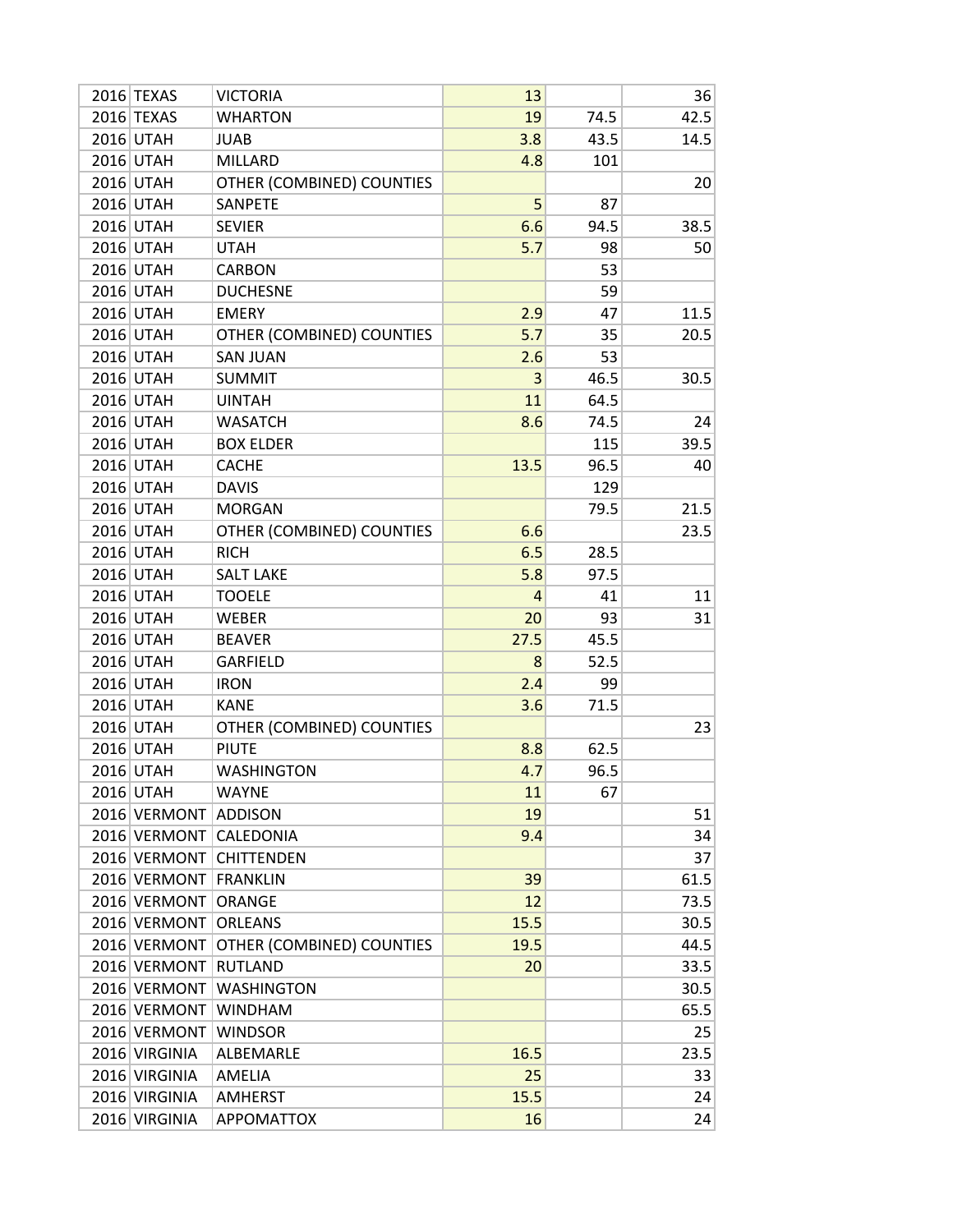| | | | | | |
|---|---|---|---|---|---|
| 2016 | TEXAS | VICTORIA | 13 | | 36 |
| 2016 | TEXAS | WHARTON | 19 | 74.5 | 42.5 |
| 2016 | UTAH | JUAB | 3.8 | 43.5 | 14.5 |
| 2016 | UTAH | MILLARD | 4.8 | 101 | |
| 2016 | UTAH | OTHER (COMBINED) COUNTIES | | | 20 |
| 2016 | UTAH | SANPETE | 5 | 87 | |
| 2016 | UTAH | SEVIER | 6.6 | 94.5 | 38.5 |
| 2016 | UTAH | UTAH | 5.7 | 98 | 50 |
| 2016 | UTAH | CARBON | | 53 | |
| 2016 | UTAH | DUCHESNE | | 59 | |
| 2016 | UTAH | EMERY | 2.9 | 47 | 11.5 |
| 2016 | UTAH | OTHER (COMBINED) COUNTIES | 5.7 | 35 | 20.5 |
| 2016 | UTAH | SAN JUAN | 2.6 | 53 | |
| 2016 | UTAH | SUMMIT | 3 | 46.5 | 30.5 |
| 2016 | UTAH | UINTAH | 11 | 64.5 | |
| 2016 | UTAH | WASATCH | 8.6 | 74.5 | 24 |
| 2016 | UTAH | BOX ELDER | | 115 | 39.5 |
| 2016 | UTAH | CACHE | 13.5 | 96.5 | 40 |
| 2016 | UTAH | DAVIS | | 129 | |
| 2016 | UTAH | MORGAN | | 79.5 | 21.5 |
| 2016 | UTAH | OTHER (COMBINED) COUNTIES | 6.6 | | 23.5 |
| 2016 | UTAH | RICH | 6.5 | 28.5 | |
| 2016 | UTAH | SALT LAKE | 5.8 | 97.5 | |
| 2016 | UTAH | TOOELE | 4 | 41 | 11 |
| 2016 | UTAH | WEBER | 20 | 93 | 31 |
| 2016 | UTAH | BEAVER | 27.5 | 45.5 | |
| 2016 | UTAH | GARFIELD | 8 | 52.5 | |
| 2016 | UTAH | IRON | 2.4 | 99 | |
| 2016 | UTAH | KANE | 3.6 | 71.5 | |
| 2016 | UTAH | OTHER (COMBINED) COUNTIES | | | 23 |
| 2016 | UTAH | PIUTE | 8.8 | 62.5 | |
| 2016 | UTAH | WASHINGTON | 4.7 | 96.5 | |
| 2016 | UTAH | WAYNE | 11 | 67 | |
| 2016 | VERMONT | ADDISON | 19 | | 51 |
| 2016 | VERMONT | CALEDONIA | 9.4 | | 34 |
| 2016 | VERMONT | CHITTENDEN | | | 37 |
| 2016 | VERMONT | FRANKLIN | 39 | | 61.5 |
| 2016 | VERMONT | ORANGE | 12 | | 73.5 |
| 2016 | VERMONT | ORLEANS | 15.5 | | 30.5 |
| 2016 | VERMONT | OTHER (COMBINED) COUNTIES | 19.5 | | 44.5 |
| 2016 | VERMONT | RUTLAND | 20 | | 33.5 |
| 2016 | VERMONT | WASHINGTON | | | 30.5 |
| 2016 | VERMONT | WINDHAM | | | 65.5 |
| 2016 | VERMONT | WINDSOR | | | 25 |
| 2016 | VIRGINIA | ALBEMARLE | 16.5 | | 23.5 |
| 2016 | VIRGINIA | AMELIA | 25 | | 33 |
| 2016 | VIRGINIA | AMHERST | 15.5 | | 24 |
| 2016 | VIRGINIA | APPOMATTOX | 16 | | 24 |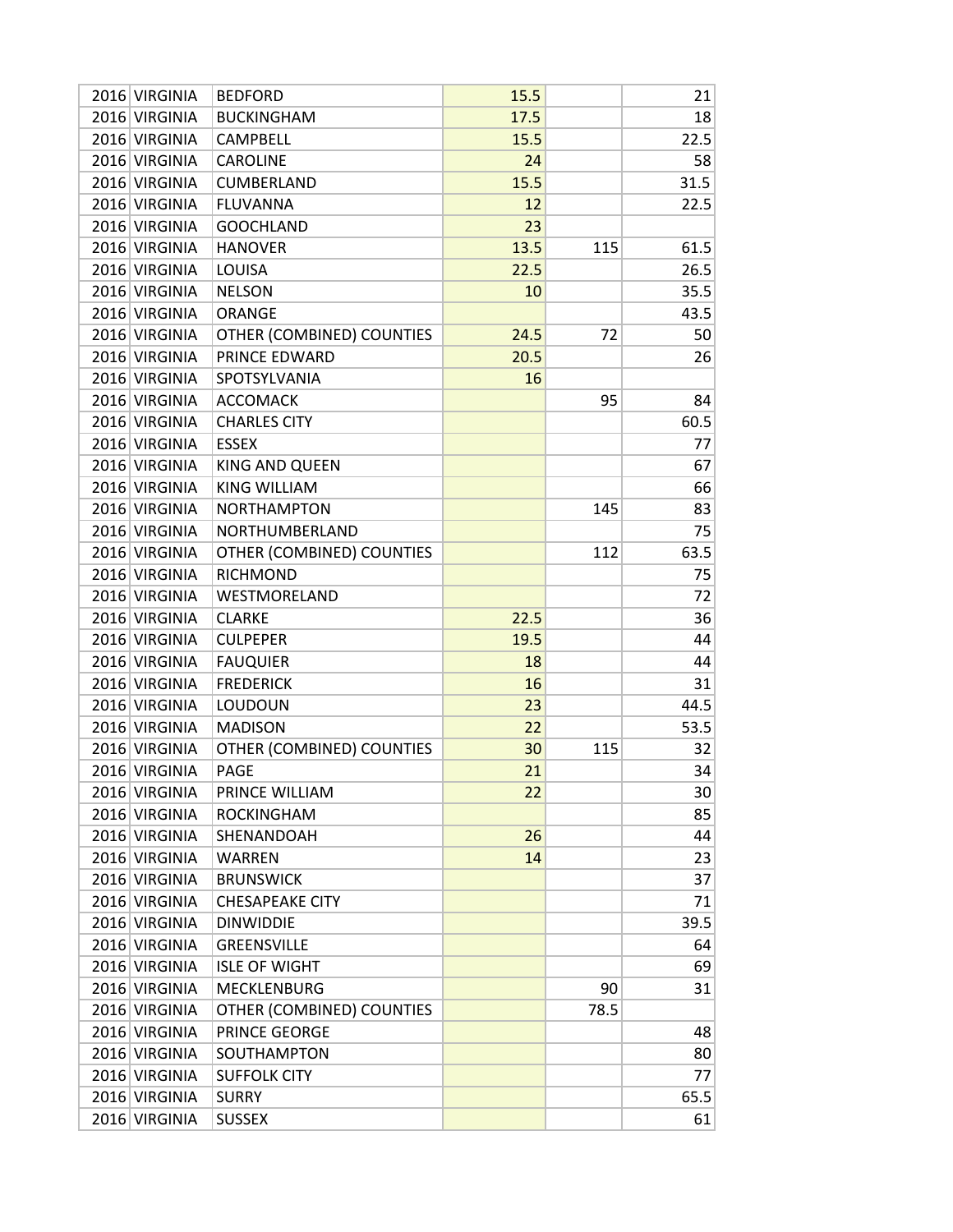| | | | | | |
|---|---|---|---|---|---|
| 2016 | VIRGINIA | BEDFORD | 15.5 | | 21 |
| 2016 | VIRGINIA | BUCKINGHAM | 17.5 | | 18 |
| 2016 | VIRGINIA | CAMPBELL | 15.5 | | 22.5 |
| 2016 | VIRGINIA | CAROLINE | 24 | | 58 |
| 2016 | VIRGINIA | CUMBERLAND | 15.5 | | 31.5 |
| 2016 | VIRGINIA | FLUVANNA | 12 | | 22.5 |
| 2016 | VIRGINIA | GOOCHLAND | 23 | | |
| 2016 | VIRGINIA | HANOVER | 13.5 | 115 | 61.5 |
| 2016 | VIRGINIA | LOUISA | 22.5 | | 26.5 |
| 2016 | VIRGINIA | NELSON | 10 | | 35.5 |
| 2016 | VIRGINIA | ORANGE | | | 43.5 |
| 2016 | VIRGINIA | OTHER (COMBINED) COUNTIES | 24.5 | 72 | 50 |
| 2016 | VIRGINIA | PRINCE EDWARD | 20.5 | | 26 |
| 2016 | VIRGINIA | SPOTSYLVANIA | 16 | | |
| 2016 | VIRGINIA | ACCOMACK | | 95 | 84 |
| 2016 | VIRGINIA | CHARLES CITY | | | 60.5 |
| 2016 | VIRGINIA | ESSEX | | | 77 |
| 2016 | VIRGINIA | KING AND QUEEN | | | 67 |
| 2016 | VIRGINIA | KING WILLIAM | | | 66 |
| 2016 | VIRGINIA | NORTHAMPTON | | 145 | 83 |
| 2016 | VIRGINIA | NORTHUMBERLAND | | | 75 |
| 2016 | VIRGINIA | OTHER (COMBINED) COUNTIES | | 112 | 63.5 |
| 2016 | VIRGINIA | RICHMOND | | | 75 |
| 2016 | VIRGINIA | WESTMORELAND | | | 72 |
| 2016 | VIRGINIA | CLARKE | 22.5 | | 36 |
| 2016 | VIRGINIA | CULPEPER | 19.5 | | 44 |
| 2016 | VIRGINIA | FAUQUIER | 18 | | 44 |
| 2016 | VIRGINIA | FREDERICK | 16 | | 31 |
| 2016 | VIRGINIA | LOUDOUN | 23 | | 44.5 |
| 2016 | VIRGINIA | MADISON | 22 | | 53.5 |
| 2016 | VIRGINIA | OTHER (COMBINED) COUNTIES | 30 | 115 | 32 |
| 2016 | VIRGINIA | PAGE | 21 | | 34 |
| 2016 | VIRGINIA | PRINCE WILLIAM | 22 | | 30 |
| 2016 | VIRGINIA | ROCKINGHAM | | | 85 |
| 2016 | VIRGINIA | SHENANDOAH | 26 | | 44 |
| 2016 | VIRGINIA | WARREN | 14 | | 23 |
| 2016 | VIRGINIA | BRUNSWICK | | | 37 |
| 2016 | VIRGINIA | CHESAPEAKE CITY | | | 71 |
| 2016 | VIRGINIA | DINWIDDIE | | | 39.5 |
| 2016 | VIRGINIA | GREENSVILLE | | | 64 |
| 2016 | VIRGINIA | ISLE OF WIGHT | | | 69 |
| 2016 | VIRGINIA | MECKLENBURG | | 90 | 31 |
| 2016 | VIRGINIA | OTHER (COMBINED) COUNTIES | | 78.5 | |
| 2016 | VIRGINIA | PRINCE GEORGE | | | 48 |
| 2016 | VIRGINIA | SOUTHAMPTON | | | 80 |
| 2016 | VIRGINIA | SUFFOLK CITY | | | 77 |
| 2016 | VIRGINIA | SURRY | | | 65.5 |
| 2016 | VIRGINIA | SUSSEX | | | 61 |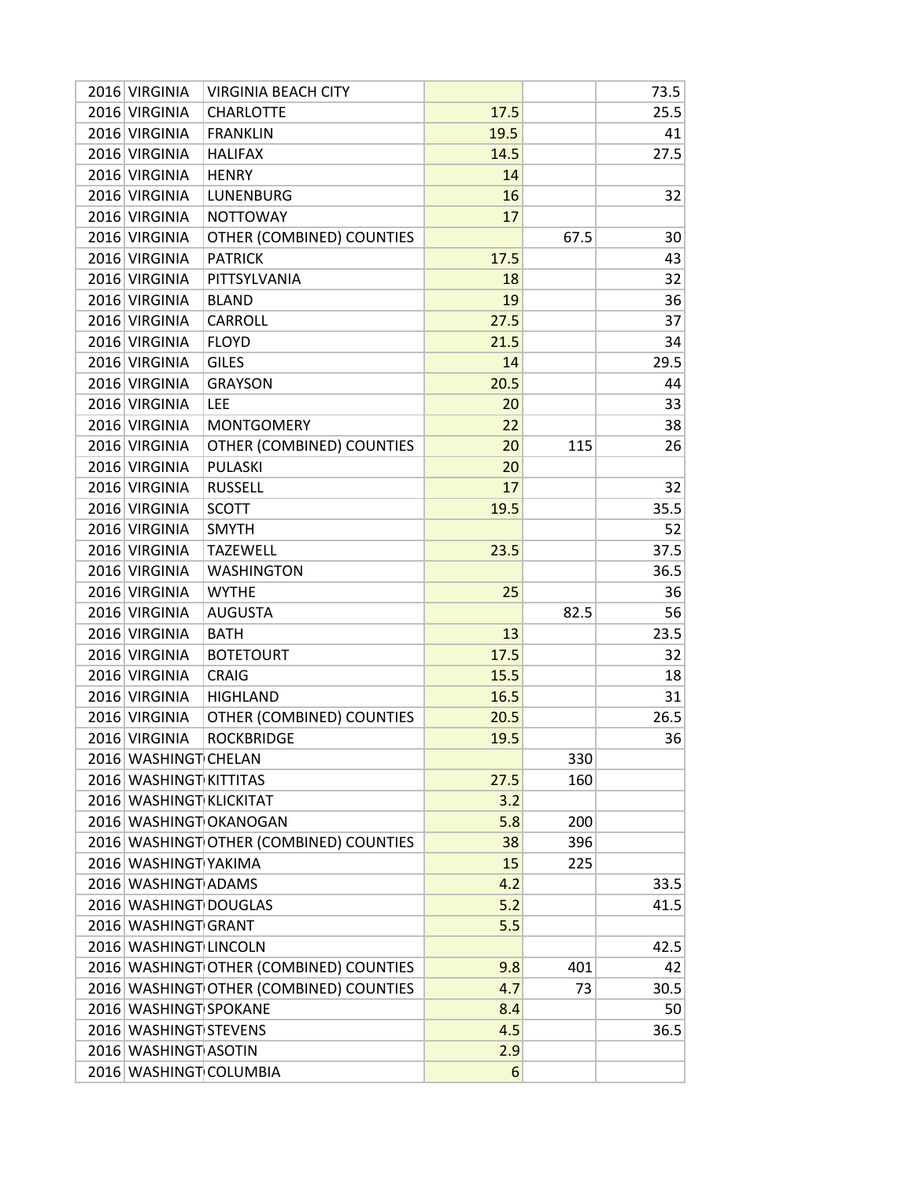| | | | | | |
|---|---|---|---|---|---|
| 2016 | VIRGINIA | VIRGINIA BEACH CITY | | | 73.5 |
| 2016 | VIRGINIA | CHARLOTTE | 17.5 | | 25.5 |
| 2016 | VIRGINIA | FRANKLIN | 19.5 | | 41 |
| 2016 | VIRGINIA | HALIFAX | 14.5 | | 27.5 |
| 2016 | VIRGINIA | HENRY | 14 | | |
| 2016 | VIRGINIA | LUNENBURG | 16 | | 32 |
| 2016 | VIRGINIA | NOTTOWAY | 17 | | |
| 2016 | VIRGINIA | OTHER (COMBINED) COUNTIES | | 67.5 | 30 |
| 2016 | VIRGINIA | PATRICK | 17.5 | | 43 |
| 2016 | VIRGINIA | PITTSYLVANIA | 18 | | 32 |
| 2016 | VIRGINIA | BLAND | 19 | | 36 |
| 2016 | VIRGINIA | CARROLL | 27.5 | | 37 |
| 2016 | VIRGINIA | FLOYD | 21.5 | | 34 |
| 2016 | VIRGINIA | GILES | 14 | | 29.5 |
| 2016 | VIRGINIA | GRAYSON | 20.5 | | 44 |
| 2016 | VIRGINIA | LEE | 20 | | 33 |
| 2016 | VIRGINIA | MONTGOMERY | 22 | | 38 |
| 2016 | VIRGINIA | OTHER (COMBINED) COUNTIES | 20 | 115 | 26 |
| 2016 | VIRGINIA | PULASKI | 20 | | |
| 2016 | VIRGINIA | RUSSELL | 17 | | 32 |
| 2016 | VIRGINIA | SCOTT | 19.5 | | 35.5 |
| 2016 | VIRGINIA | SMYTH | | | 52 |
| 2016 | VIRGINIA | TAZEWELL | 23.5 | | 37.5 |
| 2016 | VIRGINIA | WASHINGTON | | | 36.5 |
| 2016 | VIRGINIA | WYTHE | 25 | | 36 |
| 2016 | VIRGINIA | AUGUSTA | | 82.5 | 56 |
| 2016 | VIRGINIA | BATH | 13 | | 23.5 |
| 2016 | VIRGINIA | BOTETOURT | 17.5 | | 32 |
| 2016 | VIRGINIA | CRAIG | 15.5 | | 18 |
| 2016 | VIRGINIA | HIGHLAND | 16.5 | | 31 |
| 2016 | VIRGINIA | OTHER (COMBINED) COUNTIES | 20.5 | | 26.5 |
| 2016 | VIRGINIA | ROCKBRIDGE | 19.5 | | 36 |
| 2016 | WASHINGTON | CHELAN | | 330 | |
| 2016 | WASHINGTON | KITTITAS | 27.5 | 160 | |
| 2016 | WASHINGTON | KLICKITAT | 3.2 | | |
| 2016 | WASHINGTON | OKANOGAN | 5.8 | 200 | |
| 2016 | WASHINGTON | OTHER (COMBINED) COUNTIES | 38 | 396 | |
| 2016 | WASHINGTON | YAKIMA | 15 | 225 | |
| 2016 | WASHINGTON | ADAMS | 4.2 | | 33.5 |
| 2016 | WASHINGTON | DOUGLAS | 5.2 | | 41.5 |
| 2016 | WASHINGTON | GRANT | 5.5 | | |
| 2016 | WASHINGTON | LINCOLN | | | 42.5 |
| 2016 | WASHINGTON | OTHER (COMBINED) COUNTIES | 9.8 | 401 | 42 |
| 2016 | WASHINGTON | OTHER (COMBINED) COUNTIES | 4.7 | 73 | 30.5 |
| 2016 | WASHINGTON | SPOKANE | 8.4 | | 50 |
| 2016 | WASHINGTON | STEVENS | 4.5 | | 36.5 |
| 2016 | WASHINGTON | ASOTIN | 2.9 | | |
| 2016 | WASHINGTON | COLUMBIA | 6 | | |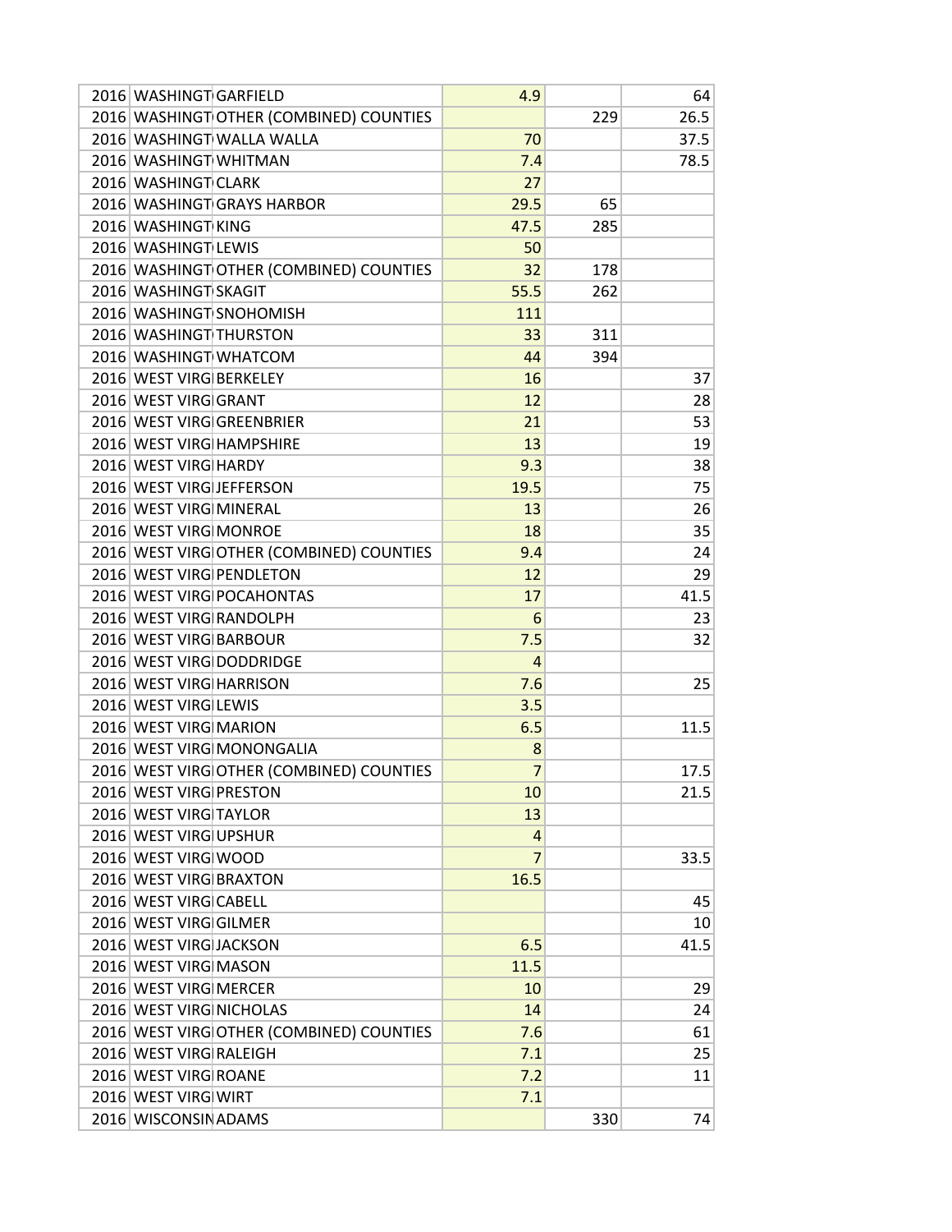| | | | | | |
|---|---|---|---|---|---|
| 2016 | WASHINGT | GARFIELD | 4.9 | | 64 |
| 2016 | WASHINGT | OTHER (COMBINED) COUNTIES | | 229 | 26.5 |
| 2016 | WASHINGT | WALLA WALLA | 70 | | 37.5 |
| 2016 | WASHINGT | WHITMAN | 7.4 | | 78.5 |
| 2016 | WASHINGT | CLARK | 27 | | |
| 2016 | WASHINGT | GRAYS HARBOR | 29.5 | 65 | |
| 2016 | WASHINGT | KING | 47.5 | 285 | |
| 2016 | WASHINGT | LEWIS | 50 | | |
| 2016 | WASHINGT | OTHER (COMBINED) COUNTIES | 32 | 178 | |
| 2016 | WASHINGT | SKAGIT | 55.5 | 262 | |
| 2016 | WASHINGT | SNOHOMISH | 111 | | |
| 2016 | WASHINGT | THURSTON | 33 | 311 | |
| 2016 | WASHINGT | WHATCOM | 44 | 394 | |
| 2016 | WEST VIRG | BERKELEY | 16 | | 37 |
| 2016 | WEST VIRG | GRANT | 12 | | 28 |
| 2016 | WEST VIRG | GREENBRIER | 21 | | 53 |
| 2016 | WEST VIRG | HAMPSHIRE | 13 | | 19 |
| 2016 | WEST VIRG | HARDY | 9.3 | | 38 |
| 2016 | WEST VIRG | JEFFERSON | 19.5 | | 75 |
| 2016 | WEST VIRG | MINERAL | 13 | | 26 |
| 2016 | WEST VIRG | MONROE | 18 | | 35 |
| 2016 | WEST VIRG | OTHER (COMBINED) COUNTIES | 9.4 | | 24 |
| 2016 | WEST VIRG | PENDLETON | 12 | | 29 |
| 2016 | WEST VIRG | POCAHONTAS | 17 | | 41.5 |
| 2016 | WEST VIRG | RANDOLPH | 6 | | 23 |
| 2016 | WEST VIRG | BARBOUR | 7.5 | | 32 |
| 2016 | WEST VIRG | DODDRIDGE | 4 | | |
| 2016 | WEST VIRG | HARRISON | 7.6 | | 25 |
| 2016 | WEST VIRG | LEWIS | 3.5 | | |
| 2016 | WEST VIRG | MARION | 6.5 | | 11.5 |
| 2016 | WEST VIRG | MONONGALIA | 8 | | |
| 2016 | WEST VIRG | OTHER (COMBINED) COUNTIES | 7 | | 17.5 |
| 2016 | WEST VIRG | PRESTON | 10 | | 21.5 |
| 2016 | WEST VIRG | TAYLOR | 13 | | |
| 2016 | WEST VIRG | UPSHUR | 4 | | |
| 2016 | WEST VIRG | WOOD | 7 | | 33.5 |
| 2016 | WEST VIRG | BRAXTON | 16.5 | | |
| 2016 | WEST VIRG | CABELL | | | 45 |
| 2016 | WEST VIRG | GILMER | | | 10 |
| 2016 | WEST VIRG | JACKSON | 6.5 | | 41.5 |
| 2016 | WEST VIRG | MASON | 11.5 | | |
| 2016 | WEST VIRG | MERCER | 10 | | 29 |
| 2016 | WEST VIRG | NICHOLAS | 14 | | 24 |
| 2016 | WEST VIRG | OTHER (COMBINED) COUNTIES | 7.6 | | 61 |
| 2016 | WEST VIRG | RALEIGH | 7.1 | | 25 |
| 2016 | WEST VIRG | ROANE | 7.2 | | 11 |
| 2016 | WEST VIRG | WIRT | 7.1 | | |
| 2016 | WISCONSIN | ADAMS | | 330 | 74 |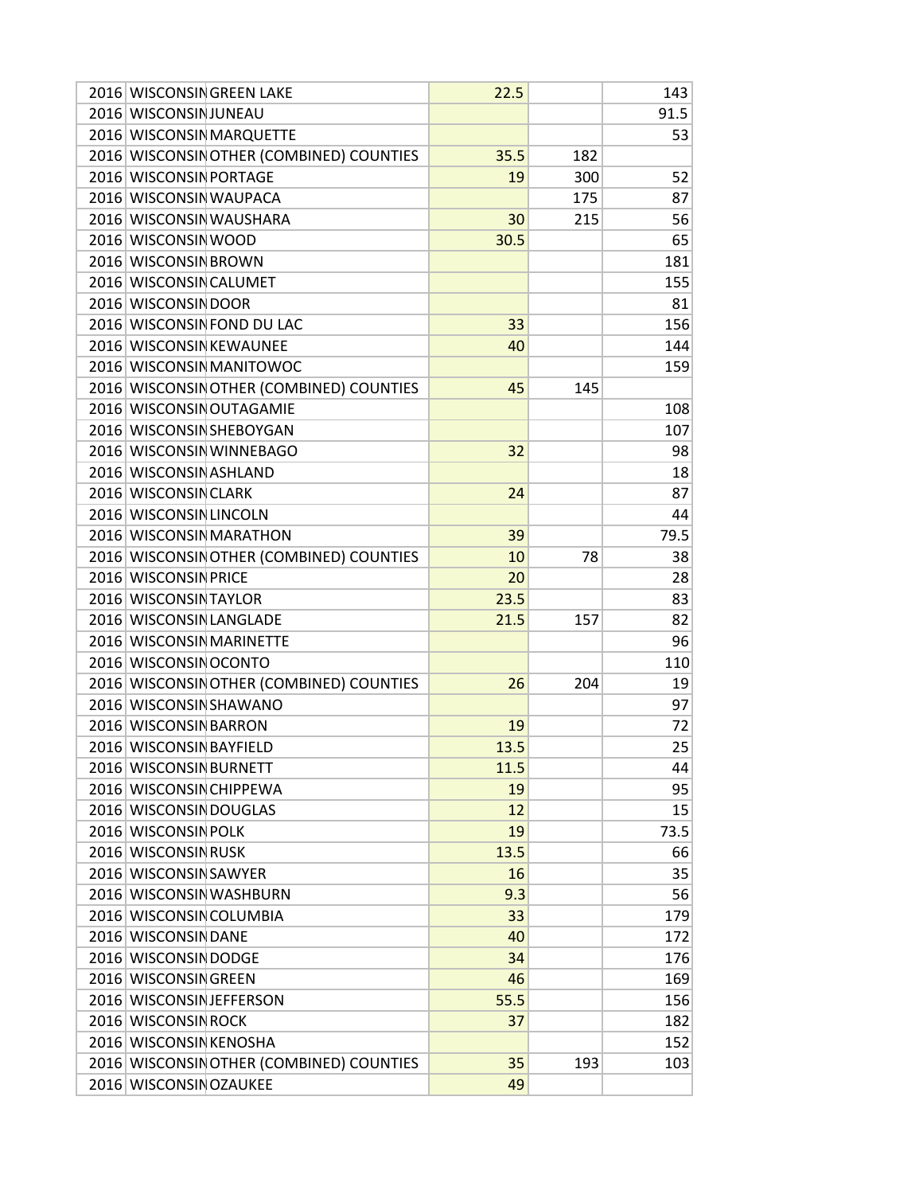| | | | | | |
|---|---|---|---|---|---|
| 2016 | WISCONSIN | GREEN LAKE | 22.5 | | 143 |
| 2016 | WISCONSIN | JUNEAU | | | 91.5 |
| 2016 | WISCONSIN | MARQUETTE | | | 53 |
| 2016 | WISCONSIN | OTHER (COMBINED) COUNTIES | 35.5 | 182 | |
| 2016 | WISCONSIN | PORTAGE | 19 | 300 | 52 |
| 2016 | WISCONSIN | WAUPACA | | 175 | 87 |
| 2016 | WISCONSIN | WAUSHARA | 30 | 215 | 56 |
| 2016 | WISCONSIN | WOOD | 30.5 | | 65 |
| 2016 | WISCONSIN | BROWN | | | 181 |
| 2016 | WISCONSIN | CALUMET | | | 155 |
| 2016 | WISCONSIN | DOOR | | | 81 |
| 2016 | WISCONSIN | FOND DU LAC | 33 | | 156 |
| 2016 | WISCONSIN | KEWAUNEE | 40 | | 144 |
| 2016 | WISCONSIN | MANITOWOC | | | 159 |
| 2016 | WISCONSIN | OTHER (COMBINED) COUNTIES | 45 | 145 | |
| 2016 | WISCONSIN | OUTAGAMIE | | | 108 |
| 2016 | WISCONSIN | SHEBOYGAN | | | 107 |
| 2016 | WISCONSIN | WINNEBAGO | 32 | | 98 |
| 2016 | WISCONSIN | ASHLAND | | | 18 |
| 2016 | WISCONSIN | CLARK | 24 | | 87 |
| 2016 | WISCONSIN | LINCOLN | | | 44 |
| 2016 | WISCONSIN | MARATHON | 39 | | 79.5 |
| 2016 | WISCONSIN | OTHER (COMBINED) COUNTIES | 10 | 78 | 38 |
| 2016 | WISCONSIN | PRICE | 20 | | 28 |
| 2016 | WISCONSIN | TAYLOR | 23.5 | | 83 |
| 2016 | WISCONSIN | LANGLADE | 21.5 | 157 | 82 |
| 2016 | WISCONSIN | MARINETTE | | | 96 |
| 2016 | WISCONSIN | OCONTO | | | 110 |
| 2016 | WISCONSIN | OTHER (COMBINED) COUNTIES | 26 | 204 | 19 |
| 2016 | WISCONSIN | SHAWANO | | | 97 |
| 2016 | WISCONSIN | BARRON | 19 | | 72 |
| 2016 | WISCONSIN | BAYFIELD | 13.5 | | 25 |
| 2016 | WISCONSIN | BURNETT | 11.5 | | 44 |
| 2016 | WISCONSIN | CHIPPEWA | 19 | | 95 |
| 2016 | WISCONSIN | DOUGLAS | 12 | | 15 |
| 2016 | WISCONSIN | POLK | 19 | | 73.5 |
| 2016 | WISCONSIN | RUSK | 13.5 | | 66 |
| 2016 | WISCONSIN | SAWYER | 16 | | 35 |
| 2016 | WISCONSIN | WASHBURN | 9.3 | | 56 |
| 2016 | WISCONSIN | COLUMBIA | 33 | | 179 |
| 2016 | WISCONSIN | DANE | 40 | | 172 |
| 2016 | WISCONSIN | DODGE | 34 | | 176 |
| 2016 | WISCONSIN | GREEN | 46 | | 169 |
| 2016 | WISCONSIN | JEFFERSON | 55.5 | | 156 |
| 2016 | WISCONSIN | ROCK | 37 | | 182 |
| 2016 | WISCONSIN | KENOSHA | | | 152 |
| 2016 | WISCONSIN | OTHER (COMBINED) COUNTIES | 35 | 193 | 103 |
| 2016 | WISCONSIN | OZAUKEE | 49 | | |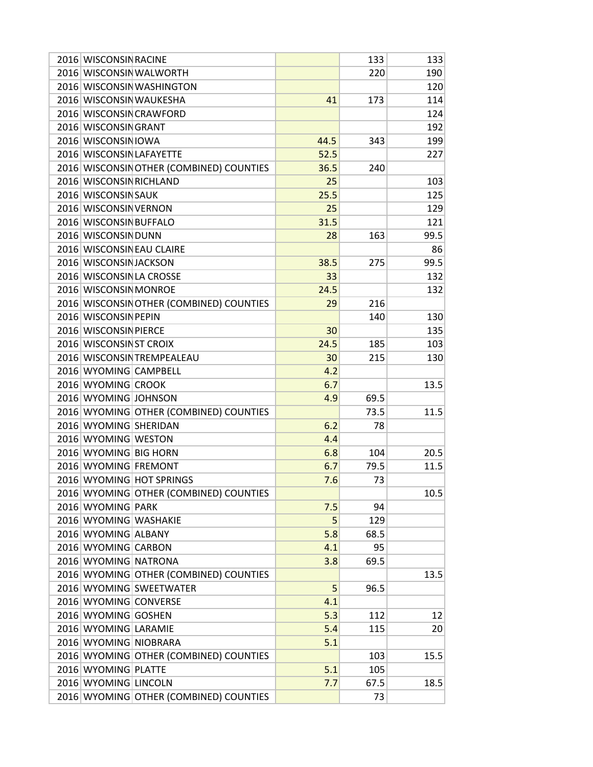| | | | | | |
|---|---|---|---|---|---|
| 2016 | WISCONSIN | RACINE | | 133 | 133 |
| 2016 | WISCONSIN | WALWORTH | | 220 | 190 |
| 2016 | WISCONSIN | WASHINGTON | | | 120 |
| 2016 | WISCONSIN | WAUKESHA | 41 | 173 | 114 |
| 2016 | WISCONSIN | CRAWFORD | | | 124 |
| 2016 | WISCONSIN | GRANT | | | 192 |
| 2016 | WISCONSIN | IOWA | 44.5 | 343 | 199 |
| 2016 | WISCONSIN | LAFAYETTE | 52.5 | | 227 |
| 2016 | WISCONSIN | OTHER (COMBINED) COUNTIES | 36.5 | 240 | |
| 2016 | WISCONSIN | RICHLAND | 25 | | 103 |
| 2016 | WISCONSIN | SAUK | 25.5 | | 125 |
| 2016 | WISCONSIN | VERNON | 25 | | 129 |
| 2016 | WISCONSIN | BUFFALO | 31.5 | | 121 |
| 2016 | WISCONSIN | DUNN | 28 | 163 | 99.5 |
| 2016 | WISCONSIN | EAU CLAIRE | | | 86 |
| 2016 | WISCONSIN | JACKSON | 38.5 | 275 | 99.5 |
| 2016 | WISCONSIN | LA CROSSE | 33 | | 132 |
| 2016 | WISCONSIN | MONROE | 24.5 | | 132 |
| 2016 | WISCONSIN | OTHER (COMBINED) COUNTIES | 29 | 216 | |
| 2016 | WISCONSIN | PEPIN | | 140 | 130 |
| 2016 | WISCONSIN | PIERCE | 30 | | 135 |
| 2016 | WISCONSIN | ST CROIX | 24.5 | 185 | 103 |
| 2016 | WISCONSIN | TREMPEALEAU | 30 | 215 | 130 |
| 2016 | WYOMING | CAMPBELL | 4.2 | | |
| 2016 | WYOMING | CROOK | 6.7 | | 13.5 |
| 2016 | WYOMING | JOHNSON | 4.9 | 69.5 | |
| 2016 | WYOMING | OTHER (COMBINED) COUNTIES | | 73.5 | 11.5 |
| 2016 | WYOMING | SHERIDAN | 6.2 | 78 | |
| 2016 | WYOMING | WESTON | 4.4 | | |
| 2016 | WYOMING | BIG HORN | 6.8 | 104 | 20.5 |
| 2016 | WYOMING | FREMONT | 6.7 | 79.5 | 11.5 |
| 2016 | WYOMING | HOT SPRINGS | 7.6 | 73 | |
| 2016 | WYOMING | OTHER (COMBINED) COUNTIES | | | 10.5 |
| 2016 | WYOMING | PARK | 7.5 | 94 | |
| 2016 | WYOMING | WASHAKIE | 5 | 129 | |
| 2016 | WYOMING | ALBANY | 5.8 | 68.5 | |
| 2016 | WYOMING | CARBON | 4.1 | 95 | |
| 2016 | WYOMING | NATRONA | 3.8 | 69.5 | |
| 2016 | WYOMING | OTHER (COMBINED) COUNTIES | | | 13.5 |
| 2016 | WYOMING | SWEETWATER | 5 | 96.5 | |
| 2016 | WYOMING | CONVERSE | 4.1 | | |
| 2016 | WYOMING | GOSHEN | 5.3 | 112 | 12 |
| 2016 | WYOMING | LARAMIE | 5.4 | 115 | 20 |
| 2016 | WYOMING | NIOBRARA | 5.1 | | |
| 2016 | WYOMING | OTHER (COMBINED) COUNTIES | | 103 | 15.5 |
| 2016 | WYOMING | PLATTE | 5.1 | 105 | |
| 2016 | WYOMING | LINCOLN | 7.7 | 67.5 | 18.5 |
| 2016 | WYOMING | OTHER (COMBINED) COUNTIES | | 73 | |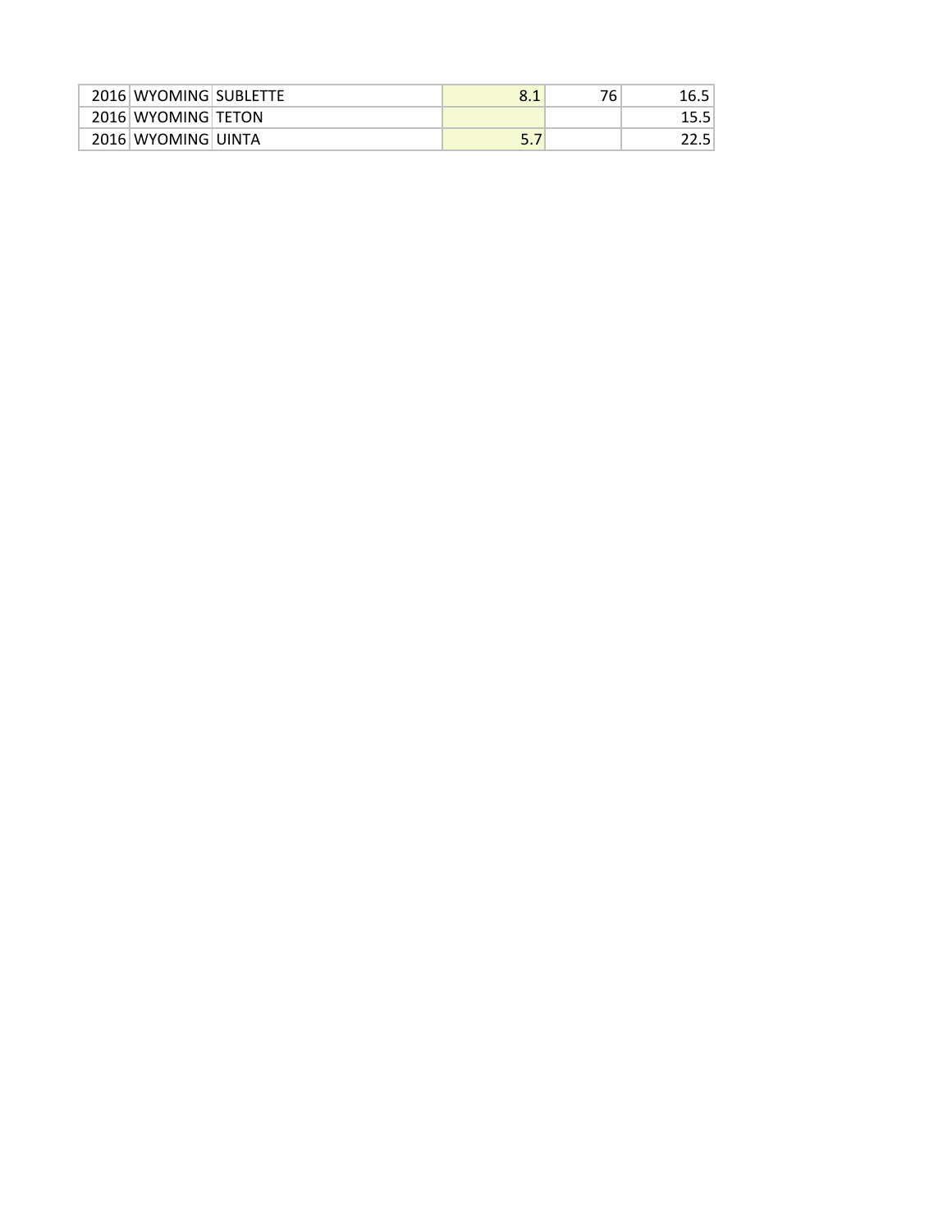| | | | | | |
|---|---|---|---|---|---|
| 2016 | WYOMING | SUBLETTE | 8.1 | 76 | 16.5 |
| 2016 | WYOMING | TETON | | | 15.5 |
| 2016 | WYOMING | UINTA | 5.7 | | 22.5 |